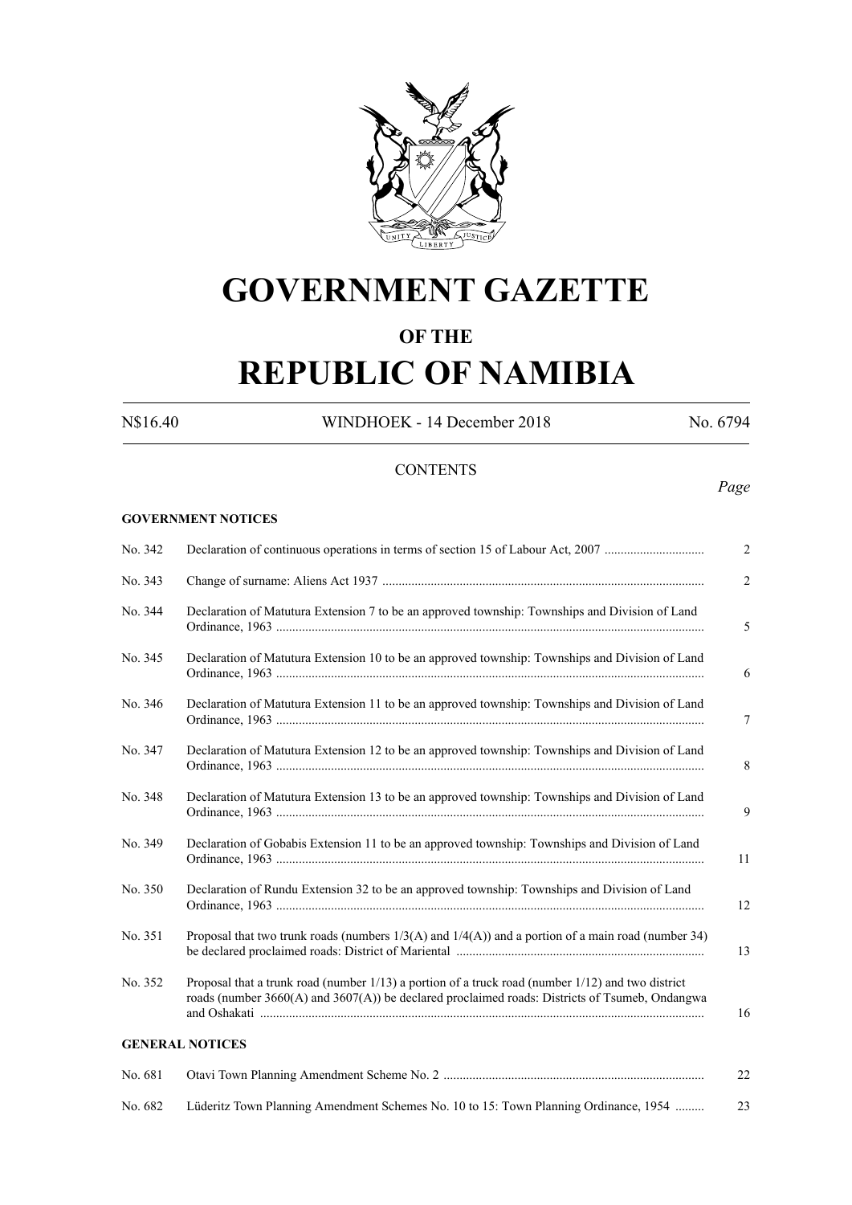# GOVERNMENT GAZETTE

## OF THE

# REPUBLIC OF NAMIBIA

N$16.40 WINDHOEK - 14 December 2018 No. 6794

## CONTENTS

*Page*

**GOVERNMENT NOTICES**

| | | |
|---|---|---|
| No. 342 | Declaration of continuous operations in terms of section 15 of Labour Act, 2007 | 2 |
| No. 343 | Change of surname: Aliens Act 1937 | 2 |
| No. 344 | Declaration of Matutura Extension 7 to be an approved township: Townships and Division of Land Ordinance, 1963 | 5 |
| No. 345 | Declaration of Matutura Extension 10 to be an approved township: Townships and Division of Land Ordinance, 1963 | 6 |
| No. 346 | Declaration of Matutura Extension 11 to be an approved township: Townships and Division of Land Ordinance, 1963 | 7 |
| No. 347 | Declaration of Matutura Extension 12 to be an approved township: Townships and Division of Land Ordinance, 1963 | 8 |
| No. 348 | Declaration of Matutura Extension 13 to be an approved township: Townships and Division of Land Ordinance, 1963 | 9 |
| No. 349 | Declaration of Gobabis Extension 11 to be an approved township: Townships and Division of Land Ordinance, 1963 | 11 |
| No. 350 | Declaration of Rundu Extension 32 to be an approved township: Townships and Division of Land Ordinance, 1963 | 12 |
| No. 351 | Proposal that two trunk roads (numbers 1/3(A) and 1/4(A)) and a portion of a main road (number 34) be declared proclaimed roads: District of Mariental | 13 |
| No. 352 | Proposal that a trunk road (number 1/13) a portion of a truck road (number 1/12) and two district roads (number 3660(A) and 3607(A)) be declared proclaimed roads: Districts of Tsumeb, Ondangwa and Oshakati | 16 |

**GENERAL NOTICES**

| | | |
|---|---|---|
| No. 681 | Otavi Town Planning Amendment Scheme No. 2 | 22 |
| No. 682 | Lüderitz Town Planning Amendment Schemes No. 10 to 15: Town Planning Ordinance, 1954 | 23 |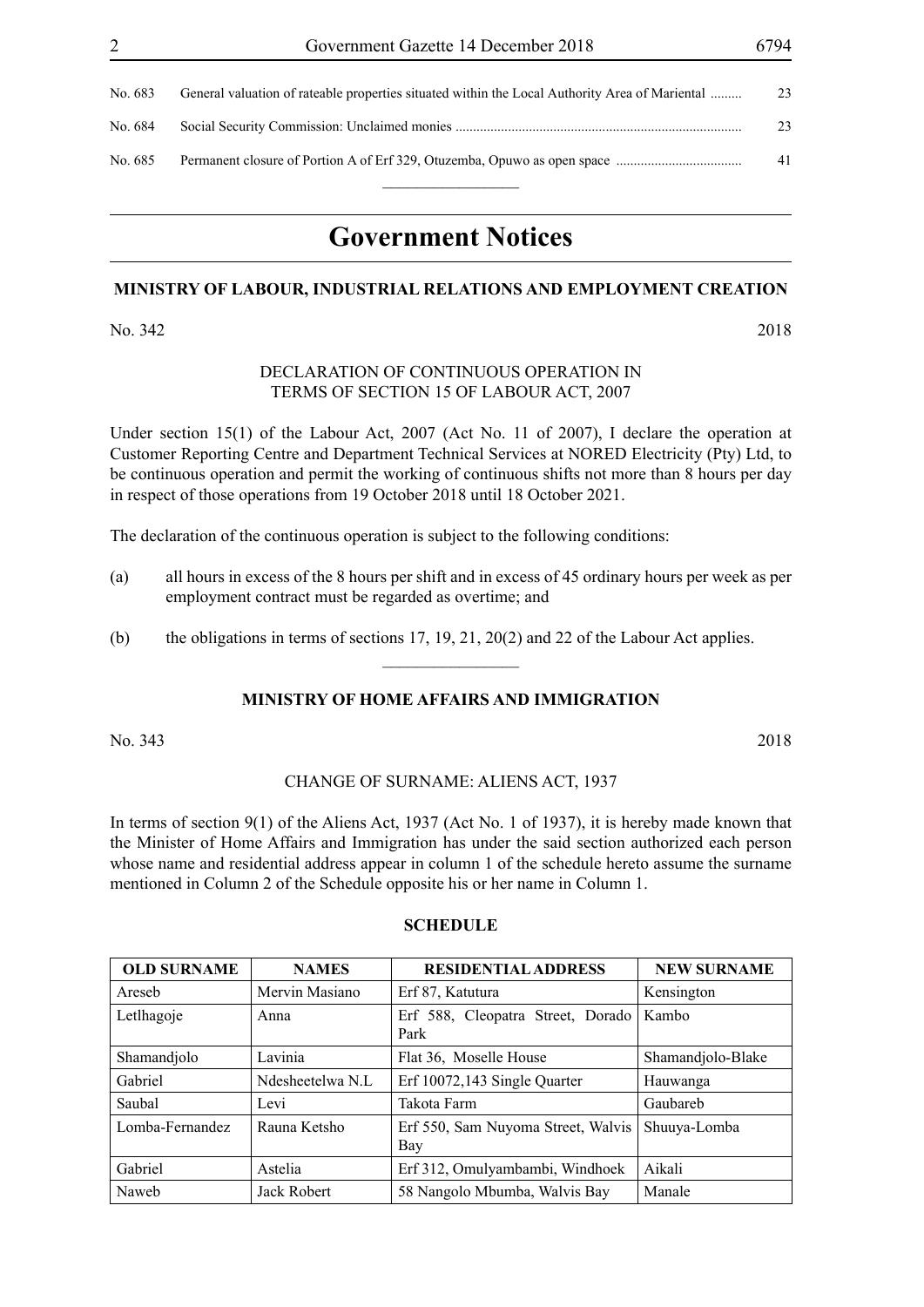| | | |
|---|---|---|
| No. 683 | General valuation of rateable properties situated within the Local Authority Area of Mariental ......... | 23 |
| No. 684 | Social Security Commission: Unclaimed monies ................................................................................ | 23 |
| No. 685 | Permanent closure of Portion A of Erf 329, Otuzemba, Opuwo as open space .................................... | 41 |

# Government Notices

## MINISTRY OF LABOUR, INDUSTRIAL RELATIONS AND EMPLOYMENT CREATION

No. 342 2018

DECLARATION OF CONTINUOUS OPERATION IN TERMS OF SECTION 15 OF LABOUR ACT, 2007

Under section 15(1) of the Labour Act, 2007 (Act No. 11 of 2007), I declare the operation at Customer Reporting Centre and Department Technical Services at NORED Electricity (Pty) Ltd, to be continuous operation and permit the working of continuous shifts not more than 8 hours per day in respect of those operations from 19 October 2018 until 18 October 2021.

The declaration of the continuous operation is subject to the following conditions:

(a) all hours in excess of the 8 hours per shift and in excess of 45 ordinary hours per week as per employment contract must be regarded as overtime; and

(b) the obligations in terms of sections 17, 19, 21, 20(2) and 22 of the Labour Act applies.

## MINISTRY OF HOME AFFAIRS AND IMMIGRATION

No. 343 2018

CHANGE OF SURNAME: ALIENS ACT, 1937

In terms of section 9(1) of the Aliens Act, 1937 (Act No. 1 of 1937), it is hereby made known that the Minister of Home Affairs and Immigration has under the said section authorized each person whose name and residential address appear in column 1 of the schedule hereto assume the surname mentioned in Column 2 of the Schedule opposite his or her name in Column 1.

**SCHEDULE**

| OLD SURNAME | NAMES | RESIDENTIAL ADDRESS | NEW SURNAME |
|---|---|---|---|
| Areseb | Mervin Masiano | Erf 87, Katutura | Kensington |
| Letlhagoje | Anna | Erf 588, Cleopatra Street, Dorado Park | Kambo |
| Shamandjolo | Lavinia | Flat 36, Moselle House | Shamandjolo-Blake |
| Gabriel | Ndesheetelwa N.L | Erf 10072,143 Single Quarter | Hauwanga |
| Saubal | Levi | Takota Farm | Gaubareb |
| Lomba-Fernandez | Rauna Ketsho | Erf 550, Sam Nuyoma Street, Walvis Bay | Shuuya-Lomba |
| Gabriel | Astelia | Erf 312, Omulyambambi, Windhoek | Aikali |
| Naweb | Jack Robert | 58 Nangolo Mbumba, Walvis Bay | Manale |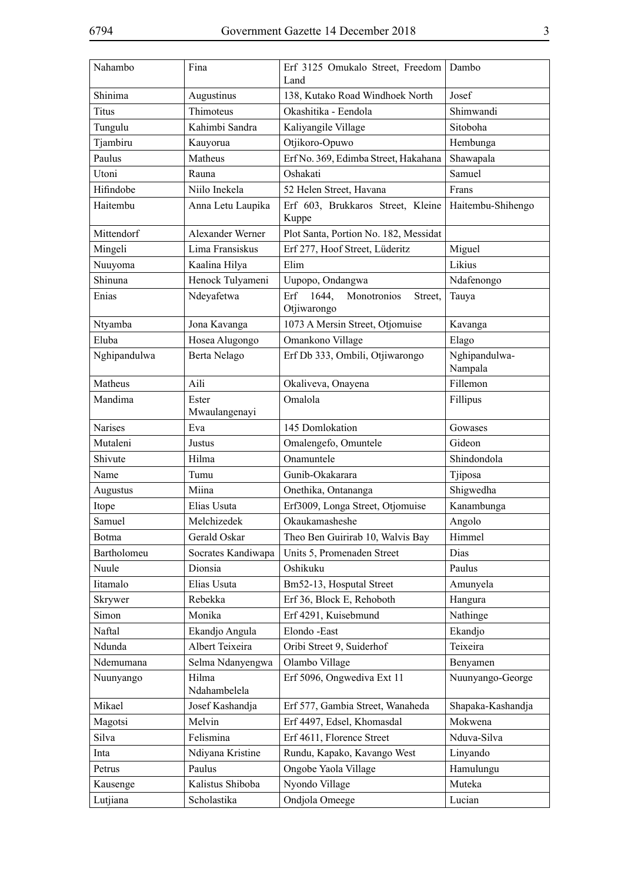| Nahambo | Fina | Erf 3125 Omukalo Street, Freedom Land | Dambo |
|---|---|---|---|
| Shinima | Augustinus | 138, Kutako Road Windhoek North | Josef |
| Titus | Thimoteus | Okashitika - Eendola | Shimwandi |
| Tungulu | Kahimbi Sandra | Kaliyangile Village | Sitoboha |
| Tjambiru | Kauyorua | Otjikoro-Opuwo | Hembunga |
| Paulus | Matheus | Erf No. 369, Edimba Street, Hakahana | Shawapala |
| Utoni | Rauna | Oshakati | Samuel |
| Hifindobe | Niilo Inekela | 52 Helen Street, Havana | Frans |
| Haitembu | Anna Letu Laupika | Erf 603, Brukkaros Street, Kleine Kuppe | Haitembu-Shihengo |
| Mittendorf | Alexander Werner | Plot Santa, Portion No. 182, Messidat | |
| Mingeli | Lima Fransiskus | Erf 277, Hoof Street, Lüderitz | Miguel |
| Nuuyoma | Kaalina Hilya | Elim | Likius |
| Shinuna | Henock Tulyameni | Uupopo, Ondangwa | Ndafenongo |
| Enias | Ndeyafetwa | Erf 1644, Monotronios Street, Otjiwarongo | Tauya |
| Ntyamba | Jona Kavanga | 1073 A Mersin Street, Otjomuise | Kavanga |
| Eluba | Hosea Alugongo | Omankono Village | Elago |
| Nghipandulwa | Berta Nelago | Erf Db 333, Ombili, Otjiwarongo | Nghipandulwa-Nampala |
| Matheus | Aili | Okaliveva, Onayena | Fillemon |
| Mandima | Ester Mwaulangenayi | Omalola | Fillipus |
| Narises | Eva | 145 Domlokation | Gowases |
| Mutaleni | Justus | Omalengefo, Omuntele | Gideon |
| Shivute | Hilma | Onamuntele | Shindondola |
| Name | Tumu | Gunib-Okakarara | Tjiposa |
| Augustus | Miina | Onethika, Ontananga | Shigwedha |
| Itope | Elias Usuta | Erf3009, Longa Street, Otjomuise | Kanambunga |
| Samuel | Melchizedek | Okaukamasheshe | Angolo |
| Botma | Gerald Oskar | Theo Ben Guirirab 10, Walvis Bay | Himmel |
| Bartholomeu | Socrates Kandiwapa | Units 5, Promenaden Street | Dias |
| Nuule | Dionsia | Oshikuku | Paulus |
| Iitamalo | Elias Usuta | Bm52-13, Hosputal Street | Amunyela |
| Skrywer | Rebekka | Erf 36, Block E, Rehoboth | Hangura |
| Simon | Monika | Erf 4291, Kuisebmund | Nathinge |
| Naftal | Ekandjo Angula | Elondo -East | Ekandjo |
| Ndunda | Albert Teixeira | Oribi Street 9, Suiderhof | Teixeira |
| Ndemumana | Selma Ndanyengwa | Olambo Village | Benyamen |
| Nuunyango | Hilma Ndahambelela | Erf 5096, Ongwediva Ext 11 | Nuunyango-George |
| Mikael | Josef Kashandja | Erf 577, Gambia Street, Wanaheda | Shapaka-Kashandja |
| Magotsi | Melvin | Erf 4497, Edsel, Khomasdal | Mokwena |
| Silva | Felismina | Erf 4611, Florence Street | Nduva-Silva |
| Inta | Ndiyana Kristine | Rundu, Kapako, Kavango West | Linyando |
| Petrus | Paulus | Ongobe Yaola Village | Hamulungu |
| Kausenge | Kalistus Shiboba | Nyondo Village | Muteka |
| Lutjiana | Scholastika | Ondjola Omeege | Lucian |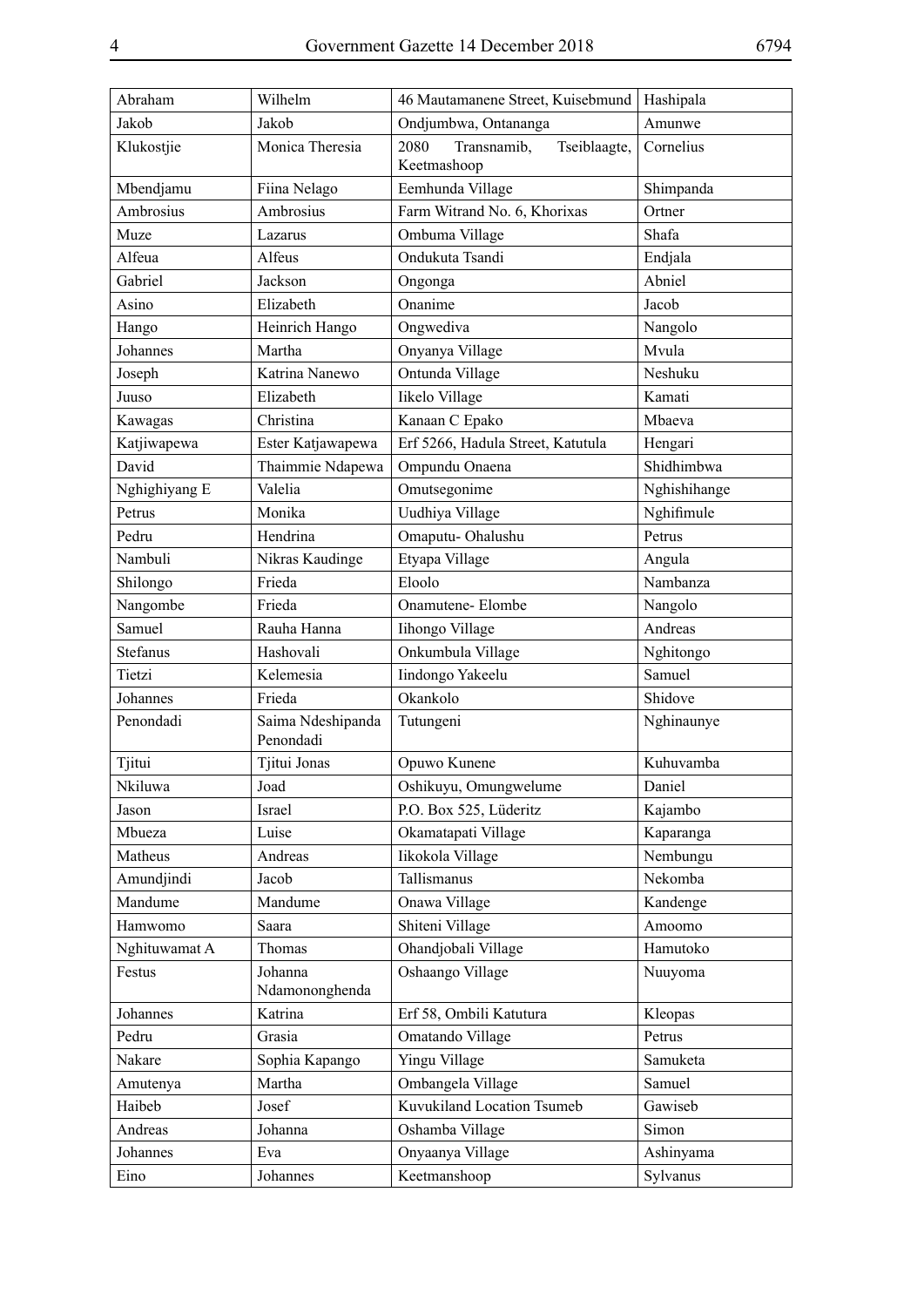| Abraham | Wilhelm | 46 Mautamanene Street, Kuisebmund | Hashipala |
|---|---|---|---|
| Jakob | Jakob | Ondjumbwa, Ontananga | Amunwe |
| Klukostjie | Monica Theresia | 2080 Transnamib, Tseiblaagte, Keetmashoop | Cornelius |
| Mbendjamu | Fiina Nelago | Eemhunda Village | Shimpanda |
| Ambrosius | Ambrosius | Farm Witrand No. 6, Khorixas | Ortner |
| Muze | Lazarus | Ombuma Village | Shafa |
| Alfeua | Alfeus | Ondukuta Tsandi | Endjala |
| Gabriel | Jackson | Ongonga | Abniel |
| Asino | Elizabeth | Onanime | Jacob |
| Hango | Heinrich Hango | Ongwediva | Nangolo |
| Johannes | Martha | Onyanya Village | Mvula |
| Joseph | Katrina Nanewo | Ontunda Village | Neshuku |
| Juuso | Elizabeth | Iikelo Village | Kamati |
| Kawagas | Christina | Kanaan C Epako | Mbaeva |
| Katjiwapewa | Ester Katjawapewa | Erf 5266, Hadula Street, Katutula | Hengari |
| David | Thaimmie Ndapewa | Ompundu Onaena | Shidhimbwa |
| Nghighiyang E | Valelia | Omutsegonime | Nghishihange |
| Petrus | Monika | Uudhiya Village | Nghifimule |
| Pedru | Hendrina | Omaputu- Ohalushu | Petrus |
| Nambuli | Nikras Kaudinge | Etyapa Village | Angula |
| Shilongo | Frieda | Eloolo | Nambanza |
| Nangombe | Frieda | Onamutene- Elombe | Nangolo |
| Samuel | Rauha Hanna | Iihongo Village | Andreas |
| Stefanus | Hashovali | Onkumbula Village | Nghitongo |
| Tietzi | Kelemesia | Iindongo Yakeelu | Samuel |
| Johannes | Frieda | Okankolo | Shidove |
| Penondadi | Saima Ndeshipanda Penondadi | Tutungeni | Nghinaunye |
| Tjitui | Tjitui Jonas | Opuwo Kunene | Kuhuvamba |
| Nkiluwa | Joad | Oshikuyu, Omungwelume | Daniel |
| Jason | Israel | P.O. Box 525, Lüderitz | Kajambo |
| Mbueza | Luise | Okamatapati Village | Kaparanga |
| Matheus | Andreas | Iikokola Village | Nembungu |
| Amundjindi | Jacob | Tallismanus | Nekomba |
| Mandume | Mandume | Onawa Village | Kandenge |
| Hamwomo | Saara | Shiteni Village | Amoomo |
| Nghituwamat A | Thomas | Ohandjobali Village | Hamutoko |
| Festus | Johanna Ndamononghenda | Oshaango Village | Nuuyoma |
| Johannes | Katrina | Erf 58, Ombili Katutura | Kleopas |
| Pedru | Grasia | Omatando Village | Petrus |
| Nakare | Sophia Kapango | Yingu Village | Samuketa |
| Amutenya | Martha | Ombangela Village | Samuel |
| Haibeb | Josef | Kuvukiland Location Tsumeb | Gawiseb |
| Andreas | Johanna | Oshamba Village | Simon |
| Johannes | Eva | Onyaanya Village | Ashinyama |
| Eino | Johannes | Keetmanshoop | Sylvanus |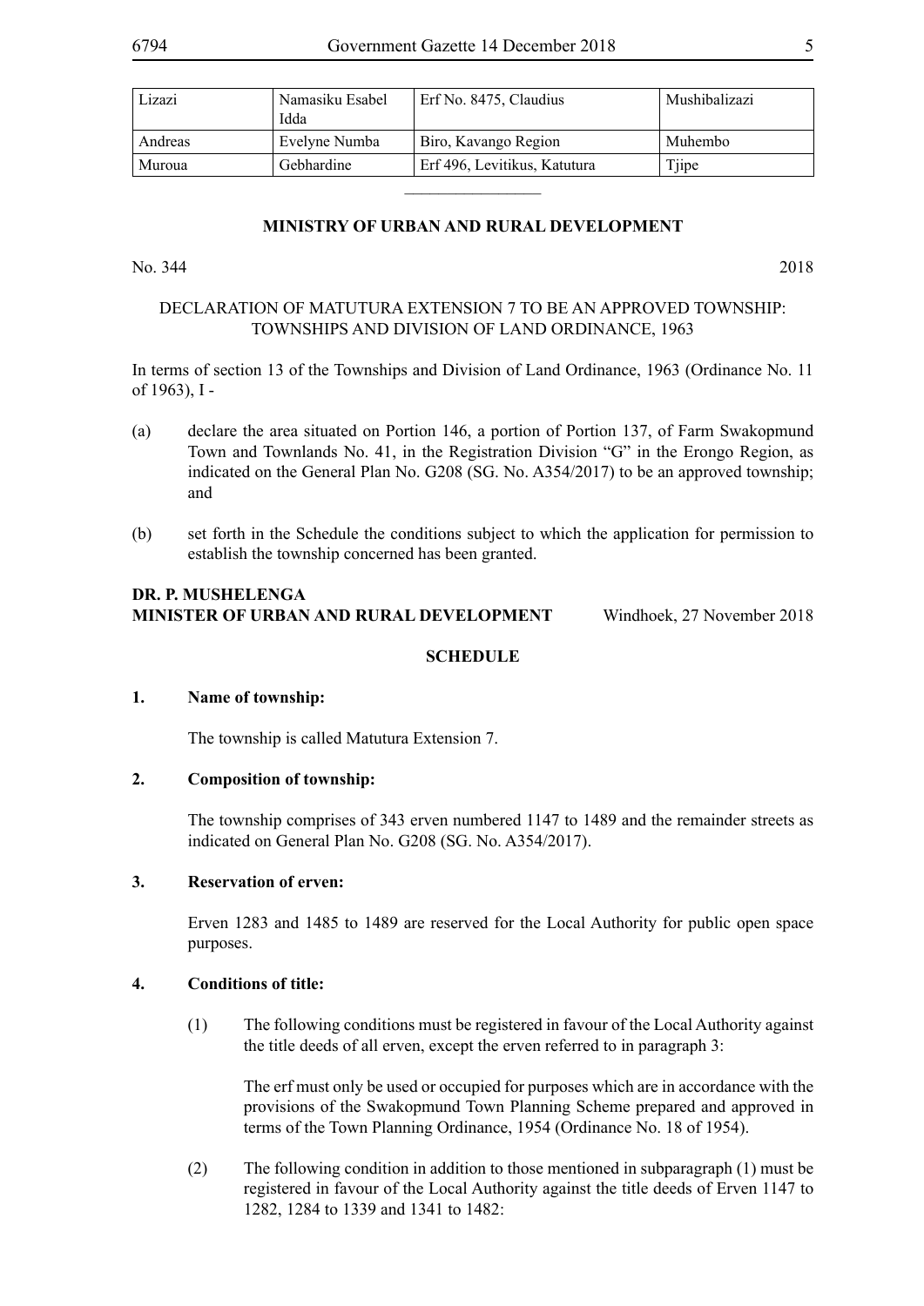| Lizazi | Namasiku Esabel Idda | Erf No. 8475, Claudius | Mushibalizazi |
|---|---|---|---|
| Andreas | Evelyne Numba | Biro, Kavango Region | Muhembo |
| Muroua | Gebhardine | Erf 496, Levitikus, Katutura | Tjipe |

## MINISTRY OF URBAN AND RURAL DEVELOPMENT

No. 344 2018

DECLARATION OF MATUTURA EXTENSION 7 TO BE AN APPROVED TOWNSHIP: TOWNSHIPS AND DIVISION OF LAND ORDINANCE, 1963

In terms of section 13 of the Townships and Division of Land Ordinance, 1963 (Ordinance No. 11 of 1963), I -

(a) declare the area situated on Portion 146, a portion of Portion 137, of Farm Swakopmund Town and Townlands No. 41, in the Registration Division "G" in the Erongo Region, as indicated on the General Plan No. G208 (SG. No. A354/2017) to be an approved township; and

(b) set forth in the Schedule the conditions subject to which the application for permission to establish the township concerned has been granted.

**DR. P. MUSHELENGA**
**MINISTER OF URBAN AND RURAL DEVELOPMENT** Windhoek, 27 November 2018

**SCHEDULE**

**1. Name of township:**

The township is called Matutura Extension 7.

**2. Composition of township:**

The township comprises of 343 erven numbered 1147 to 1489 and the remainder streets as indicated on General Plan No. G208 (SG. No. A354/2017).

**3. Reservation of erven:**

Erven 1283 and 1485 to 1489 are reserved for the Local Authority for public open space purposes.

**4. Conditions of title:**

(1) The following conditions must be registered in favour of the Local Authority against the title deeds of all erven, except the erven referred to in paragraph 3:

The erf must only be used or occupied for purposes which are in accordance with the provisions of the Swakopmund Town Planning Scheme prepared and approved in terms of the Town Planning Ordinance, 1954 (Ordinance No. 18 of 1954).

(2) The following condition in addition to those mentioned in subparagraph (1) must be registered in favour of the Local Authority against the title deeds of Erven 1147 to 1282, 1284 to 1339 and 1341 to 1482: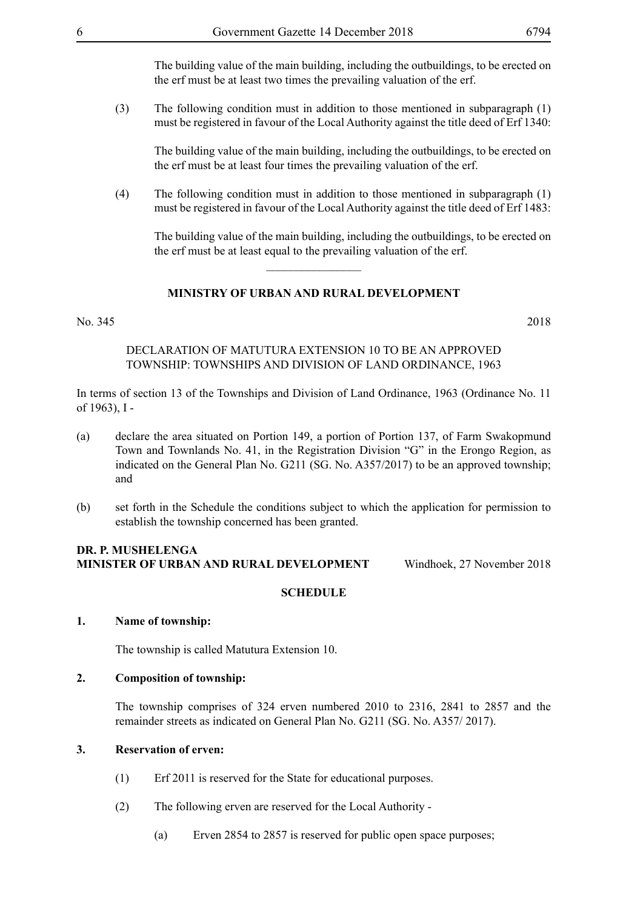The building value of the main building, including the outbuildings, to be erected on the erf must be at least two times the prevailing valuation of the erf.

(3) The following condition must in addition to those mentioned in subparagraph (1) must be registered in favour of the Local Authority against the title deed of Erf 1340:

The building value of the main building, including the outbuildings, to be erected on the erf must be at least four times the prevailing valuation of the erf.

(4) The following condition must in addition to those mentioned in subparagraph (1) must be registered in favour of the Local Authority against the title deed of Erf 1483:

The building value of the main building, including the outbuildings, to be erected on the erf must be at least equal to the prevailing valuation of the erf.

---

**MINISTRY OF URBAN AND RURAL DEVELOPMENT**

No. 345 2018

DECLARATION OF MATUTURA EXTENSION 10 TO BE AN APPROVED TOWNSHIP: TOWNSHIPS AND DIVISION OF LAND ORDINANCE, 1963

In terms of section 13 of the Townships and Division of Land Ordinance, 1963 (Ordinance No. 11 of 1963), I -

(a) declare the area situated on Portion 149, a portion of Portion 137, of Farm Swakopmund Town and Townlands No. 41, in the Registration Division "G" in the Erongo Region, as indicated on the General Plan No. G211 (SG. No. A357/2017) to be an approved township; and

(b) set forth in the Schedule the conditions subject to which the application for permission to establish the township concerned has been granted.

**DR. P. MUSHELENGA**
**MINISTER OF URBAN AND RURAL DEVELOPMENT** Windhoek, 27 November 2018

**SCHEDULE**

**1. Name of township:**

The township is called Matutura Extension 10.

**2. Composition of township:**

The township comprises of 324 erven numbered 2010 to 2316, 2841 to 2857 and the remainder streets as indicated on General Plan No. G211 (SG. No. A357/ 2017).

**3. Reservation of erven:**

(1) Erf 2011 is reserved for the State for educational purposes.

(2) The following erven are reserved for the Local Authority -

(a) Erven 2854 to 2857 is reserved for public open space purposes;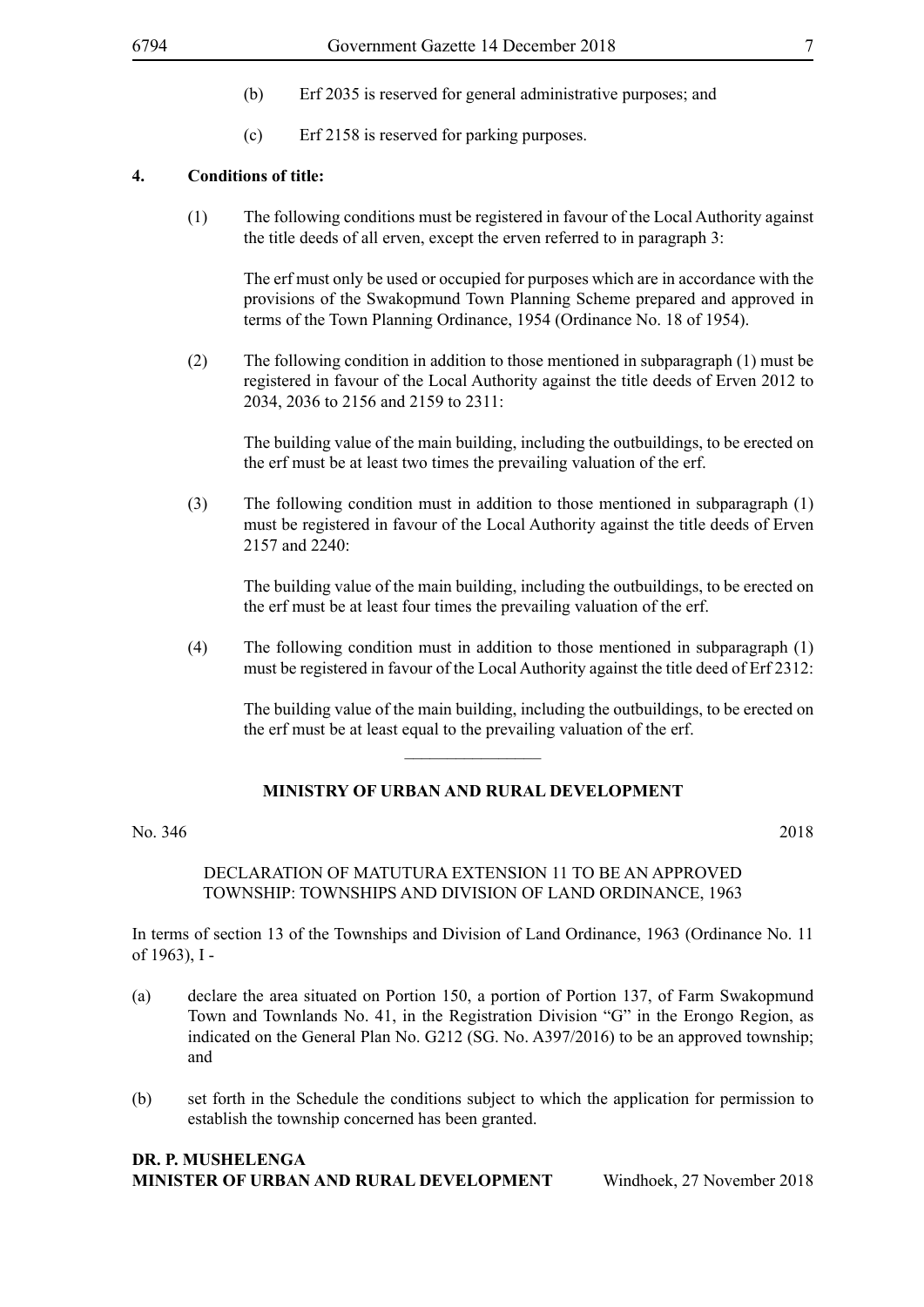(b) Erf 2035 is reserved for general administrative purposes; and

(c) Erf 2158 is reserved for parking purposes.

**4. Conditions of title:**

(1) The following conditions must be registered in favour of the Local Authority against the title deeds of all erven, except the erven referred to in paragraph 3:

The erf must only be used or occupied for purposes which are in accordance with the provisions of the Swakopmund Town Planning Scheme prepared and approved in terms of the Town Planning Ordinance, 1954 (Ordinance No. 18 of 1954).

(2) The following condition in addition to those mentioned in subparagraph (1) must be registered in favour of the Local Authority against the title deeds of Erven 2012 to 2034, 2036 to 2156 and 2159 to 2311:

The building value of the main building, including the outbuildings, to be erected on the erf must be at least two times the prevailing valuation of the erf.

(3) The following condition must in addition to those mentioned in subparagraph (1) must be registered in favour of the Local Authority against the title deeds of Erven 2157 and 2240:

The building value of the main building, including the outbuildings, to be erected on the erf must be at least four times the prevailing valuation of the erf.

(4) The following condition must in addition to those mentioned in subparagraph (1) must be registered in favour of the Local Authority against the title deed of Erf 2312:

The building value of the main building, including the outbuildings, to be erected on the erf must be at least equal to the prevailing valuation of the erf.

________________

**MINISTRY OF URBAN AND RURAL DEVELOPMENT**

No. 346 2018

DECLARATION OF MATUTURA EXTENSION 11 TO BE AN APPROVED TOWNSHIP: TOWNSHIPS AND DIVISION OF LAND ORDINANCE, 1963

In terms of section 13 of the Townships and Division of Land Ordinance, 1963 (Ordinance No. 11 of 1963), I -

(a) declare the area situated on Portion 150, a portion of Portion 137, of Farm Swakopmund Town and Townlands No. 41, in the Registration Division "G" in the Erongo Region, as indicated on the General Plan No. G212 (SG. No. A397/2016) to be an approved township; and

(b) set forth in the Schedule the conditions subject to which the application for permission to establish the township concerned has been granted.

**DR. P. MUSHELENGA**
**MINISTER OF URBAN AND RURAL DEVELOPMENT** Windhoek, 27 November 2018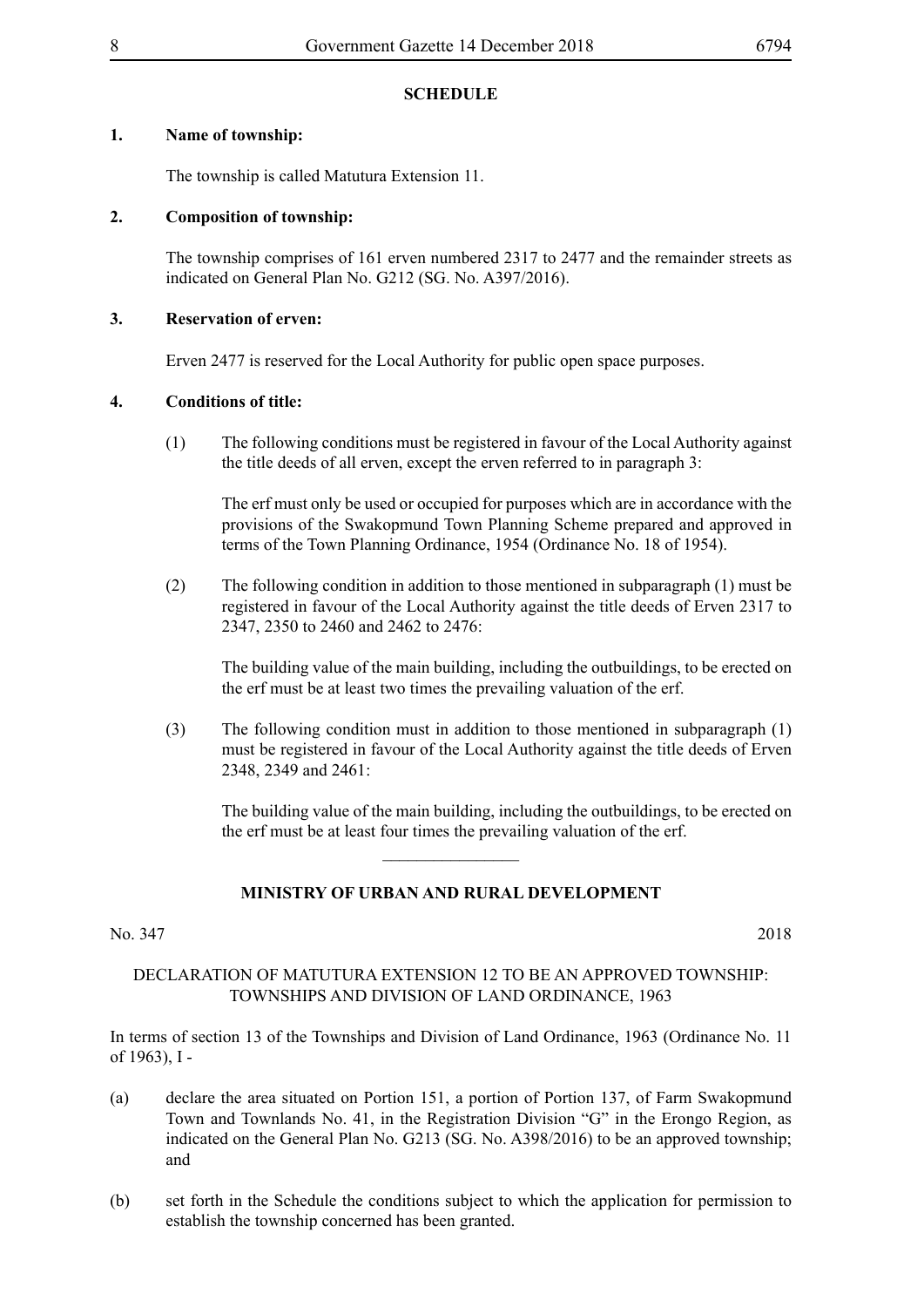## SCHEDULE

**1. Name of township:**

The township is called Matutura Extension 11.

**2. Composition of township:**

The township comprises of 161 erven numbered 2317 to 2477 and the remainder streets as indicated on General Plan No. G212 (SG. No. A397/2016).

**3. Reservation of erven:**

Erven 2477 is reserved for the Local Authority for public open space purposes.

**4. Conditions of title:**

(1) The following conditions must be registered in favour of the Local Authority against the title deeds of all erven, except the erven referred to in paragraph 3:

The erf must only be used or occupied for purposes which are in accordance with the provisions of the Swakopmund Town Planning Scheme prepared and approved in terms of the Town Planning Ordinance, 1954 (Ordinance No. 18 of 1954).

(2) The following condition in addition to those mentioned in subparagraph (1) must be registered in favour of the Local Authority against the title deeds of Erven 2317 to 2347, 2350 to 2460 and 2462 to 2476:

The building value of the main building, including the outbuildings, to be erected on the erf must be at least two times the prevailing valuation of the erf.

(3) The following condition must in addition to those mentioned in subparagraph (1) must be registered in favour of the Local Authority against the title deeds of Erven 2348, 2349 and 2461:

The building value of the main building, including the outbuildings, to be erected on the erf must be at least four times the prevailing valuation of the erf.

---

## MINISTRY OF URBAN AND RURAL DEVELOPMENT

No. 347 2018

DECLARATION OF MATUTURA EXTENSION 12 TO BE AN APPROVED TOWNSHIP: TOWNSHIPS AND DIVISION OF LAND ORDINANCE, 1963

In terms of section 13 of the Townships and Division of Land Ordinance, 1963 (Ordinance No. 11 of 1963), I -

(a) declare the area situated on Portion 151, a portion of Portion 137, of Farm Swakopmund Town and Townlands No. 41, in the Registration Division "G" in the Erongo Region, as indicated on the General Plan No. G213 (SG. No. A398/2016) to be an approved township; and

(b) set forth in the Schedule the conditions subject to which the application for permission to establish the township concerned has been granted.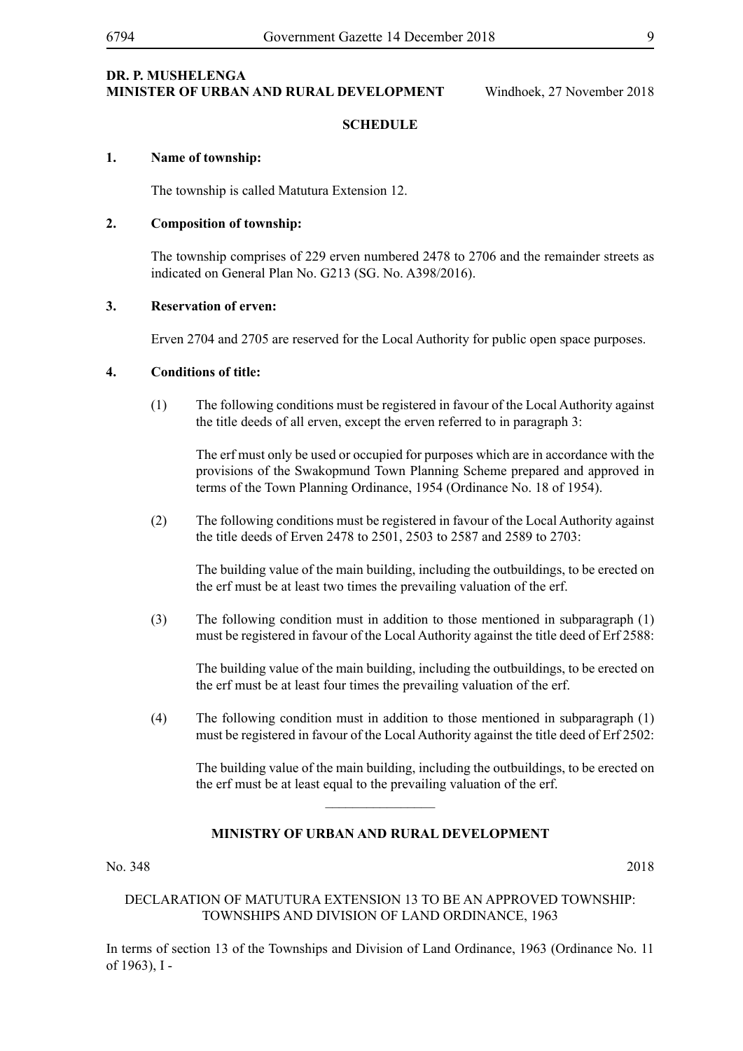**DR. P. MUSHELENGA**
**MINISTER OF URBAN AND RURAL DEVELOPMENT** Windhoek, 27 November 2018

**SCHEDULE**

**1. Name of township:**

The township is called Matutura Extension 12.

**2. Composition of township:**

The township comprises of 229 erven numbered 2478 to 2706 and the remainder streets as indicated on General Plan No. G213 (SG. No. A398/2016).

**3. Reservation of erven:**

Erven 2704 and 2705 are reserved for the Local Authority for public open space purposes.

**4. Conditions of title:**

(1) The following conditions must be registered in favour of the Local Authority against the title deeds of all erven, except the erven referred to in paragraph 3:

The erf must only be used or occupied for purposes which are in accordance with the provisions of the Swakopmund Town Planning Scheme prepared and approved in terms of the Town Planning Ordinance, 1954 (Ordinance No. 18 of 1954).

(2) The following conditions must be registered in favour of the Local Authority against the title deeds of Erven 2478 to 2501, 2503 to 2587 and 2589 to 2703:

The building value of the main building, including the outbuildings, to be erected on the erf must be at least two times the prevailing valuation of the erf.

(3) The following condition must in addition to those mentioned in subparagraph (1) must be registered in favour of the Local Authority against the title deed of Erf 2588:

The building value of the main building, including the outbuildings, to be erected on the erf must be at least four times the prevailing valuation of the erf.

(4) The following condition must in addition to those mentioned in subparagraph (1) must be registered in favour of the Local Authority against the title deed of Erf 2502:

The building value of the main building, including the outbuildings, to be erected on the erf must be at least equal to the prevailing valuation of the erf.

________________

**MINISTRY OF URBAN AND RURAL DEVELOPMENT**

No. 348 2018

DECLARATION OF MATUTURA EXTENSION 13 TO BE AN APPROVED TOWNSHIP: TOWNSHIPS AND DIVISION OF LAND ORDINANCE, 1963

In terms of section 13 of the Townships and Division of Land Ordinance, 1963 (Ordinance No. 11 of 1963), I -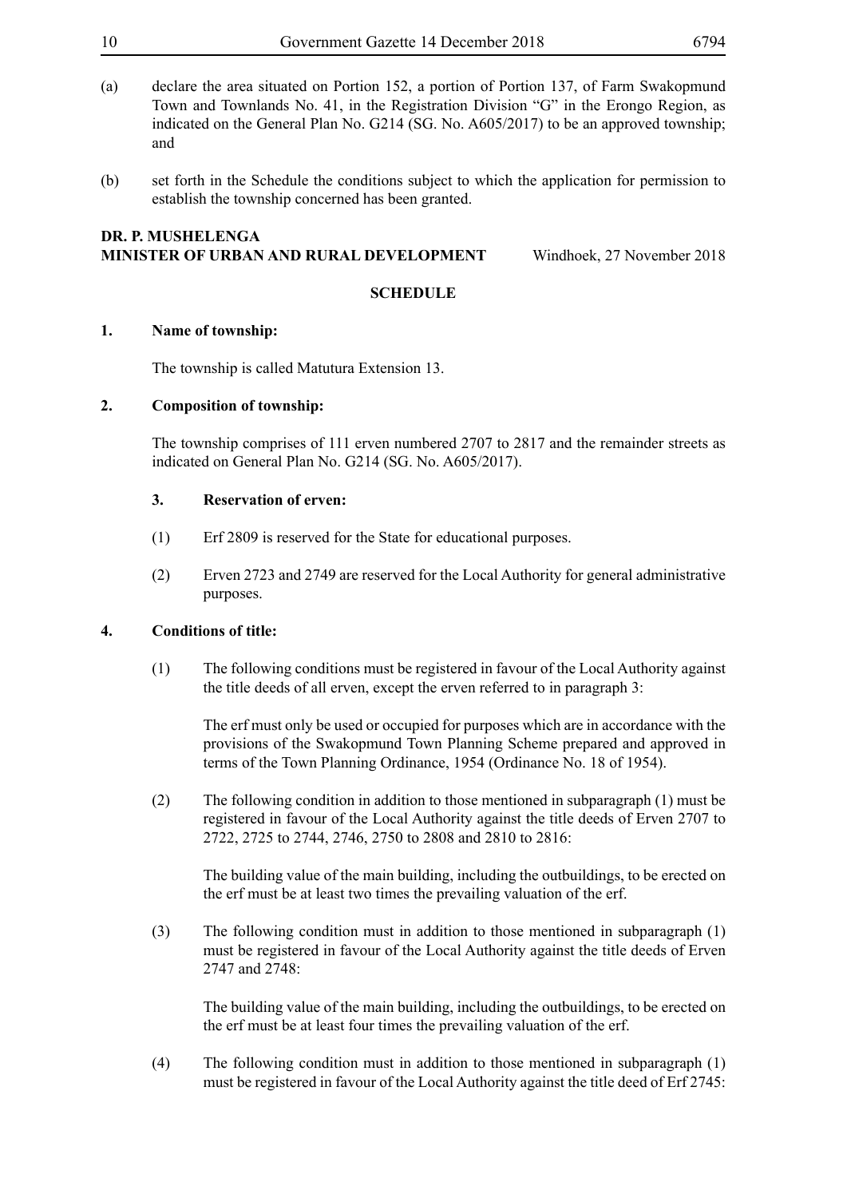(a) declare the area situated on Portion 152, a portion of Portion 137, of Farm Swakopmund Town and Townlands No. 41, in the Registration Division "G" in the Erongo Region, as indicated on the General Plan No. G214 (SG. No. A605/2017) to be an approved township; and

(b) set forth in the Schedule the conditions subject to which the application for permission to establish the township concerned has been granted.

**DR. P. MUSHELENGA**
**MINISTER OF URBAN AND RURAL DEVELOPMENT** Windhoek, 27 November 2018

**SCHEDULE**

**1. Name of township:**

The township is called Matutura Extension 13.

**2. Composition of township:**

The township comprises of 111 erven numbered 2707 to 2817 and the remainder streets as indicated on General Plan No. G214 (SG. No. A605/2017).

**3. Reservation of erven:**

(1) Erf 2809 is reserved for the State for educational purposes.

(2) Erven 2723 and 2749 are reserved for the Local Authority for general administrative purposes.

**4. Conditions of title:**

(1) The following conditions must be registered in favour of the Local Authority against the title deeds of all erven, except the erven referred to in paragraph 3:

The erf must only be used or occupied for purposes which are in accordance with the provisions of the Swakopmund Town Planning Scheme prepared and approved in terms of the Town Planning Ordinance, 1954 (Ordinance No. 18 of 1954).

(2) The following condition in addition to those mentioned in subparagraph (1) must be registered in favour of the Local Authority against the title deeds of Erven 2707 to 2722, 2725 to 2744, 2746, 2750 to 2808 and 2810 to 2816:

The building value of the main building, including the outbuildings, to be erected on the erf must be at least two times the prevailing valuation of the erf.

(3) The following condition must in addition to those mentioned in subparagraph (1) must be registered in favour of the Local Authority against the title deeds of Erven 2747 and 2748:

The building value of the main building, including the outbuildings, to be erected on the erf must be at least four times the prevailing valuation of the erf.

(4) The following condition must in addition to those mentioned in subparagraph (1) must be registered in favour of the Local Authority against the title deed of Erf 2745: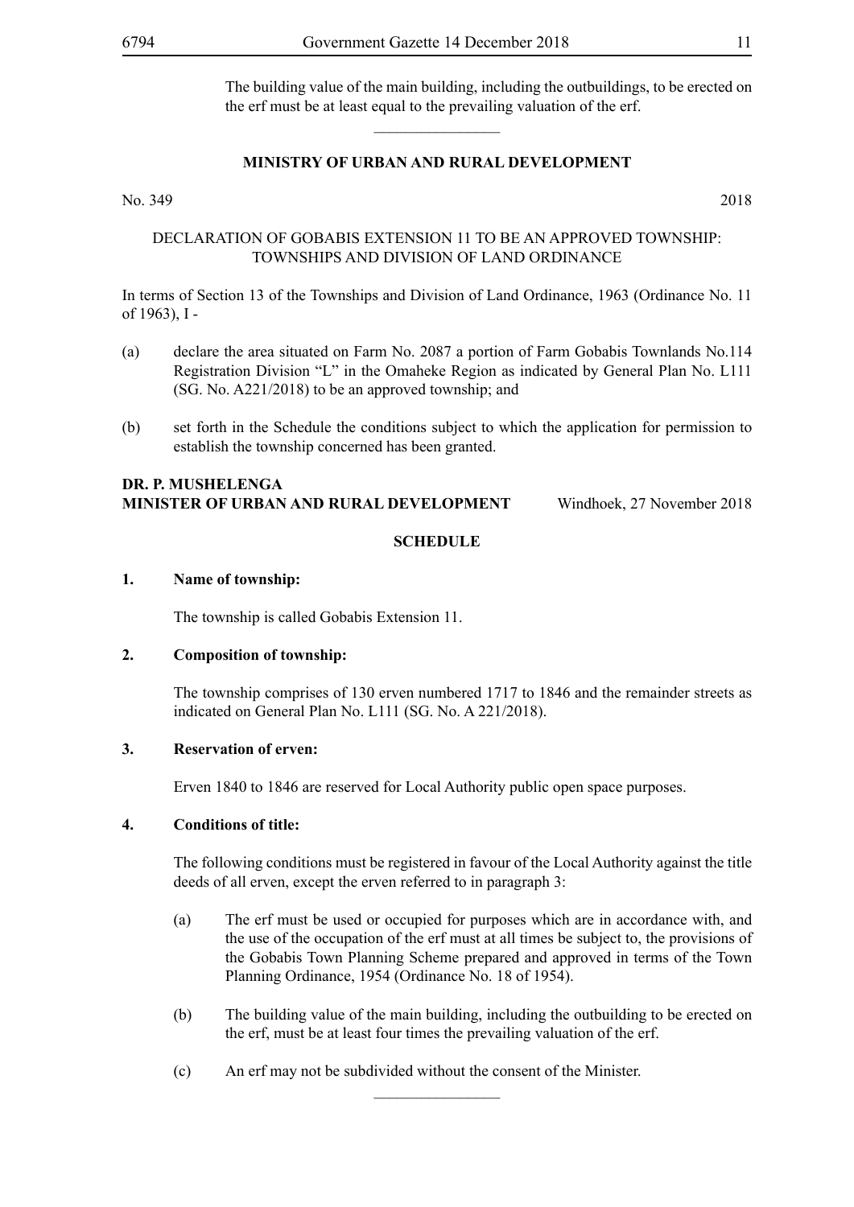The building value of the main building, including the outbuildings, to be erected on the erf must be at least equal to the prevailing valuation of the erf.

---

**MINISTRY OF URBAN AND RURAL DEVELOPMENT**

No. 349 2018

DECLARATION OF GOBABIS EXTENSION 11 TO BE AN APPROVED TOWNSHIP: TOWNSHIPS AND DIVISION OF LAND ORDINANCE

In terms of Section 13 of the Townships and Division of Land Ordinance, 1963 (Ordinance No. 11 of 1963), I -

(a) declare the area situated on Farm No. 2087 a portion of Farm Gobabis Townlands No.114 Registration Division "L" in the Omaheke Region as indicated by General Plan No. L111 (SG. No. A221/2018) to be an approved township; and

(b) set forth in the Schedule the conditions subject to which the application for permission to establish the township concerned has been granted.

**DR. P. MUSHELENGA**
**MINISTER OF URBAN AND RURAL DEVELOPMENT** Windhoek, 27 November 2018

**SCHEDULE**

**1. Name of township:**

The township is called Gobabis Extension 11.

**2. Composition of township:**

The township comprises of 130 erven numbered 1717 to 1846 and the remainder streets as indicated on General Plan No. L111 (SG. No. A 221/2018).

**3. Reservation of erven:**

Erven 1840 to 1846 are reserved for Local Authority public open space purposes.

**4. Conditions of title:**

The following conditions must be registered in favour of the Local Authority against the title deeds of all erven, except the erven referred to in paragraph 3:

(a) The erf must be used or occupied for purposes which are in accordance with, and the use of the occupation of the erf must at all times be subject to, the provisions of the Gobabis Town Planning Scheme prepared and approved in terms of the Town Planning Ordinance, 1954 (Ordinance No. 18 of 1954).

(b) The building value of the main building, including the outbuilding to be erected on the erf, must be at least four times the prevailing valuation of the erf.

(c) An erf may not be subdivided without the consent of the Minister.

---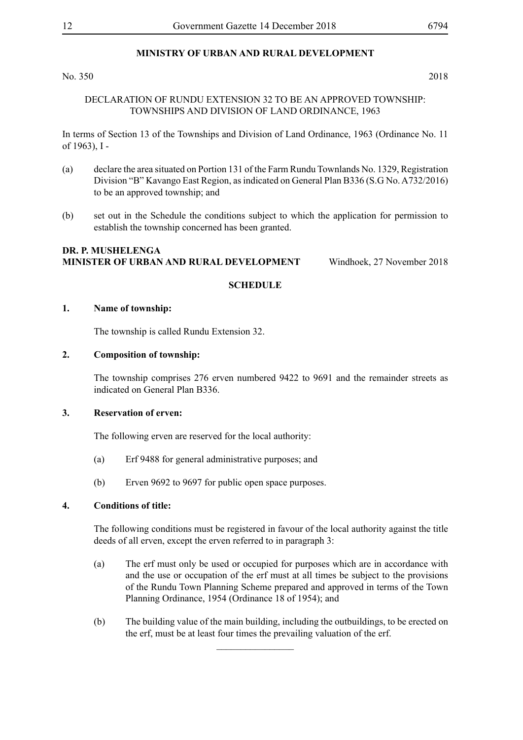## MINISTRY OF URBAN AND RURAL DEVELOPMENT

No. 350 2018

DECLARATION OF RUNDU EXTENSION 32 TO BE AN APPROVED TOWNSHIP: TOWNSHIPS AND DIVISION OF LAND ORDINANCE, 1963

In terms of Section 13 of the Townships and Division of Land Ordinance, 1963 (Ordinance No. 11 of 1963), I -

(a) declare the area situated on Portion 131 of the Farm Rundu Townlands No. 1329, Registration Division "B" Kavango East Region, as indicated on General Plan B336 (S.G No. A732/2016) to be an approved township; and

(b) set out in the Schedule the conditions subject to which the application for permission to establish the township concerned has been granted.

**DR. P. MUSHELENGA**
**MINISTER OF URBAN AND RURAL DEVELOPMENT** Windhoek, 27 November 2018

### SCHEDULE

**1. Name of township:**

The township is called Rundu Extension 32.

**2. Composition of township:**

The township comprises 276 erven numbered 9422 to 9691 and the remainder streets as indicated on General Plan B336.

**3. Reservation of erven:**

The following erven are reserved for the local authority:

(a) Erf 9488 for general administrative purposes; and

(b) Erven 9692 to 9697 for public open space purposes.

**4. Conditions of title:**

The following conditions must be registered in favour of the local authority against the title deeds of all erven, except the erven referred to in paragraph 3:

(a) The erf must only be used or occupied for purposes which are in accordance with and the use or occupation of the erf must at all times be subject to the provisions of the Rundu Town Planning Scheme prepared and approved in terms of the Town Planning Ordinance, 1954 (Ordinance 18 of 1954); and

(b) The building value of the main building, including the outbuildings, to be erected on the erf, must be at least four times the prevailing valuation of the erf.

________________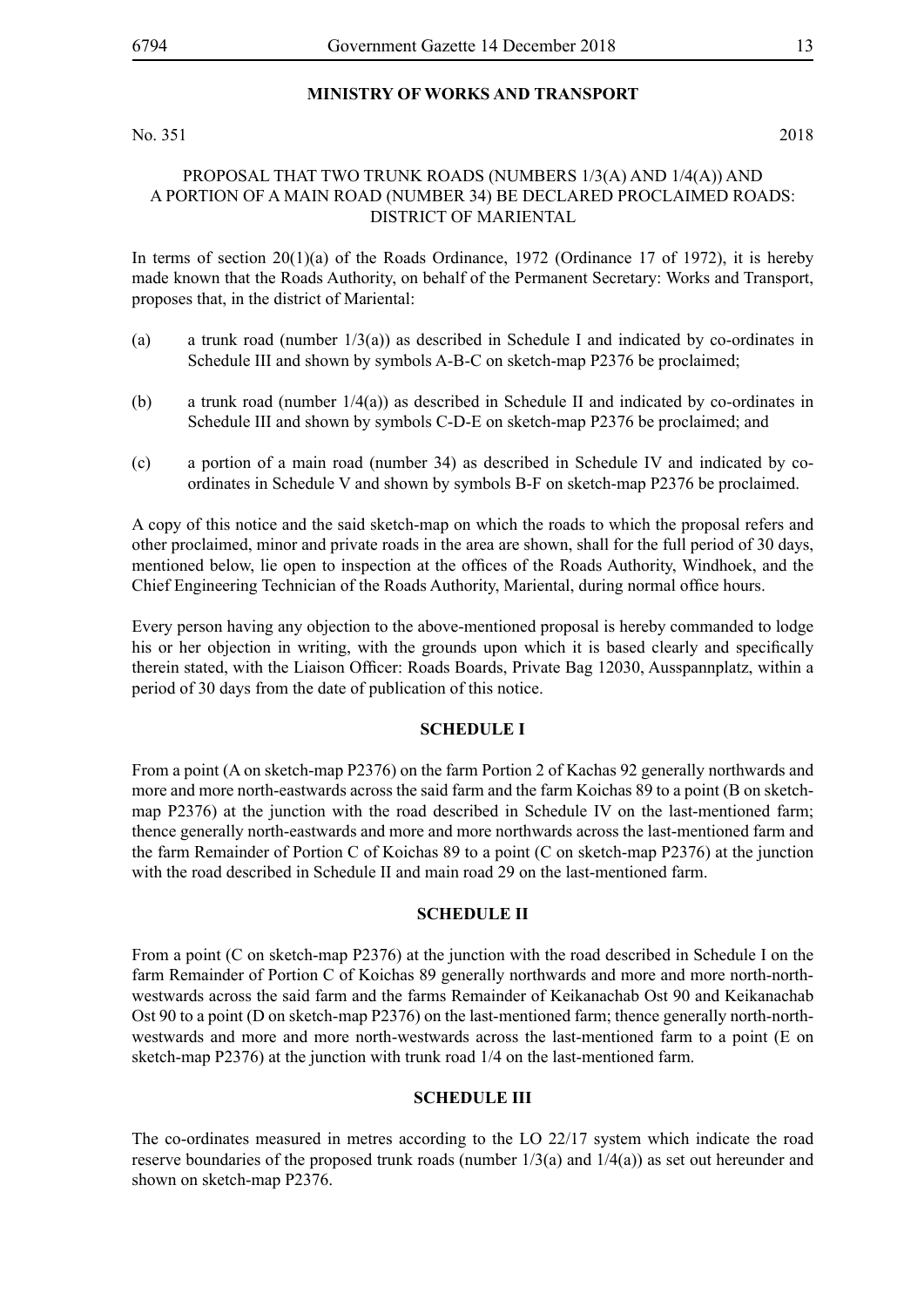## MINISTRY OF WORKS AND TRANSPORT

No. 351 2018

PROPOSAL THAT TWO TRUNK ROADS (NUMBERS 1/3(A) AND 1/4(A)) AND A PORTION OF A MAIN ROAD (NUMBER 34) BE DECLARED PROCLAIMED ROADS: DISTRICT OF MARIENTAL

In terms of section 20(1)(a) of the Roads Ordinance, 1972 (Ordinance 17 of 1972), it is hereby made known that the Roads Authority, on behalf of the Permanent Secretary: Works and Transport, proposes that, in the district of Mariental:

(a) a trunk road (number 1/3(a)) as described in Schedule I and indicated by co-ordinates in Schedule III and shown by symbols A-B-C on sketch-map P2376 be proclaimed;

(b) a trunk road (number 1/4(a)) as described in Schedule II and indicated by co-ordinates in Schedule III and shown by symbols C-D-E on sketch-map P2376 be proclaimed; and

(c) a portion of a main road (number 34) as described in Schedule IV and indicated by co-ordinates in Schedule V and shown by symbols B-F on sketch-map P2376 be proclaimed.

A copy of this notice and the said sketch-map on which the roads to which the proposal refers and other proclaimed, minor and private roads in the area are shown, shall for the full period of 30 days, mentioned below, lie open to inspection at the offices of the Roads Authority, Windhoek, and the Chief Engineering Technician of the Roads Authority, Mariental, during normal office hours.

Every person having any objection to the above-mentioned proposal is hereby commanded to lodge his or her objection in writing, with the grounds upon which it is based clearly and specifically therein stated, with the Liaison Officer: Roads Boards, Private Bag 12030, Ausspannplatz, within a period of 30 days from the date of publication of this notice.

### SCHEDULE I

From a point (A on sketch-map P2376) on the farm Portion 2 of Kachas 92 generally northwards and more and more north-eastwards across the said farm and the farm Koichas 89 to a point (B on sketch-map P2376) at the junction with the road described in Schedule IV on the last-mentioned farm; thence generally north-eastwards and more and more northwards across the last-mentioned farm and the farm Remainder of Portion C of Koichas 89 to a point (C on sketch-map P2376) at the junction with the road described in Schedule II and main road 29 on the last-mentioned farm.

### SCHEDULE II

From a point (C on sketch-map P2376) at the junction with the road described in Schedule I on the farm Remainder of Portion C of Koichas 89 generally northwards and more and more north-north-westwards across the said farm and the farms Remainder of Keikanachab Ost 90 and Keikanachab Ost 90 to a point (D on sketch-map P2376) on the last-mentioned farm; thence generally north-north-westwards and more and more north-westwards across the last-mentioned farm to a point (E on sketch-map P2376) at the junction with trunk road 1/4 on the last-mentioned farm.

### SCHEDULE III

The co-ordinates measured in metres according to the LO 22/17 system which indicate the road reserve boundaries of the proposed trunk roads (number 1/3(a) and 1/4(a)) as set out hereunder and shown on sketch-map P2376.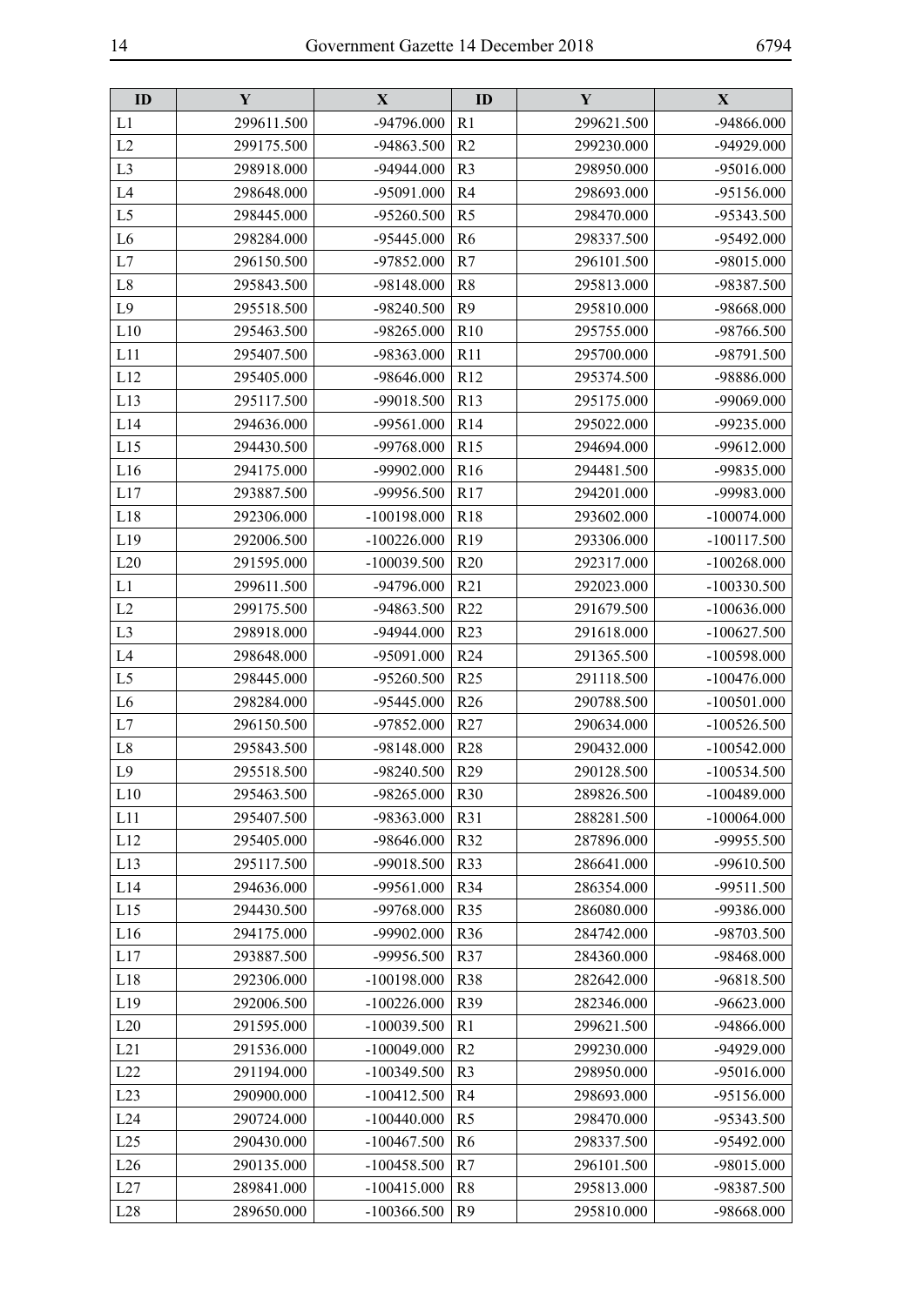| ID | Y | X | ID | Y | X |
|---|---|---|---|---|---|
| L1 | 299611.500 | -94796.000 | R1 | 299621.500 | -94866.000 |
| L2 | 299175.500 | -94863.500 | R2 | 299230.000 | -94929.000 |
| L3 | 298918.000 | -94944.000 | R3 | 298950.000 | -95016.000 |
| L4 | 298648.000 | -95091.000 | R4 | 298693.000 | -95156.000 |
| L5 | 298445.000 | -95260.500 | R5 | 298470.000 | -95343.500 |
| L6 | 298284.000 | -95445.000 | R6 | 298337.500 | -95492.000 |
| L7 | 296150.500 | -97852.000 | R7 | 296101.500 | -98015.000 |
| L8 | 295843.500 | -98148.000 | R8 | 295813.000 | -98387.500 |
| L9 | 295518.500 | -98240.500 | R9 | 295810.000 | -98668.000 |
| L10 | 295463.500 | -98265.000 | R10 | 295755.000 | -98766.500 |
| L11 | 295407.500 | -98363.000 | R11 | 295700.000 | -98791.500 |
| L12 | 295405.000 | -98646.000 | R12 | 295374.500 | -98886.000 |
| L13 | 295117.500 | -99018.500 | R13 | 295175.000 | -99069.000 |
| L14 | 294636.000 | -99561.000 | R14 | 295022.000 | -99235.000 |
| L15 | 294430.500 | -99768.000 | R15 | 294694.000 | -99612.000 |
| L16 | 294175.000 | -99902.000 | R16 | 294481.500 | -99835.000 |
| L17 | 293887.500 | -99956.500 | R17 | 294201.000 | -99983.000 |
| L18 | 292306.000 | -100198.000 | R18 | 293602.000 | -100074.000 |
| L19 | 292006.500 | -100226.000 | R19 | 293306.000 | -100117.500 |
| L20 | 291595.000 | -100039.500 | R20 | 292317.000 | -100268.000 |
| L1 | 299611.500 | -94796.000 | R21 | 292023.000 | -100330.500 |
| L2 | 299175.500 | -94863.500 | R22 | 291679.500 | -100636.000 |
| L3 | 298918.000 | -94944.000 | R23 | 291618.000 | -100627.500 |
| L4 | 298648.000 | -95091.000 | R24 | 291365.500 | -100598.000 |
| L5 | 298445.000 | -95260.500 | R25 | 291118.500 | -100476.000 |
| L6 | 298284.000 | -95445.000 | R26 | 290788.500 | -100501.000 |
| L7 | 296150.500 | -97852.000 | R27 | 290634.000 | -100526.500 |
| L8 | 295843.500 | -98148.000 | R28 | 290432.000 | -100542.000 |
| L9 | 295518.500 | -98240.500 | R29 | 290128.500 | -100534.500 |
| L10 | 295463.500 | -98265.000 | R30 | 289826.500 | -100489.000 |
| L11 | 295407.500 | -98363.000 | R31 | 288281.500 | -100064.000 |
| L12 | 295405.000 | -98646.000 | R32 | 287896.000 | -99955.500 |
| L13 | 295117.500 | -99018.500 | R33 | 286641.000 | -99610.500 |
| L14 | 294636.000 | -99561.000 | R34 | 286354.000 | -99511.500 |
| L15 | 294430.500 | -99768.000 | R35 | 286080.000 | -99386.000 |
| L16 | 294175.000 | -99902.000 | R36 | 284742.000 | -98703.500 |
| L17 | 293887.500 | -99956.500 | R37 | 284360.000 | -98468.000 |
| L18 | 292306.000 | -100198.000 | R38 | 282642.000 | -96818.500 |
| L19 | 292006.500 | -100226.000 | R39 | 282346.000 | -96623.000 |
| L20 | 291595.000 | -100039.500 | R1 | 299621.500 | -94866.000 |
| L21 | 291536.000 | -100049.000 | R2 | 299230.000 | -94929.000 |
| L22 | 291194.000 | -100349.500 | R3 | 298950.000 | -95016.000 |
| L23 | 290900.000 | -100412.500 | R4 | 298693.000 | -95156.000 |
| L24 | 290724.000 | -100440.000 | R5 | 298470.000 | -95343.500 |
| L25 | 290430.000 | -100467.500 | R6 | 298337.500 | -95492.000 |
| L26 | 290135.000 | -100458.500 | R7 | 296101.500 | -98015.000 |
| L27 | 289841.000 | -100415.000 | R8 | 295813.000 | -98387.500 |
| L28 | 289650.000 | -100366.500 | R9 | 295810.000 | -98668.000 |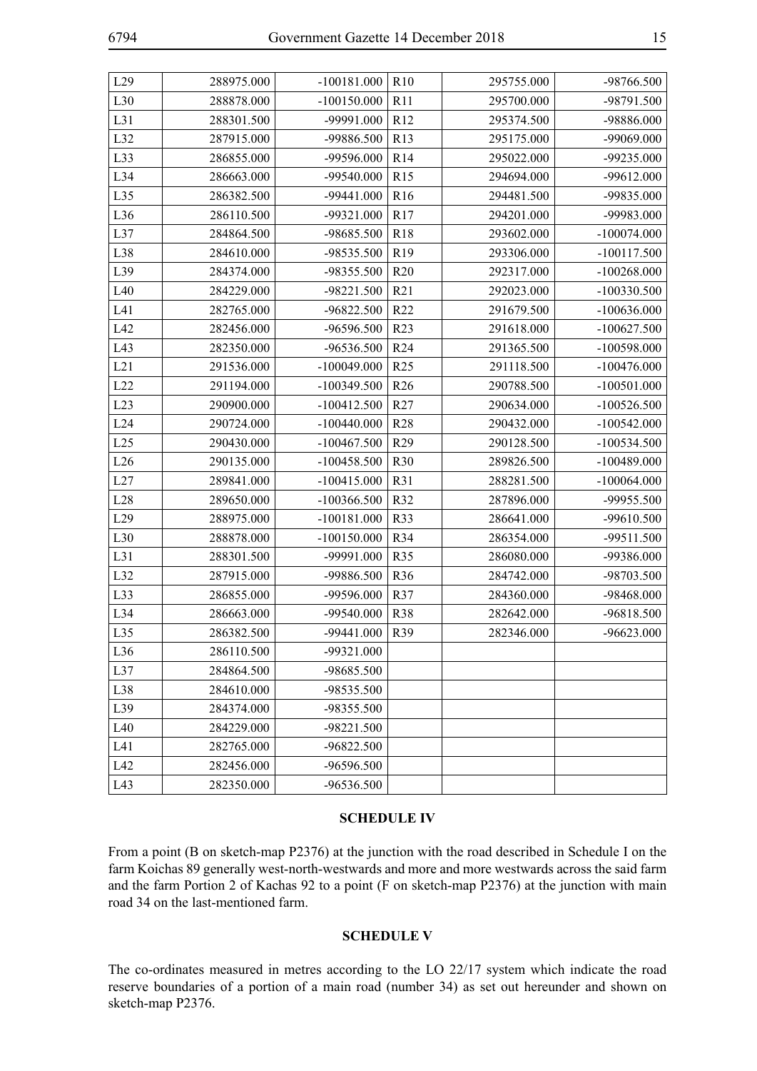| L29 | 288975.000 | -100181.000 | R10 | 295755.000 | -98766.500 |
|---|---|---|---|---|---|
| L30 | 288878.000 | -100150.000 | R11 | 295700.000 | -98791.500 |
| L31 | 288301.500 | -99991.000 | R12 | 295374.500 | -98886.000 |
| L32 | 287915.000 | -99886.500 | R13 | 295175.000 | -99069.000 |
| L33 | 286855.000 | -99596.000 | R14 | 295022.000 | -99235.000 |
| L34 | 286663.000 | -99540.000 | R15 | 294694.000 | -99612.000 |
| L35 | 286382.500 | -99441.000 | R16 | 294481.500 | -99835.000 |
| L36 | 286110.500 | -99321.000 | R17 | 294201.000 | -99983.000 |
| L37 | 284864.500 | -98685.500 | R18 | 293602.000 | -100074.000 |
| L38 | 284610.000 | -98535.500 | R19 | 293306.000 | -100117.500 |
| L39 | 284374.000 | -98355.500 | R20 | 292317.000 | -100268.000 |
| L40 | 284229.000 | -98221.500 | R21 | 292023.000 | -100330.500 |
| L41 | 282765.000 | -96822.500 | R22 | 291679.500 | -100636.000 |
| L42 | 282456.000 | -96596.500 | R23 | 291618.000 | -100627.500 |
| L43 | 282350.000 | -96536.500 | R24 | 291365.500 | -100598.000 |
| L21 | 291536.000 | -100049.000 | R25 | 291118.500 | -100476.000 |
| L22 | 291194.000 | -100349.500 | R26 | 290788.500 | -100501.000 |
| L23 | 290900.000 | -100412.500 | R27 | 290634.000 | -100526.500 |
| L24 | 290724.000 | -100440.000 | R28 | 290432.000 | -100542.000 |
| L25 | 290430.000 | -100467.500 | R29 | 290128.500 | -100534.500 |
| L26 | 290135.000 | -100458.500 | R30 | 289826.500 | -100489.000 |
| L27 | 289841.000 | -100415.000 | R31 | 288281.500 | -100064.000 |
| L28 | 289650.000 | -100366.500 | R32 | 287896.000 | -99955.500 |
| L29 | 288975.000 | -100181.000 | R33 | 286641.000 | -99610.500 |
| L30 | 288878.000 | -100150.000 | R34 | 286354.000 | -99511.500 |
| L31 | 288301.500 | -99991.000 | R35 | 286080.000 | -99386.000 |
| L32 | 287915.000 | -99886.500 | R36 | 284742.000 | -98703.500 |
| L33 | 286855.000 | -99596.000 | R37 | 284360.000 | -98468.000 |
| L34 | 286663.000 | -99540.000 | R38 | 282642.000 | -96818.500 |
| L35 | 286382.500 | -99441.000 | R39 | 282346.000 | -96623.000 |
| L36 | 286110.500 | -99321.000 | | | |
| L37 | 284864.500 | -98685.500 | | | |
| L38 | 284610.000 | -98535.500 | | | |
| L39 | 284374.000 | -98355.500 | | | |
| L40 | 284229.000 | -98221.500 | | | |
| L41 | 282765.000 | -96822.500 | | | |
| L42 | 282456.000 | -96596.500 | | | |
| L43 | 282350.000 | -96536.500 | | | |

**SCHEDULE IV**

From a point (B on sketch-map P2376) at the junction with the road described in Schedule I on the farm Koichas 89 generally west-north-westwards and more and more westwards across the said farm and the farm Portion 2 of Kachas 92 to a point (F on sketch-map P2376) at the junction with main road 34 on the last-mentioned farm.

**SCHEDULE V**

The co-ordinates measured in metres according to the LO 22/17 system which indicate the road reserve boundaries of a portion of a main road (number 34) as set out hereunder and shown on sketch-map P2376.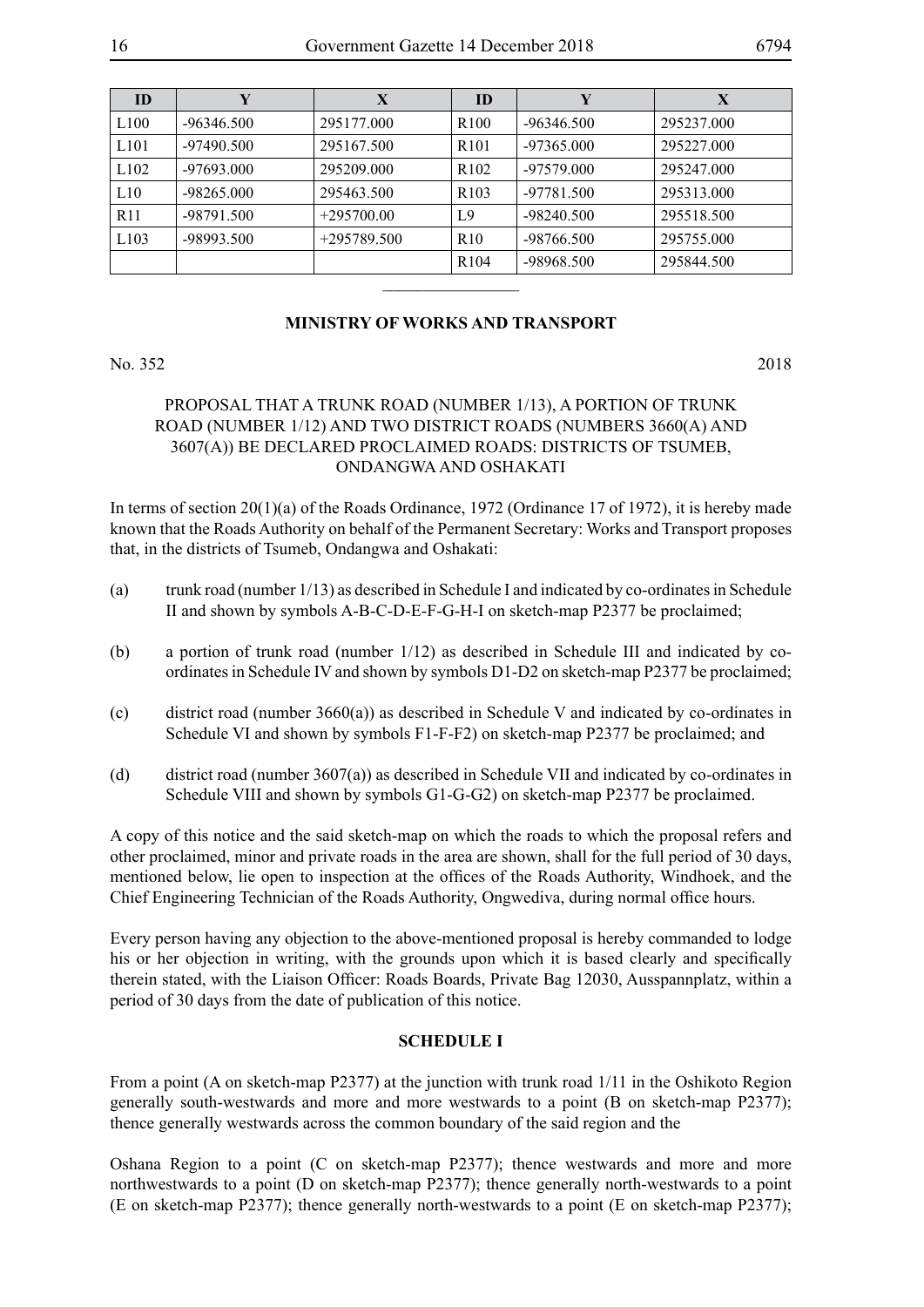| ID | Y | X | ID | Y | X |
|---|---|---|---|---|---|
| L100 | -96346.500 | 295177.000 | R100 | -96346.500 | 295237.000 |
| L101 | -97490.500 | 295167.500 | R101 | -97365.000 | 295227.000 |
| L102 | -97693.000 | 295209.000 | R102 | -97579.000 | 295247.000 |
| L10 | -98265.000 | 295463.500 | R103 | -97781.500 | 295313.000 |
| R11 | -98791.500 | +295700.00 | L9 | -98240.500 | 295518.500 |
| L103 | -98993.500 | +295789.500 | R10 | -98766.500 | 295755.000 |
| | | | R104 | -98968.500 | 295844.500 |

---

**MINISTRY OF WORKS AND TRANSPORT**

No. 352 2018

PROPOSAL THAT A TRUNK ROAD (NUMBER 1/13), A PORTION OF TRUNK ROAD (NUMBER 1/12) AND TWO DISTRICT ROADS (NUMBERS 3660(A) AND 3607(A)) BE DECLARED PROCLAIMED ROADS: DISTRICTS OF TSUMEB, ONDANGWA AND OSHAKATI

In terms of section 20(1)(a) of the Roads Ordinance, 1972 (Ordinance 17 of 1972), it is hereby made known that the Roads Authority on behalf of the Permanent Secretary: Works and Transport proposes that, in the districts of Tsumeb, Ondangwa and Oshakati:

(a) trunk road (number 1/13) as described in Schedule I and indicated by co-ordinates in Schedule II and shown by symbols A-B-C-D-E-F-G-H-I on sketch-map P2377 be proclaimed;

(b) a portion of trunk road (number 1/12) as described in Schedule III and indicated by co-ordinates in Schedule IV and shown by symbols D1-D2 on sketch-map P2377 be proclaimed;

(c) district road (number 3660(a)) as described in Schedule V and indicated by co-ordinates in Schedule VI and shown by symbols F1-F-F2) on sketch-map P2377 be proclaimed; and

(d) district road (number 3607(a)) as described in Schedule VII and indicated by co-ordinates in Schedule VIII and shown by symbols G1-G-G2) on sketch-map P2377 be proclaimed.

A copy of this notice and the said sketch-map on which the roads to which the proposal refers and other proclaimed, minor and private roads in the area are shown, shall for the full period of 30 days, mentioned below, lie open to inspection at the offices of the Roads Authority, Windhoek, and the Chief Engineering Technician of the Roads Authority, Ongwediva, during normal office hours.

Every person having any objection to the above-mentioned proposal is hereby commanded to lodge his or her objection in writing, with the grounds upon which it is based clearly and specifically therein stated, with the Liaison Officer: Roads Boards, Private Bag 12030, Ausspannplatz, within a period of 30 days from the date of publication of this notice.

**SCHEDULE I**

From a point (A on sketch-map P2377) at the junction with trunk road 1/11 in the Oshikoto Region generally south-westwards and more and more westwards to a point (B on sketch-map P2377); thence generally westwards across the common boundary of the said region and the

Oshana Region to a point (C on sketch-map P2377); thence westwards and more and more northwestwards to a point (D on sketch-map P2377); thence generally north-westwards to a point (E on sketch-map P2377); thence generally north-westwards to a point (E on sketch-map P2377);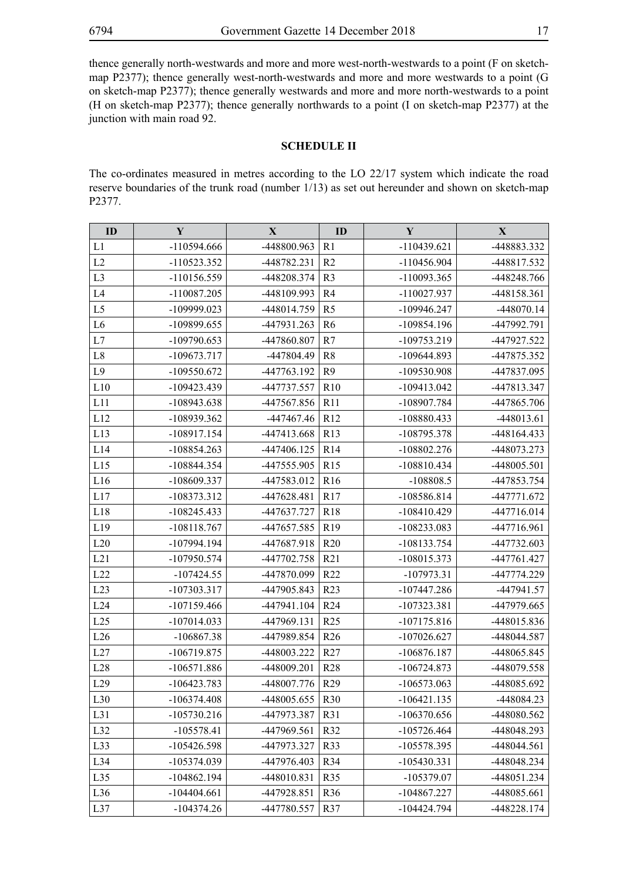thence generally north-westwards and more and more west-north-westwards to a point (F on sketch-map P2377); thence generally west-north-westwards and more and more westwards to a point (G on sketch-map P2377); thence generally westwards and more and more north-westwards to a point (H on sketch-map P2377); thence generally northwards to a point (I on sketch-map P2377) at the junction with main road 92.

## SCHEDULE II

The co-ordinates measured in metres according to the LO 22/17 system which indicate the road reserve boundaries of the trunk road (number 1/13) as set out hereunder and shown on sketch-map P2377.

| ID | Y | X | ID | Y | X |
|---|---|---|---|---|---|
| L1 | -110594.666 | -448800.963 | R1 | -110439.621 | -448883.332 |
| L2 | -110523.352 | -448782.231 | R2 | -110456.904 | -448817.532 |
| L3 | -110156.559 | -448208.374 | R3 | -110093.365 | -448248.766 |
| L4 | -110087.205 | -448109.993 | R4 | -110027.937 | -448158.361 |
| L5 | -109999.023 | -448014.759 | R5 | -109946.247 | -448070.14 |
| L6 | -109899.655 | -447931.263 | R6 | -109854.196 | -447992.791 |
| L7 | -109790.653 | -447860.807 | R7 | -109753.219 | -447927.522 |
| L8 | -109673.717 | -447804.49 | R8 | -109644.893 | -447875.352 |
| L9 | -109550.672 | -447763.192 | R9 | -109530.908 | -447837.095 |
| L10 | -109423.439 | -447737.557 | R10 | -109413.042 | -447813.347 |
| L11 | -108943.638 | -447567.856 | R11 | -108907.784 | -447865.706 |
| L12 | -108939.362 | -447467.46 | R12 | -108880.433 | -448013.61 |
| L13 | -108917.154 | -447413.668 | R13 | -108795.378 | -448164.433 |
| L14 | -108854.263 | -447406.125 | R14 | -108802.276 | -448073.273 |
| L15 | -108844.354 | -447555.905 | R15 | -108810.434 | -448005.501 |
| L16 | -108609.337 | -447583.012 | R16 | -108808.5 | -447853.754 |
| L17 | -108373.312 | -447628.481 | R17 | -108586.814 | -447771.672 |
| L18 | -108245.433 | -447637.727 | R18 | -108410.429 | -447716.014 |
| L19 | -108118.767 | -447657.585 | R19 | -108233.083 | -447716.961 |
| L20 | -107994.194 | -447687.918 | R20 | -108133.754 | -447732.603 |
| L21 | -107950.574 | -447702.758 | R21 | -108015.373 | -447761.427 |
| L22 | -107424.55 | -447870.099 | R22 | -107973.31 | -447774.229 |
| L23 | -107303.317 | -447905.843 | R23 | -107447.286 | -447941.57 |
| L24 | -107159.466 | -447941.104 | R24 | -107323.381 | -447979.665 |
| L25 | -107014.033 | -447969.131 | R25 | -107175.816 | -448015.836 |
| L26 | -106867.38 | -447989.854 | R26 | -107026.627 | -448044.587 |
| L27 | -106719.875 | -448003.222 | R27 | -106876.187 | -448065.845 |
| L28 | -106571.886 | -448009.201 | R28 | -106724.873 | -448079.558 |
| L29 | -106423.783 | -448007.776 | R29 | -106573.063 | -448085.692 |
| L30 | -106374.408 | -448005.655 | R30 | -106421.135 | -448084.23 |
| L31 | -105730.216 | -447973.387 | R31 | -106370.656 | -448080.562 |
| L32 | -105578.41 | -447969.561 | R32 | -105726.464 | -448048.293 |
| L33 | -105426.598 | -447973.327 | R33 | -105578.395 | -448044.561 |
| L34 | -105374.039 | -447976.403 | R34 | -105430.331 | -448048.234 |
| L35 | -104862.194 | -448010.831 | R35 | -105379.07 | -448051.234 |
| L36 | -104404.661 | -447928.851 | R36 | -104867.227 | -448085.661 |
| L37 | -104374.26 | -447780.557 | R37 | -104424.794 | -448228.174 |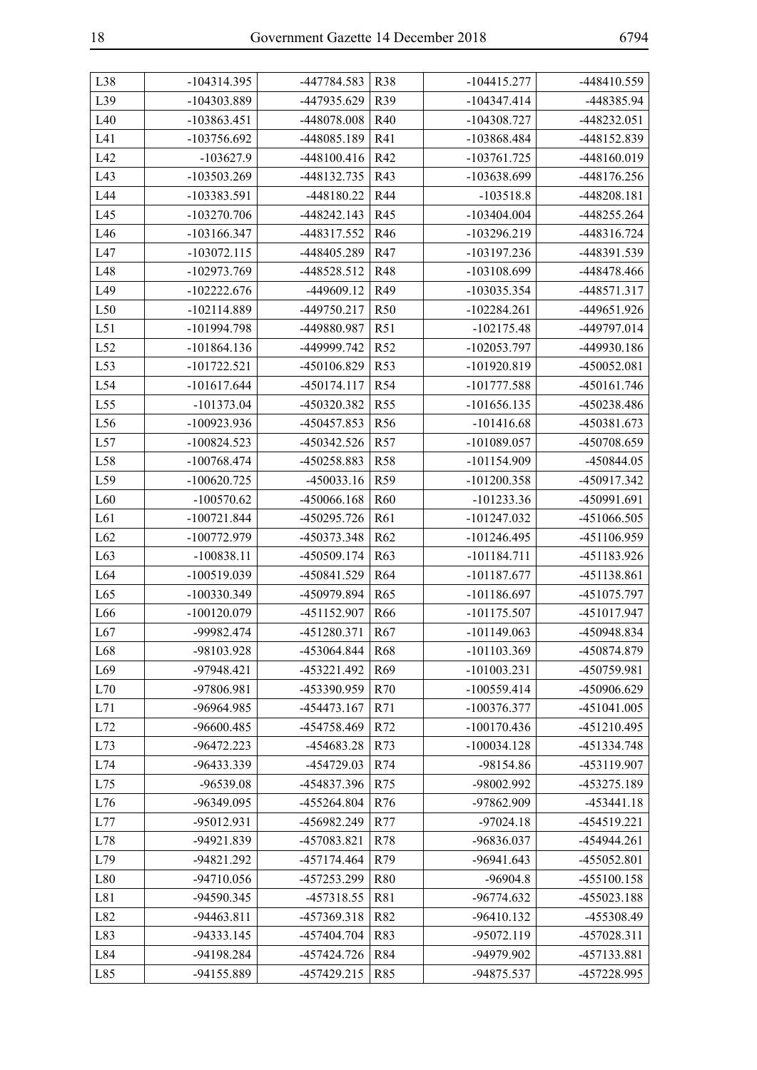| L38 | -104314.395 | -447784.583 | R38 | -104415.277 | -448410.559 |
|---|---|---|---|---|---|
| L39 | -104303.889 | -447935.629 | R39 | -104347.414 | -448385.94 |
| L40 | -103863.451 | -448078.008 | R40 | -104308.727 | -448232.051 |
| L41 | -103756.692 | -448085.189 | R41 | -103868.484 | -448152.839 |
| L42 | -103627.9 | -448100.416 | R42 | -103761.725 | -448160.019 |
| L43 | -103503.269 | -448132.735 | R43 | -103638.699 | -448176.256 |
| L44 | -103383.591 | -448180.22 | R44 | -103518.8 | -448208.181 |
| L45 | -103270.706 | -448242.143 | R45 | -103404.004 | -448255.264 |
| L46 | -103166.347 | -448317.552 | R46 | -103296.219 | -448316.724 |
| L47 | -103072.115 | -448405.289 | R47 | -103197.236 | -448391.539 |
| L48 | -102973.769 | -448528.512 | R48 | -103108.699 | -448478.466 |
| L49 | -102222.676 | -449609.12 | R49 | -103035.354 | -448571.317 |
| L50 | -102114.889 | -449750.217 | R50 | -102284.261 | -449651.926 |
| L51 | -101994.798 | -449880.987 | R51 | -102175.48 | -449797.014 |
| L52 | -101864.136 | -449999.742 | R52 | -102053.797 | -449930.186 |
| L53 | -101722.521 | -450106.829 | R53 | -101920.819 | -450052.081 |
| L54 | -101617.644 | -450174.117 | R54 | -101777.588 | -450161.746 |
| L55 | -101373.04 | -450320.382 | R55 | -101656.135 | -450238.486 |
| L56 | -100923.936 | -450457.853 | R56 | -101416.68 | -450381.673 |
| L57 | -100824.523 | -450342.526 | R57 | -101089.057 | -450708.659 |
| L58 | -100768.474 | -450258.883 | R58 | -101154.909 | -450844.05 |
| L59 | -100620.725 | -450033.16 | R59 | -101200.358 | -450917.342 |
| L60 | -100570.62 | -450066.168 | R60 | -101233.36 | -450991.691 |
| L61 | -100721.844 | -450295.726 | R61 | -101247.032 | -451066.505 |
| L62 | -100772.979 | -450373.348 | R62 | -101246.495 | -451106.959 |
| L63 | -100838.11 | -450509.174 | R63 | -101184.711 | -451183.926 |
| L64 | -100519.039 | -450841.529 | R64 | -101187.677 | -451138.861 |
| L65 | -100330.349 | -450979.894 | R65 | -101186.697 | -451075.797 |
| L66 | -100120.079 | -451152.907 | R66 | -101175.507 | -451017.947 |
| L67 | -99982.474 | -451280.371 | R67 | -101149.063 | -450948.834 |
| L68 | -98103.928 | -453064.844 | R68 | -101103.369 | -450874.879 |
| L69 | -97948.421 | -453221.492 | R69 | -101003.231 | -450759.981 |
| L70 | -97806.981 | -453390.959 | R70 | -100559.414 | -450906.629 |
| L71 | -96964.985 | -454473.167 | R71 | -100376.377 | -451041.005 |
| L72 | -96600.485 | -454758.469 | R72 | -100170.436 | -451210.495 |
| L73 | -96472.223 | -454683.28 | R73 | -100034.128 | -451334.748 |
| L74 | -96433.339 | -454729.03 | R74 | -98154.86 | -453119.907 |
| L75 | -96539.08 | -454837.396 | R75 | -98002.992 | -453275.189 |
| L76 | -96349.095 | -455264.804 | R76 | -97862.909 | -453441.18 |
| L77 | -95012.931 | -456982.249 | R77 | -97024.18 | -454519.221 |
| L78 | -94921.839 | -457083.821 | R78 | -96836.037 | -454944.261 |
| L79 | -94821.292 | -457174.464 | R79 | -96941.643 | -455052.801 |
| L80 | -94710.056 | -457253.299 | R80 | -96904.8 | -455100.158 |
| L81 | -94590.345 | -457318.55 | R81 | -96774.632 | -455023.188 |
| L82 | -94463.811 | -457369.318 | R82 | -96410.132 | -455308.49 |
| L83 | -94333.145 | -457404.704 | R83 | -95072.119 | -457028.311 |
| L84 | -94198.284 | -457424.726 | R84 | -94979.902 | -457133.881 |
| L85 | -94155.889 | -457429.215 | R85 | -94875.537 | -457228.995 |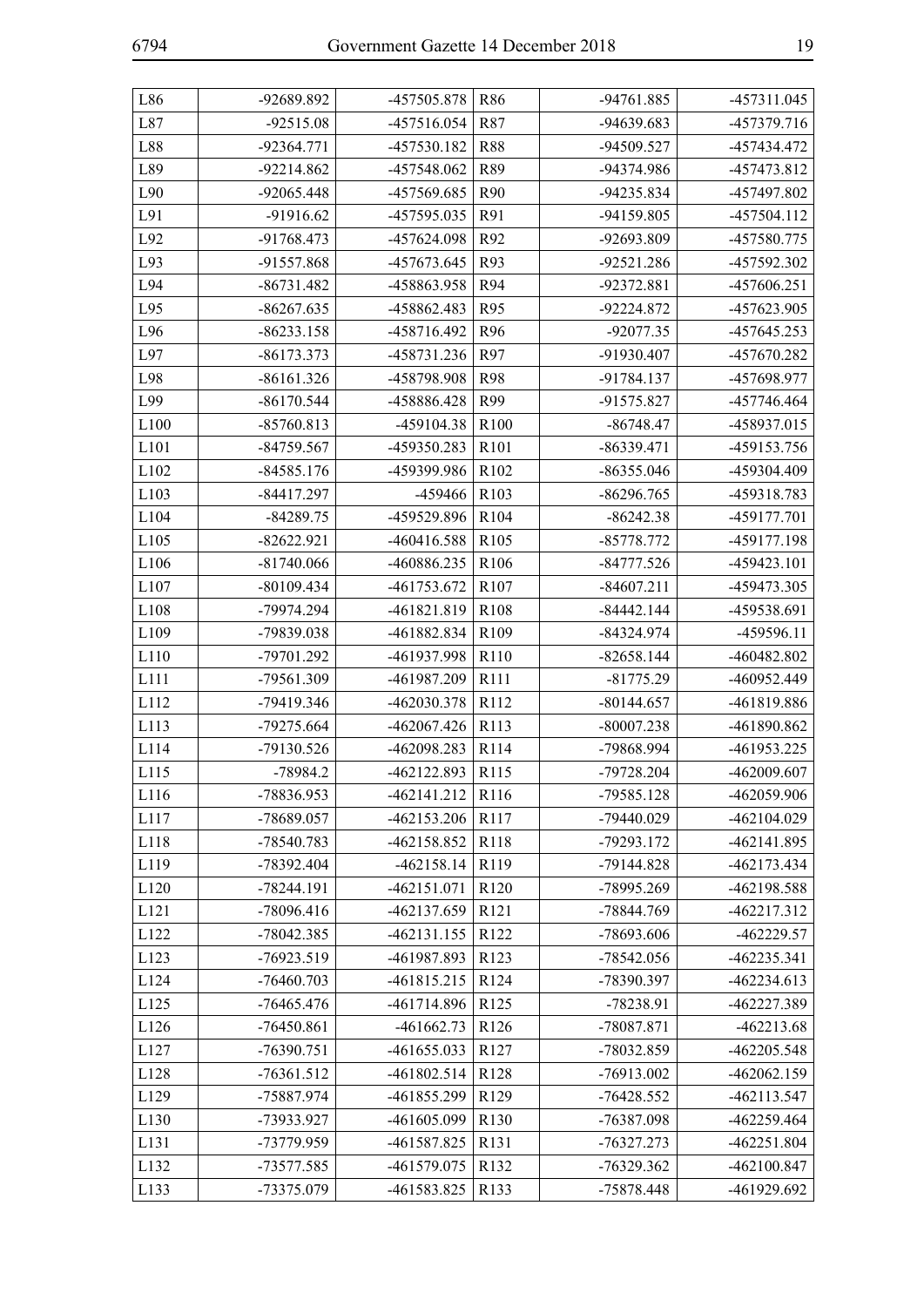| L86 | -92689.892 | -457505.878 | R86 | -94761.885 | -457311.045 |
|---|---|---|---|---|---|
| L87 | -92515.08 | -457516.054 | R87 | -94639.683 | -457379.716 |
| L88 | -92364.771 | -457530.182 | R88 | -94509.527 | -457434.472 |
| L89 | -92214.862 | -457548.062 | R89 | -94374.986 | -457473.812 |
| L90 | -92065.448 | -457569.685 | R90 | -94235.834 | -457497.802 |
| L91 | -91916.62 | -457595.035 | R91 | -94159.805 | -457504.112 |
| L92 | -91768.473 | -457624.098 | R92 | -92693.809 | -457580.775 |
| L93 | -91557.868 | -457673.645 | R93 | -92521.286 | -457592.302 |
| L94 | -86731.482 | -458863.958 | R94 | -92372.881 | -457606.251 |
| L95 | -86267.635 | -458862.483 | R95 | -92224.872 | -457623.905 |
| L96 | -86233.158 | -458716.492 | R96 | -92077.35 | -457645.253 |
| L97 | -86173.373 | -458731.236 | R97 | -91930.407 | -457670.282 |
| L98 | -86161.326 | -458798.908 | R98 | -91784.137 | -457698.977 |
| L99 | -86170.544 | -458886.428 | R99 | -91575.827 | -457746.464 |
| L100 | -85760.813 | -459104.38 | R100 | -86748.47 | -458937.015 |
| L101 | -84759.567 | -459350.283 | R101 | -86339.471 | -459153.756 |
| L102 | -84585.176 | -459399.986 | R102 | -86355.046 | -459304.409 |
| L103 | -84417.297 | -459466 | R103 | -86296.765 | -459318.783 |
| L104 | -84289.75 | -459529.896 | R104 | -86242.38 | -459177.701 |
| L105 | -82622.921 | -460416.588 | R105 | -85778.772 | -459177.198 |
| L106 | -81740.066 | -460886.235 | R106 | -84777.526 | -459423.101 |
| L107 | -80109.434 | -461753.672 | R107 | -84607.211 | -459473.305 |
| L108 | -79974.294 | -461821.819 | R108 | -84442.144 | -459538.691 |
| L109 | -79839.038 | -461882.834 | R109 | -84324.974 | -459596.11 |
| L110 | -79701.292 | -461937.998 | R110 | -82658.144 | -460482.802 |
| L111 | -79561.309 | -461987.209 | R111 | -81775.29 | -460952.449 |
| L112 | -79419.346 | -462030.378 | R112 | -80144.657 | -461819.886 |
| L113 | -79275.664 | -462067.426 | R113 | -80007.238 | -461890.862 |
| L114 | -79130.526 | -462098.283 | R114 | -79868.994 | -461953.225 |
| L115 | -78984.2 | -462122.893 | R115 | -79728.204 | -462009.607 |
| L116 | -78836.953 | -462141.212 | R116 | -79585.128 | -462059.906 |
| L117 | -78689.057 | -462153.206 | R117 | -79440.029 | -462104.029 |
| L118 | -78540.783 | -462158.852 | R118 | -79293.172 | -462141.895 |
| L119 | -78392.404 | -462158.14 | R119 | -79144.828 | -462173.434 |
| L120 | -78244.191 | -462151.071 | R120 | -78995.269 | -462198.588 |
| L121 | -78096.416 | -462137.659 | R121 | -78844.769 | -462217.312 |
| L122 | -78042.385 | -462131.155 | R122 | -78693.606 | -462229.57 |
| L123 | -76923.519 | -461987.893 | R123 | -78542.056 | -462235.341 |
| L124 | -76460.703 | -461815.215 | R124 | -78390.397 | -462234.613 |
| L125 | -76465.476 | -461714.896 | R125 | -78238.91 | -462227.389 |
| L126 | -76450.861 | -461662.73 | R126 | -78087.871 | -462213.68 |
| L127 | -76390.751 | -461655.033 | R127 | -78032.859 | -462205.548 |
| L128 | -76361.512 | -461802.514 | R128 | -76913.002 | -462062.159 |
| L129 | -75887.974 | -461855.299 | R129 | -76428.552 | -462113.547 |
| L130 | -73933.927 | -461605.099 | R130 | -76387.098 | -462259.464 |
| L131 | -73779.959 | -461587.825 | R131 | -76327.273 | -462251.804 |
| L132 | -73577.585 | -461579.075 | R132 | -76329.362 | -462100.847 |
| L133 | -73375.079 | -461583.825 | R133 | -75878.448 | -461929.692 |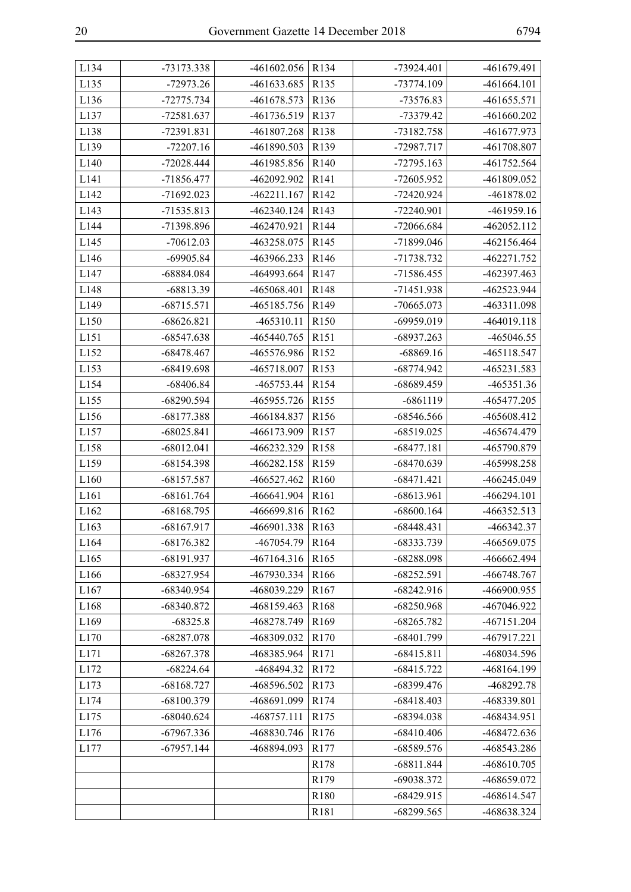| L134 | -73173.338 | -461602.056 | R134 | -73924.401 | -461679.491 |
|---|---|---|---|---|---|
| L135 | -72973.26 | -461633.685 | R135 | -73774.109 | -461664.101 |
| L136 | -72775.734 | -461678.573 | R136 | -73576.83 | -461655.571 |
| L137 | -72581.637 | -461736.519 | R137 | -73379.42 | -461660.202 |
| L138 | -72391.831 | -461807.268 | R138 | -73182.758 | -461677.973 |
| L139 | -72207.16 | -461890.503 | R139 | -72987.717 | -461708.807 |
| L140 | -72028.444 | -461985.856 | R140 | -72795.163 | -461752.564 |
| L141 | -71856.477 | -462092.902 | R141 | -72605.952 | -461809.052 |
| L142 | -71692.023 | -462211.167 | R142 | -72420.924 | -461878.02 |
| L143 | -71535.813 | -462340.124 | R143 | -72240.901 | -461959.16 |
| L144 | -71398.896 | -462470.921 | R144 | -72066.684 | -462052.112 |
| L145 | -70612.03 | -463258.075 | R145 | -71899.046 | -462156.464 |
| L146 | -69905.84 | -463966.233 | R146 | -71738.732 | -462271.752 |
| L147 | -68884.084 | -464993.664 | R147 | -71586.455 | -462397.463 |
| L148 | -68813.39 | -465068.401 | R148 | -71451.938 | -462523.944 |
| L149 | -68715.571 | -465185.756 | R149 | -70665.073 | -463311.098 |
| L150 | -68626.821 | -465310.11 | R150 | -69959.019 | -464019.118 |
| L151 | -68547.638 | -465440.765 | R151 | -68937.263 | -465046.55 |
| L152 | -68478.467 | -465576.986 | R152 | -68869.16 | -465118.547 |
| L153 | -68419.698 | -465718.007 | R153 | -68774.942 | -465231.583 |
| L154 | -68406.84 | -465753.44 | R154 | -68689.459 | -465351.36 |
| L155 | -68290.594 | -465955.726 | R155 | -6861119 | -465477.205 |
| L156 | -68177.388 | -466184.837 | R156 | -68546.566 | -465608.412 |
| L157 | -68025.841 | -466173.909 | R157 | -68519.025 | -465674.479 |
| L158 | -68012.041 | -466232.329 | R158 | -68477.181 | -465790.879 |
| L159 | -68154.398 | -466282.158 | R159 | -68470.639 | -465998.258 |
| L160 | -68157.587 | -466527.462 | R160 | -68471.421 | -466245.049 |
| L161 | -68161.764 | -466641.904 | R161 | -68613.961 | -466294.101 |
| L162 | -68168.795 | -466699.816 | R162 | -68600.164 | -466352.513 |
| L163 | -68167.917 | -466901.338 | R163 | -68448.431 | -466342.37 |
| L164 | -68176.382 | -467054.79 | R164 | -68333.739 | -466569.075 |
| L165 | -68191.937 | -467164.316 | R165 | -68288.098 | -466662.494 |
| L166 | -68327.954 | -467930.334 | R166 | -68252.591 | -466748.767 |
| L167 | -68340.954 | -468039.229 | R167 | -68242.916 | -466900.955 |
| L168 | -68340.872 | -468159.463 | R168 | -68250.968 | -467046.922 |
| L169 | -68325.8 | -468278.749 | R169 | -68265.782 | -467151.204 |
| L170 | -68287.078 | -468309.032 | R170 | -68401.799 | -467917.221 |
| L171 | -68267.378 | -468385.964 | R171 | -68415.811 | -468034.596 |
| L172 | -68224.64 | -468494.32 | R172 | -68415.722 | -468164.199 |
| L173 | -68168.727 | -468596.502 | R173 | -68399.476 | -468292.78 |
| L174 | -68100.379 | -468691.099 | R174 | -68418.403 | -468339.801 |
| L175 | -68040.624 | -468757.111 | R175 | -68394.038 | -468434.951 |
| L176 | -67967.336 | -468830.746 | R176 | -68410.406 | -468472.636 |
| L177 | -67957.144 | -468894.093 | R177 | -68589.576 | -468543.286 |
| | | | R178 | -68811.844 | -468610.705 |
| | | | R179 | -69038.372 | -468659.072 |
| | | | R180 | -68429.915 | -468614.547 |
| | | | R181 | -68299.565 | -468638.324 |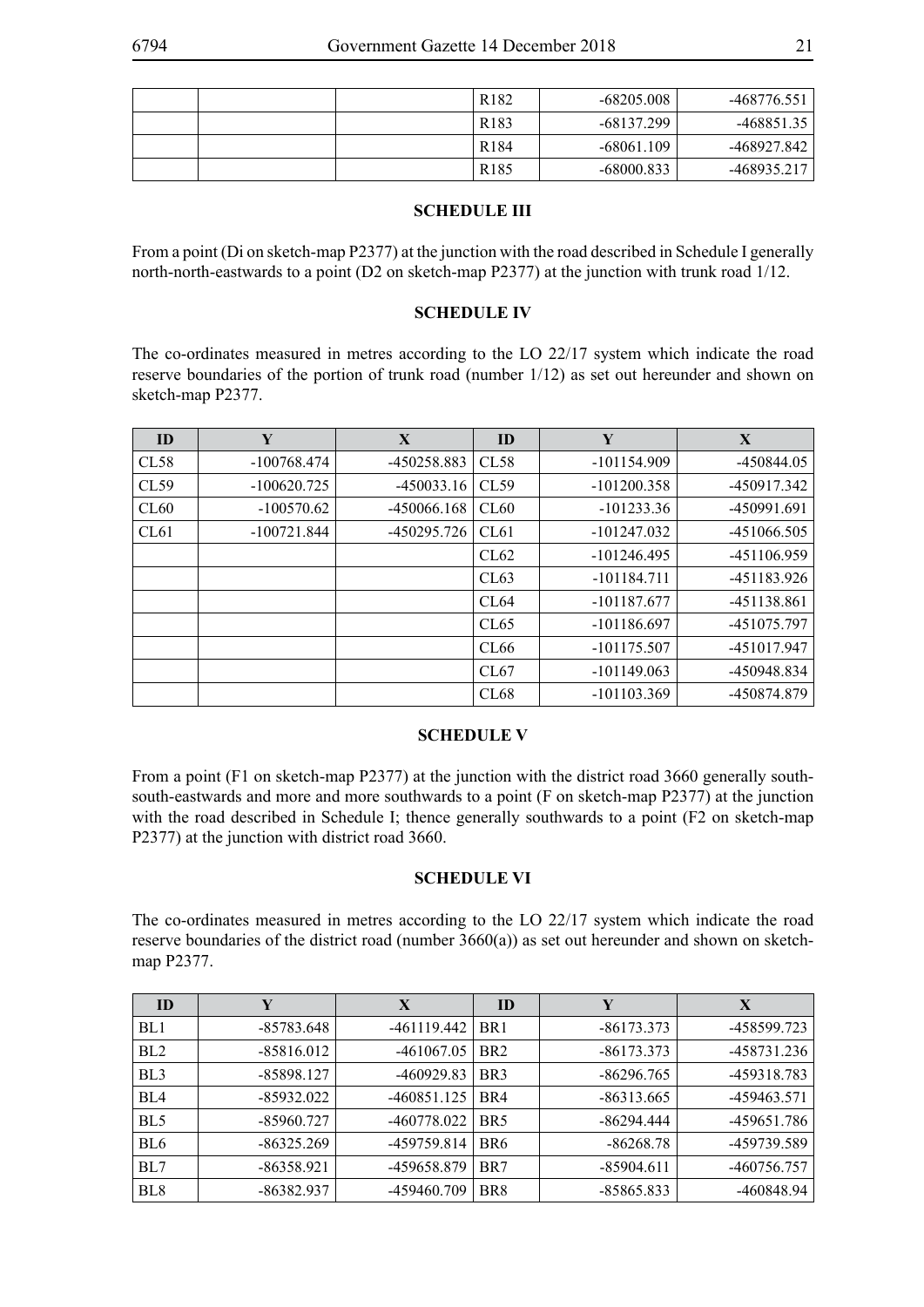|  |  |  | R182 | -68205.008 | -468776.551 |
|---|---|---|---|---|---|
|  |  |  | R183 | -68137.299 | -468851.35 |
|  |  |  | R184 | -68061.109 | -468927.842 |
|  |  |  | R185 | -68000.833 | -468935.217 |

### SCHEDULE III

From a point (Di on sketch-map P2377) at the junction with the road described in Schedule I generally north-north-eastwards to a point (D2 on sketch-map P2377) at the junction with trunk road 1/12.

### SCHEDULE IV

The co-ordinates measured in metres according to the LO 22/17 system which indicate the road reserve boundaries of the portion of trunk road (number 1/12) as set out hereunder and shown on sketch-map P2377.

| ID | Y | X | ID | Y | X |
|---|---|---|---|---|---|
| CL58 | -100768.474 | -450258.883 | CL58 | -101154.909 | -450844.05 |
| CL59 | -100620.725 | -450033.16 | CL59 | -101200.358 | -450917.342 |
| CL60 | -100570.62 | -450066.168 | CL60 | -101233.36 | -450991.691 |
| CL61 | -100721.844 | -450295.726 | CL61 | -101247.032 | -451066.505 |
|  |  |  | CL62 | -101246.495 | -451106.959 |
|  |  |  | CL63 | -101184.711 | -451183.926 |
|  |  |  | CL64 | -101187.677 | -451138.861 |
|  |  |  | CL65 | -101186.697 | -451075.797 |
|  |  |  | CL66 | -101175.507 | -451017.947 |
|  |  |  | CL67 | -101149.063 | -450948.834 |
|  |  |  | CL68 | -101103.369 | -450874.879 |

### SCHEDULE V

From a point (F1 on sketch-map P2377) at the junction with the district road 3660 generally south-south-eastwards and more and more southwards to a point (F on sketch-map P2377) at the junction with the road described in Schedule I; thence generally southwards to a point (F2 on sketch-map P2377) at the junction with district road 3660.

### SCHEDULE VI

The co-ordinates measured in metres according to the LO 22/17 system which indicate the road reserve boundaries of the district road (number 3660(a)) as set out hereunder and shown on sketch-map P2377.

| ID | Y | X | ID | Y | X |
|---|---|---|---|---|---|
| BL1 | -85783.648 | -461119.442 | BR1 | -86173.373 | -458599.723 |
| BL2 | -85816.012 | -461067.05 | BR2 | -86173.373 | -458731.236 |
| BL3 | -85898.127 | -460929.83 | BR3 | -86296.765 | -459318.783 |
| BL4 | -85932.022 | -460851.125 | BR4 | -86313.665 | -459463.571 |
| BL5 | -85960.727 | -460778.022 | BR5 | -86294.444 | -459651.786 |
| BL6 | -86325.269 | -459759.814 | BR6 | -86268.78 | -459739.589 |
| BL7 | -86358.921 | -459658.879 | BR7 | -85904.611 | -460756.757 |
| BL8 | -86382.937 | -459460.709 | BR8 | -85865.833 | -460848.94 |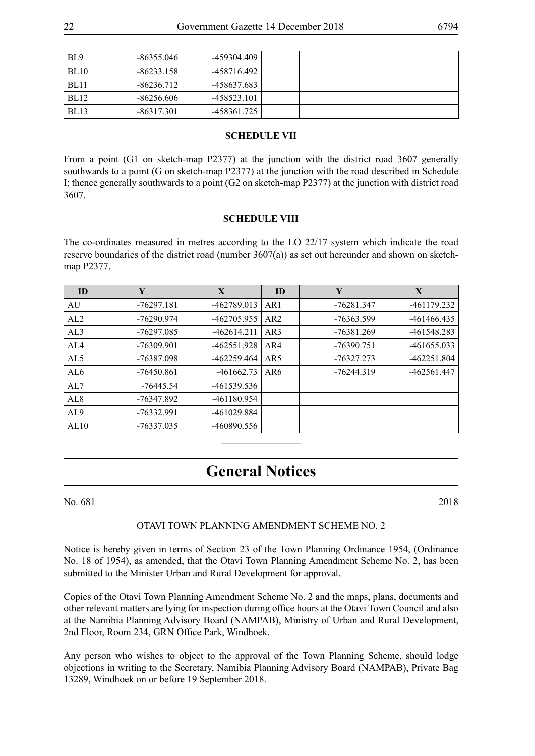| | | | | | |
|---|---|---|---|---|---|
| BL9 | -86355.046 | -459304.409 | | | |
| BL10 | -86233.158 | -458716.492 | | | |
| BL11 | -86236.712 | -458637.683 | | | |
| BL12 | -86256.606 | -458523.101 | | | |
| BL13 | -86317.301 | -458361.725 | | | |

**SCHEDULE VII**

From a point (G1 on sketch-map P2377) at the junction with the district road 3607 generally southwards to a point (G on sketch-map P2377) at the junction with the road described in Schedule I; thence generally southwards to a point (G2 on sketch-map P2377) at the junction with district road 3607.

**SCHEDULE VIII**

The co-ordinates measured in metres according to the LO 22/17 system which indicate the road reserve boundaries of the district road (number 3607(a)) as set out hereunder and shown on sketch-map P2377.

| ID | Y | X | ID | Y | X |
|---|---|---|---|---|---|
| AU | -76297.181 | -462789.013 | AR1 | -76281.347 | -461179.232 |
| AL2 | -76290.974 | -462705.955 | AR2 | -76363.599 | -461466.435 |
| AL3 | -76297.085 | -462614.211 | AR3 | -76381.269 | -461548.283 |
| AL4 | -76309.901 | -462551.928 | AR4 | -76390.751 | -461655.033 |
| AL5 | -76387.098 | -462259.464 | AR5 | -76327.273 | -462251.804 |
| AL6 | -76450.861 | -461662.73 | AR6 | -76244.319 | -462561.447 |
| AL7 | -76445.54 | -461539.536 | | | |
| AL8 | -76347.892 | -461180.954 | | | |
| AL9 | -76332.991 | -461029.884 | | | |
| AL10 | -76337.035 | -460890.556 | | | |

# General Notices

No. 681 2018

OTAVI TOWN PLANNING AMENDMENT SCHEME NO. 2

Notice is hereby given in terms of Section 23 of the Town Planning Ordinance 1954, (Ordinance No. 18 of 1954), as amended, that the Otavi Town Planning Amendment Scheme No. 2, has been submitted to the Minister Urban and Rural Development for approval.

Copies of the Otavi Town Planning Amendment Scheme No. 2 and the maps, plans, documents and other relevant matters are lying for inspection during office hours at the Otavi Town Council and also at the Namibia Planning Advisory Board (NAMPAB), Ministry of Urban and Rural Development, 2nd Floor, Room 234, GRN Office Park, Windhoek.

Any person who wishes to object to the approval of the Town Planning Scheme, should lodge objections in writing to the Secretary, Namibia Planning Advisory Board (NAMPAB), Private Bag 13289, Windhoek on or before 19 September 2018.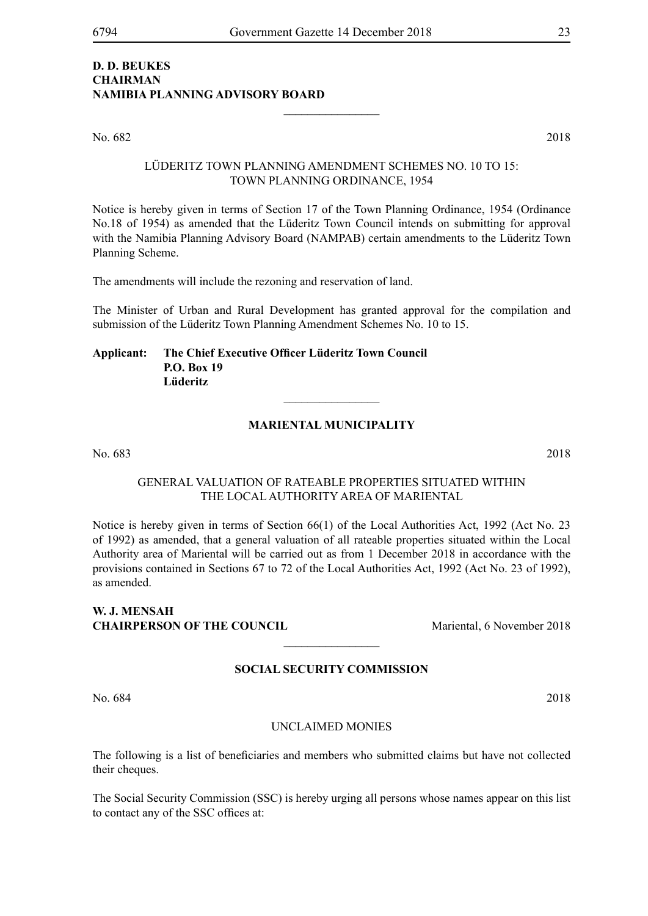**D. D. BEUKES**
**CHAIRMAN**
**NAMIBIA PLANNING ADVISORY BOARD**

________________

No. 682 2018

LÜDERITZ TOWN PLANNING AMENDMENT SCHEMES NO. 10 TO 15:
TOWN PLANNING ORDINANCE, 1954

Notice is hereby given in terms of Section 17 of the Town Planning Ordinance, 1954 (Ordinance No.18 of 1954) as amended that the Lüderitz Town Council intends on submitting for approval with the Namibia Planning Advisory Board (NAMPAB) certain amendments to the Lüderitz Town Planning Scheme.

The amendments will include the rezoning and reservation of land.

The Minister of Urban and Rural Development has granted approval for the compilation and submission of the Lüderitz Town Planning Amendment Schemes No. 10 to 15.

**Applicant: The Chief Executive Officer Lüderitz Town Council**
**P.O. Box 19**
**Lüderitz**

________________

## MARIENTAL MUNICIPALITY

No. 683 2018

GENERAL VALUATION OF RATEABLE PROPERTIES SITUATED WITHIN
THE LOCAL AUTHORITY AREA OF MARIENTAL

Notice is hereby given in terms of Section 66(1) of the Local Authorities Act, 1992 (Act No. 23 of 1992) as amended, that a general valuation of all rateable properties situated within the Local Authority area of Mariental will be carried out as from 1 December 2018 in accordance with the provisions contained in Sections 67 to 72 of the Local Authorities Act, 1992 (Act No. 23 of 1992), as amended.

**W. J. MENSAH**
**CHAIRPERSON OF THE COUNCIL** Mariental, 6 November 2018

________________

## SOCIAL SECURITY COMMISSION

No. 684 2018

UNCLAIMED MONIES

The following is a list of beneficiaries and members who submitted claims but have not collected their cheques.

The Social Security Commission (SSC) is hereby urging all persons whose names appear on this list to contact any of the SSC offices at: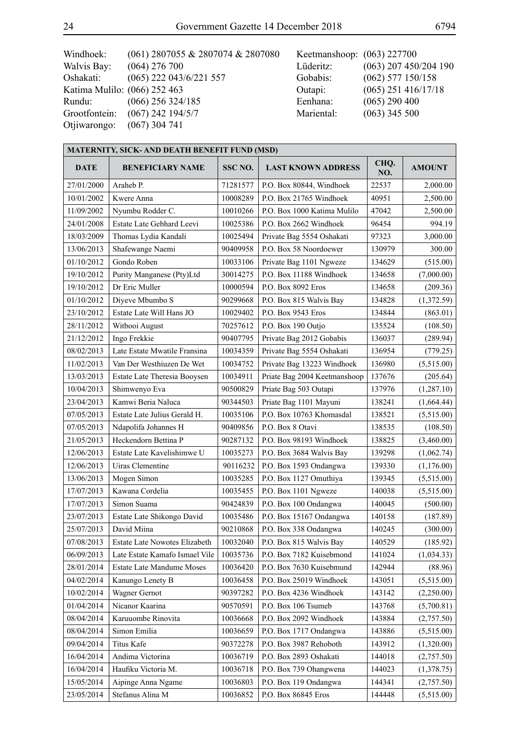| Windhoek: | (061) 2807055 & 2807074 & 2807080 | Keetmanshoop: | (063) 227700 |
|---|---|---|---|
| Walvis Bay: | (064) 276 700 | Lüderitz: | (063) 207 450/204 190 |
| Oshakati: | (065) 222 043/6/221 557 | Gobabis: | (062) 577 150/158 |
| Katima Mulilo: | (066) 252 463 | Outapi: | (065) 251 416/17/18 |
| Rundu: | (066) 256 324/185 | Eenhana: | (065) 290 400 |
| Grootfontein: | (067) 242 194/5/7 | Mariental: | (063) 345 500 |
| Otjiwarongo: | (067) 304 741 | | |

| MATERNITY, SICK- AND DEATH BENEFIT FUND (MSD) | | | | | |
|---|---|---|---|---|---|
| **DATE** | **BENEFICIARY NAME** | **SSC NO.** | **LAST KNOWN ADDRESS** | **CHQ. NO.** | **AMOUNT** |
| 27/01/2000 | Araheb P. | 71281577 | P.O. Box 80844, Windhoek | 22537 | 2,000.00 |
| 10/01/2002 | Kwere Anna | 10008289 | P.O. Box 21765 Windhoek | 40951 | 2,500.00 |
| 11/09/2002 | Nyumbu Rodder C. | 10010266 | P.O. Box 1000 Katima Mulilo | 47042 | 2,500.00 |
| 24/01/2008 | Estate Late Gebhard Leevi | 10025386 | P.O. Box 2662 Windhoek | 96454 | 994.19 |
| 18/03/2009 | Thomas Lydia Kandali | 10025494 | Private Bag 5554 Oshakati | 97323 | 3,000.00 |
| 13/06/2013 | Shafewange Naemi | 90409958 | P.O. Box 58 Noordoewer | 130979 | 300.00 |
| 01/10/2012 | Gondo Roben | 10033106 | Private Bag 1101 Ngweze | 134629 | (515.00) |
| 19/10/2012 | Purity Manganese (Pty)Ltd | 30014275 | P.O. Box 11188 Windhoek | 134658 | (7,000.00) |
| 19/10/2012 | Dr Eric Muller | 10000594 | P.O. Box 8092 Eros | 134658 | (209.36) |
| 01/10/2012 | Diyeve Mbumbo S | 90299668 | P.O. Box 815 Walvis Bay | 134828 | (1,372.59) |
| 23/10/2012 | Estate Late Will Hans JO | 10029402 | P.O. Box 9543 Eros | 134844 | (863.01) |
| 28/11/2012 | Witbooi August | 70257612 | P.O. Box 190 Outjo | 135524 | (108.50) |
| 21/12/2012 | Ingo Frekkie | 90407795 | Private Bag 2012 Gobabis | 136037 | (289.94) |
| 08/02/2013 | Late Estate Mwatile Fransina | 10034359 | Private Bag 5554 Oshakati | 136954 | (779.25) |
| 11/02/2013 | Van Der Westhiuzen De Wet | 10034752 | Private Bag 13223 Windhoek | 136980 | (5,515.00) |
| 13/03/2013 | Estate Late Theresia Booysen | 10034911 | Priate Bag 2004 Keetmanshoop | 137676 | (205.64) |
| 10/04/2013 | Shimwenyo Eva | 90500829 | Priate Bag 503 Outapi | 137976 | (1,287.10) |
| 23/04/2013 | Kamwi Beria Naluca | 90344503 | Priate Bag 1101 Mayuni | 138241 | (1,664.44) |
| 07/05/2013 | Estate Late Julius Gerald H. | 10035106 | P.O. Box 10763 Khomasdal | 138521 | (5,515.00) |
| 07/05/2013 | Ndapolifa Johannes H | 90409856 | P.O. Box 8 Otavi | 138535 | (108.50) |
| 21/05/2013 | Heckendorn Bettina P | 90287132 | P.O. Box 98193 Windhoek | 138825 | (3,460.00) |
| 12/06/2013 | Estate Late Kavelishimwe U | 10035273 | P.O. Box 3684 Walvis Bay | 139298 | (1,062.74) |
| 12/06/2013 | Uiras Clementine | 90116232 | P.O. Box 1593 Ondangwa | 139330 | (1,176.00) |
| 13/06/2013 | Mogen Simon | 10035285 | P.O. Box 1127 Omuthiya | 139345 | (5,515.00) |
| 17/07/2013 | Kawana Cordelia | 10035455 | P.O. Box 1101 Ngweze | 140038 | (5,515.00) |
| 17/07/2013 | Simon Suama | 90424839 | P.O. Box 100 Ondangwa | 140045 | (500.00) |
| 23/07/2013 | Estate Late Shikongo David | 10035486 | P.O. Box 15167 Ondangwa | 140158 | (187.89) |
| 25/07/2013 | David Miina | 90210868 | P.O. Box 338 Ondangwa | 140245 | (300.00) |
| 07/08/2013 | Estate Late Nowotes Elizabeth | 10032040 | P.O. Box 815 Walvis Bay | 140529 | (185.92) |
| 06/09/2013 | Late Estate Kamafo Ismael Vile | 10035736 | P.O. Box 7182 Kuisebmond | 141024 | (1,034.33) |
| 28/01/2014 | Estate Late Mandume Moses | 10036420 | P.O. Box 7630 Kuisebmund | 142944 | (88.96) |
| 04/02/2014 | Kanungo Lenety B | 10036458 | P.O. Box 25019 Windhoek | 143051 | (5,515.00) |
| 10/02/2014 | Wagner Gernot | 90397282 | P.O. Box 4236 Windhoek | 143142 | (2,250.00) |
| 01/04/2014 | Nicanor Kaarina | 90570591 | P.O. Box 106 Tsumeb | 143768 | (5,700.81) |
| 08/04/2014 | Karuuombe Rinovita | 10036668 | P.O. Box 2092 Windhoek | 143884 | (2,757.50) |
| 08/04/2014 | Simon Emilia | 10036659 | P.O. Box 1717 Ondangwa | 143886 | (5,515.00) |
| 09/04/2014 | Titus Kafe | 90372278 | P.O. Box 3987 Rehoboth | 143912 | (1,320.00) |
| 16/04/2014 | Andima Victorina | 10036719 | P.O. Box 2893 Oshakati | 144018 | (2,757.50) |
| 16/04/2014 | Haufiku Victoria M. | 10036718 | P.O. Box 739 Ohangwena | 144023 | (1,378.75) |
| 15/05/2014 | Aipinge Anna Ngame | 10036803 | P.O. Box 119 Ondangwa | 144341 | (2,757.50) |
| 23/05/2014 | Stefanus Alina M | 10036852 | P.O. Box 86845 Eros | 144448 | (5,515.00) |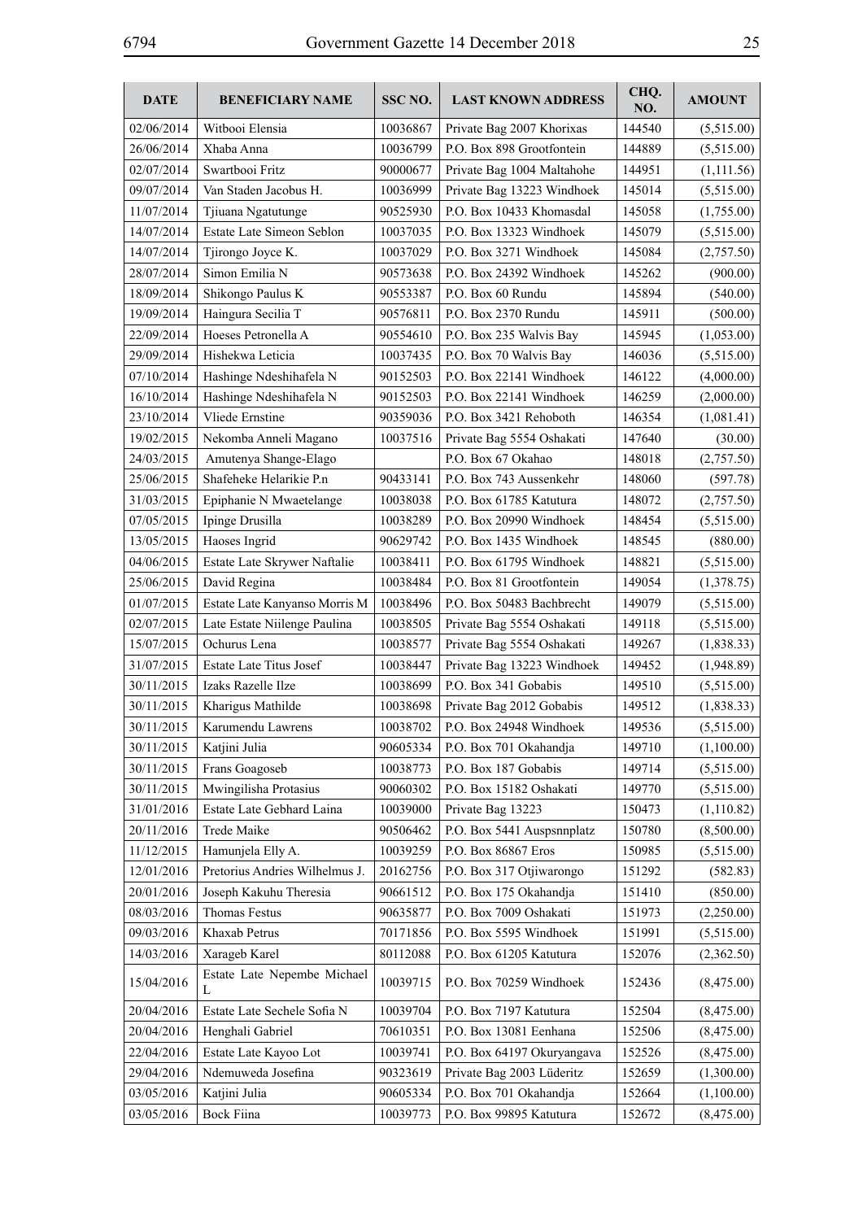| DATE | BENEFICIARY NAME | SSC NO. | LAST KNOWN ADDRESS | CHQ. NO. | AMOUNT |
|---|---|---|---|---|---|
| 02/06/2014 | Witbooi Elensia | 10036867 | Private Bag 2007 Khorixas | 144540 | (5,515.00) |
| 26/06/2014 | Xhaba Anna | 10036799 | P.O. Box 898 Grootfontein | 144889 | (5,515.00) |
| 02/07/2014 | Swartbooi Fritz | 90000677 | Private Bag 1004 Maltahohe | 144951 | (1,111.56) |
| 09/07/2014 | Van Staden Jacobus H. | 10036999 | Private Bag 13223 Windhoek | 145014 | (5,515.00) |
| 11/07/2014 | Tjiuana Ngatutunge | 90525930 | P.O. Box 10433 Khomasdal | 145058 | (1,755.00) |
| 14/07/2014 | Estate Late Simeon Seblon | 10037035 | P.O. Box 13323 Windhoek | 145079 | (5,515.00) |
| 14/07/2014 | Tjirongo Joyce K. | 10037029 | P.O. Box 3271 Windhoek | 145084 | (2,757.50) |
| 28/07/2014 | Simon Emilia N | 90573638 | P.O. Box 24392 Windhoek | 145262 | (900.00) |
| 18/09/2014 | Shikongo Paulus K | 90553387 | P.O. Box 60 Rundu | 145894 | (540.00) |
| 19/09/2014 | Haingura Secilia T | 90576811 | P.O. Box 2370 Rundu | 145911 | (500.00) |
| 22/09/2014 | Hoeses Petronella A | 90554610 | P.O. Box 235 Walvis Bay | 145945 | (1,053.00) |
| 29/09/2014 | Hishekwa Leticia | 10037435 | P.O. Box 70 Walvis Bay | 146036 | (5,515.00) |
| 07/10/2014 | Hashinge Ndeshihafela N | 90152503 | P.O. Box 22141 Windhoek | 146122 | (4,000.00) |
| 16/10/2014 | Hashinge Ndeshihafela N | 90152503 | P.O. Box 22141 Windhoek | 146259 | (2,000.00) |
| 23/10/2014 | Vliede Ernstine | 90359036 | P.O. Box 3421 Rehoboth | 146354 | (1,081.41) |
| 19/02/2015 | Nekomba Anneli Magano | 10037516 | Private Bag 5554 Oshakati | 147640 | (30.00) |
| 24/03/2015 | Amutenya Shange-Elago | | P.O. Box 67 Okahao | 148018 | (2,757.50) |
| 25/06/2015 | Shafeheke Helarikie P.n | 90433141 | P.O. Box 743 Aussenkehr | 148060 | (597.78) |
| 31/03/2015 | Epiphanie N Mwaetelange | 10038038 | P.O. Box 61785 Katutura | 148072 | (2,757.50) |
| 07/05/2015 | Ipinge Drusilla | 10038289 | P.O. Box 20990 Windhoek | 148454 | (5,515.00) |
| 13/05/2015 | Haoses Ingrid | 90629742 | P.O. Box 1435 Windhoek | 148545 | (880.00) |
| 04/06/2015 | Estate Late Skrywer Naftalie | 10038411 | P.O. Box 61795 Windhoek | 148821 | (5,515.00) |
| 25/06/2015 | David Regina | 10038484 | P.O. Box 81 Grootfontein | 149054 | (1,378.75) |
| 01/07/2015 | Estate Late Kanyanso Morris M | 10038496 | P.O. Box 50483 Bachbrecht | 149079 | (5,515.00) |
| 02/07/2015 | Late Estate Niilenge Paulina | 10038505 | Private Bag 5554 Oshakati | 149118 | (5,515.00) |
| 15/07/2015 | Ochurus Lena | 10038577 | Private Bag 5554 Oshakati | 149267 | (1,838.33) |
| 31/07/2015 | Estate Late Titus Josef | 10038447 | Private Bag 13223 Windhoek | 149452 | (1,948.89) |
| 30/11/2015 | Izaks Razelle Ilze | 10038699 | P.O. Box 341 Gobabis | 149510 | (5,515.00) |
| 30/11/2015 | Kharigus Mathilde | 10038698 | Private Bag 2012 Gobabis | 149512 | (1,838.33) |
| 30/11/2015 | Karumendu Lawrens | 10038702 | P.O. Box 24948 Windhoek | 149536 | (5,515.00) |
| 30/11/2015 | Katjini Julia | 90605334 | P.O. Box 701 Okahandja | 149710 | (1,100.00) |
| 30/11/2015 | Frans Goagoseb | 10038773 | P.O. Box 187 Gobabis | 149714 | (5,515.00) |
| 30/11/2015 | Mwingilisha Protasius | 90060302 | P.O. Box 15182 Oshakati | 149770 | (5,515.00) |
| 31/01/2016 | Estate Late Gebhard Laina | 10039000 | Private Bag 13223 | 150473 | (1,110.82) |
| 20/11/2016 | Trede Maike | 90506462 | P.O. Box 5441 Auspsnnplatz | 150780 | (8,500.00) |
| 11/12/2015 | Hamunjela Elly A. | 10039259 | P.O. Box 86867 Eros | 150985 | (5,515.00) |
| 12/01/2016 | Pretorius Andries Wilhelmus J. | 20162756 | P.O. Box 317 Otjiwarongo | 151292 | (582.83) |
| 20/01/2016 | Joseph Kakuhu Theresia | 90661512 | P.O. Box 175 Okahandja | 151410 | (850.00) |
| 08/03/2016 | Thomas Festus | 90635877 | P.O. Box 7009 Oshakati | 151973 | (2,250.00) |
| 09/03/2016 | Khaxab Petrus | 70171856 | P.O. Box 5595 Windhoek | 151991 | (5,515.00) |
| 14/03/2016 | Xarageb Karel | 80112088 | P.O. Box 61205 Katutura | 152076 | (2,362.50) |
| 15/04/2016 | Estate Late Nepembe Michael L | 10039715 | P.O. Box 70259 Windhoek | 152436 | (8,475.00) |
| 20/04/2016 | Estate Late Sechele Sofia N | 10039704 | P.O. Box 7197 Katutura | 152504 | (8,475.00) |
| 20/04/2016 | Henghali Gabriel | 70610351 | P.O. Box 13081 Eenhana | 152506 | (8,475.00) |
| 22/04/2016 | Estate Late Kayoo Lot | 10039741 | P.O. Box 64197 Okuryangava | 152526 | (8,475.00) |
| 29/04/2016 | Ndemuweda Josefina | 90323619 | Private Bag 2003 Lüderitz | 152659 | (1,300.00) |
| 03/05/2016 | Katjini Julia | 90605334 | P.O. Box 701 Okahandja | 152664 | (1,100.00) |
| 03/05/2016 | Bock Fiina | 10039773 | P.O. Box 99895 Katutura | 152672 | (8,475.00) |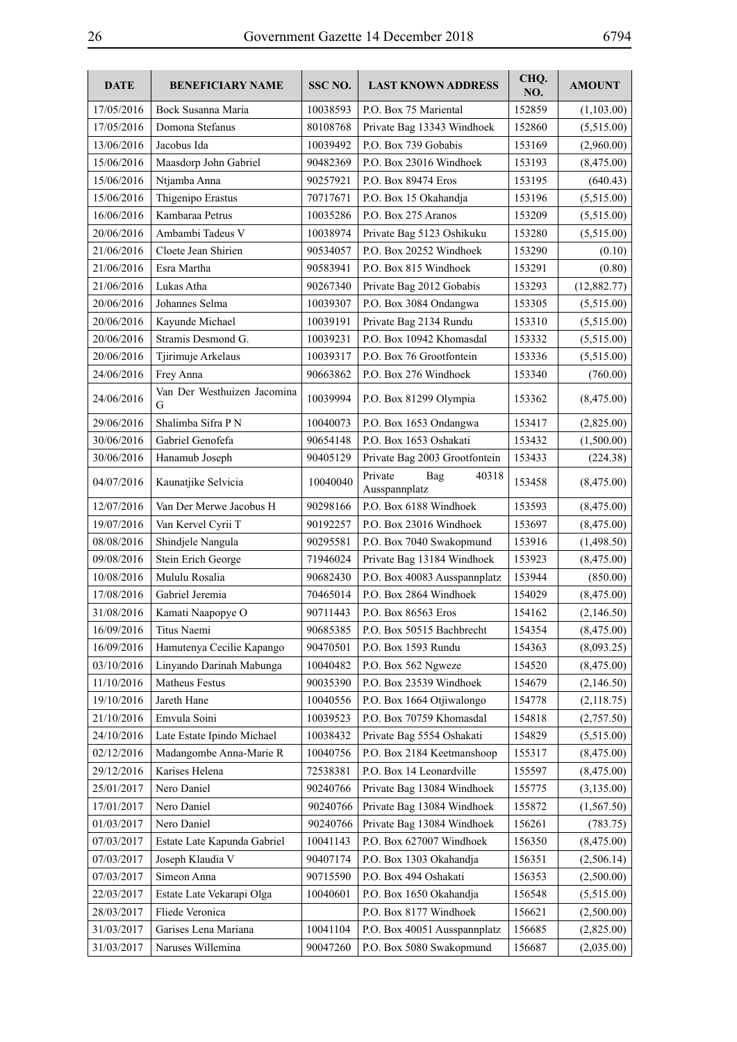| DATE | BENEFICIARY NAME | SSC NO. | LAST KNOWN ADDRESS | CHQ. NO. | AMOUNT |
|---|---|---|---|---|---|
| 17/05/2016 | Bock Susanna Maria | 10038593 | P.O. Box 75 Mariental | 152859 | (1,103.00) |
| 17/05/2016 | Domona Stefanus | 80108768 | Private Bag 13343 Windhoek | 152860 | (5,515.00) |
| 13/06/2016 | Jacobus Ida | 10039492 | P.O. Box 739 Gobabis | 153169 | (2,960.00) |
| 15/06/2016 | Maasdorp John Gabriel | 90482369 | P.O. Box 23016 Windhoek | 153193 | (8,475.00) |
| 15/06/2016 | Ntjamba Anna | 90257921 | P.O. Box 89474 Eros | 153195 | (640.43) |
| 15/06/2016 | Thigenipo Erastus | 70717671 | P.O. Box 15 Okahandja | 153196 | (5,515.00) |
| 16/06/2016 | Kambaraa Petrus | 10035286 | P.O. Box 275 Aranos | 153209 | (5,515.00) |
| 20/06/2016 | Ambambi Tadeus V | 10038974 | Private Bag 5123 Oshikuku | 153280 | (5,515.00) |
| 21/06/2016 | Cloete Jean Shirien | 90534057 | P.O. Box 20252 Windhoek | 153290 | (0.10) |
| 21/06/2016 | Esra Martha | 90583941 | P.O. Box 815 Windhoek | 153291 | (0.80) |
| 21/06/2016 | Lukas Atha | 90267340 | Private Bag 2012 Gobabis | 153293 | (12,882.77) |
| 20/06/2016 | Johannes Selma | 10039307 | P.O. Box 3084 Ondangwa | 153305 | (5,515.00) |
| 20/06/2016 | Kayunde Michael | 10039191 | Private Bag 2134 Rundu | 153310 | (5,515.00) |
| 20/06/2016 | Stramis Desmond G. | 10039231 | P.O. Box 10942 Khomasdal | 153332 | (5,515.00) |
| 20/06/2016 | Tjirimuje Arkelaus | 10039317 | P.O. Box 76 Grootfontein | 153336 | (5,515.00) |
| 24/06/2016 | Frey Anna | 90663862 | P.O. Box 276 Windhoek | 153340 | (760.00) |
| 24/06/2016 | Van Der Westhuizen Jacomina G | 10039994 | P.O. Box 81299 Olympia | 153362 | (8,475.00) |
| 29/06/2016 | Shalimba Sifra P N | 10040073 | P.O. Box 1653 Ondangwa | 153417 | (2,825.00) |
| 30/06/2016 | Gabriel Genofefa | 90654148 | P.O. Box 1653 Oshakati | 153432 | (1,500.00) |
| 30/06/2016 | Hanamub Joseph | 90405129 | Private Bag 2003 Grootfontein | 153433 | (224.38) |
| 04/07/2016 | Kaunatjike Selvicia | 10040040 | Private Bag 40318 Ausspannplatz | 153458 | (8,475.00) |
| 12/07/2016 | Van Der Merwe Jacobus H | 90298166 | P.O. Box 6188 Windhoek | 153593 | (8,475.00) |
| 19/07/2016 | Van Kervel Cyrii T | 90192257 | P.O. Box 23016 Windhoek | 153697 | (8,475.00) |
| 08/08/2016 | Shindjele Nangula | 90295581 | P.O. Box 7040 Swakopmund | 153916 | (1,498.50) |
| 09/08/2016 | Stein Erich George | 71946024 | Private Bag 13184 Windhoek | 153923 | (8,475.00) |
| 10/08/2016 | Mululu Rosalia | 90682430 | P.O. Box 40083 Ausspannplatz | 153944 | (850.00) |
| 17/08/2016 | Gabriel Jeremia | 70465014 | P.O. Box 2864 Windhoek | 154029 | (8,475.00) |
| 31/08/2016 | Kamati Naapopye O | 90711443 | P.O. Box 86563 Eros | 154162 | (2,146.50) |
| 16/09/2016 | Titus Naemi | 90685385 | P.O. Box 50515 Bachbrecht | 154354 | (8,475.00) |
| 16/09/2016 | Hamutenya Cecilie Kapango | 90470501 | P.O. Box 1593 Rundu | 154363 | (8,093.25) |
| 03/10/2016 | Linyando Darinah Mabunga | 10040482 | P.O. Box 562 Ngweze | 154520 | (8,475.00) |
| 11/10/2016 | Matheus Festus | 90035390 | P.O. Box 23539 Windhoek | 154679 | (2,146.50) |
| 19/10/2016 | Jareth Hane | 10040556 | P.O. Box 1664 Otjiwalongo | 154778 | (2,118.75) |
| 21/10/2016 | Emvula Soini | 10039523 | P.O. Box 70759 Khomasdal | 154818 | (2,757.50) |
| 24/10/2016 | Late Estate Ipindo Michael | 10038432 | Private Bag 5554 Oshakati | 154829 | (5,515.00) |
| 02/12/2016 | Madangombe Anna-Marie R | 10040756 | P.O. Box 2184 Keetmanshoop | 155317 | (8,475.00) |
| 29/12/2016 | Karises Helena | 72538381 | P.O. Box 14 Leonardville | 155597 | (8,475.00) |
| 25/01/2017 | Nero Daniel | 90240766 | Private Bag 13084 Windhoek | 155775 | (3,135.00) |
| 17/01/2017 | Nero Daniel | 90240766 | Private Bag 13084 Windhoek | 155872 | (1,567.50) |
| 01/03/2017 | Nero Daniel | 90240766 | Private Bag 13084 Windhoek | 156261 | (783.75) |
| 07/03/2017 | Estate Late Kapunda Gabriel | 10041143 | P.O. Box 627007 Windhoek | 156350 | (8,475.00) |
| 07/03/2017 | Joseph Klaudia V | 90407174 | P.O. Box 1303 Okahandja | 156351 | (2,506.14) |
| 07/03/2017 | Simeon Anna | 90715590 | P.O. Box 494 Oshakati | 156353 | (2,500.00) |
| 22/03/2017 | Estate Late Vekarapi Olga | 10040601 | P.O. Box 1650 Okahandja | 156548 | (5,515.00) |
| 28/03/2017 | Fliede Veronica | | P.O. Box 8177 Windhoek | 156621 | (2,500.00) |
| 31/03/2017 | Garises Lena Mariana | 10041104 | P.O. Box 40051 Ausspannplatz | 156685 | (2,825.00) |
| 31/03/2017 | Naruses Willemina | 90047260 | P.O. Box 5080 Swakopmund | 156687 | (2,035.00) |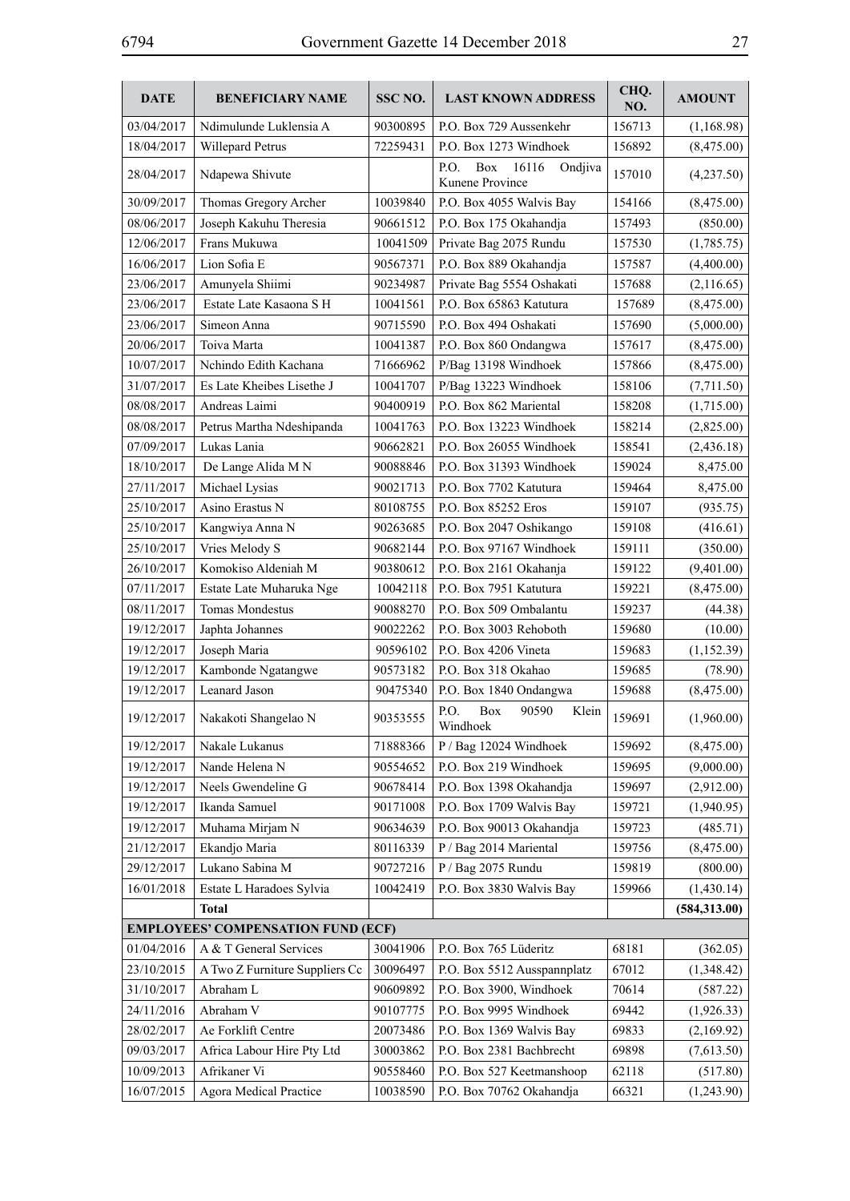| DATE | BENEFICIARY NAME | SSC NO. | LAST KNOWN ADDRESS | CHQ. NO. | AMOUNT |
|---|---|---|---|---|---|
| 03/04/2017 | Ndimulunde Luklensia A | 90300895 | P.O. Box 729 Aussenkehr | 156713 | (1,168.98) |
| 18/04/2017 | Willepard Petrus | 72259431 | P.O. Box 1273 Windhoek | 156892 | (8,475.00) |
| 28/04/2017 | Ndapewa Shivute | | P.O. Box 16116 Ondjiva Kunene Province | 157010 | (4,237.50) |
| 30/09/2017 | Thomas Gregory Archer | 10039840 | P.O. Box 4055 Walvis Bay | 154166 | (8,475.00) |
| 08/06/2017 | Joseph Kakuhu Theresia | 90661512 | P.O. Box 175 Okahandja | 157493 | (850.00) |
| 12/06/2017 | Frans Mukuwa | 10041509 | Private Bag 2075 Rundu | 157530 | (1,785.75) |
| 16/06/2017 | Lion Sofia E | 90567371 | P.O. Box 889 Okahandja | 157587 | (4,400.00) |
| 23/06/2017 | Amunyela Shiimi | 90234987 | Private Bag 5554 Oshakati | 157688 | (2,116.65) |
| 23/06/2017 | Estate Late Kasaona S H | 10041561 | P.O. Box 65863 Katutura | 157689 | (8,475.00) |
| 23/06/2017 | Simeon Anna | 90715590 | P.O. Box 494 Oshakati | 157690 | (5,000.00) |
| 20/06/2017 | Toiva Marta | 10041387 | P.O. Box 860 Ondangwa | 157617 | (8,475.00) |
| 10/07/2017 | Nchindo Edith Kachana | 71666962 | P/Bag 13198 Windhoek | 157866 | (8,475.00) |
| 31/07/2017 | Es Late Kheibes Lisethe J | 10041707 | P/Bag 13223 Windhoek | 158106 | (7,711.50) |
| 08/08/2017 | Andreas Laimi | 90400919 | P.O. Box 862 Mariental | 158208 | (1,715.00) |
| 08/08/2017 | Petrus Martha Ndeshipanda | 10041763 | P.O. Box 13223 Windhoek | 158214 | (2,825.00) |
| 07/09/2017 | Lukas Lania | 90662821 | P.O. Box 26055 Windhoek | 158541 | (2,436.18) |
| 18/10/2017 | De Lange Alida M N | 90088846 | P.O. Box 31393 Windhoek | 159024 | 8,475.00 |
| 27/11/2017 | Michael Lysias | 90021713 | P.O. Box 7702 Katutura | 159464 | 8,475.00 |
| 25/10/2017 | Asino Erastus N | 80108755 | P.O. Box 85252 Eros | 159107 | (935.75) |
| 25/10/2017 | Kangwiya Anna N | 90263685 | P.O. Box 2047 Oshikango | 159108 | (416.61) |
| 25/10/2017 | Vries Melody S | 90682144 | P.O. Box 97167 Windhoek | 159111 | (350.00) |
| 26/10/2017 | Komokiso Aldeniah M | 90380612 | P.O. Box 2161 Okahanja | 159122 | (9,401.00) |
| 07/11/2017 | Estate Late Muharuka Nge | 10042118 | P.O. Box 7951 Katutura | 159221 | (8,475.00) |
| 08/11/2017 | Tomas Mondestus | 90088270 | P.O. Box 509 Ombalantu | 159237 | (44.38) |
| 19/12/2017 | Japhta Johannes | 90022262 | P.O. Box 3003 Rehoboth | 159680 | (10.00) |
| 19/12/2017 | Joseph Maria | 90596102 | P.O. Box 4206 Vineta | 159683 | (1,152.39) |
| 19/12/2017 | Kambonde Ngatangwe | 90573182 | P.O. Box 318 Okahao | 159685 | (78.90) |
| 19/12/2017 | Leanard Jason | 90475340 | P.O. Box 1840 Ondangwa | 159688 | (8,475.00) |
| 19/12/2017 | Nakakoti Shangelao N | 90353555 | P.O. Box 90590 Klein Windhoek | 159691 | (1,960.00) |
| 19/12/2017 | Nakale Lukanus | 71888366 | P / Bag 12024 Windhoek | 159692 | (8,475.00) |
| 19/12/2017 | Nande Helena N | 90554652 | P.O. Box 219 Windhoek | 159695 | (9,000.00) |
| 19/12/2017 | Neels Gwendeline G | 90678414 | P.O. Box 1398 Okahandja | 159697 | (2,912.00) |
| 19/12/2017 | Ikanda Samuel | 90171008 | P.O. Box 1709 Walvis Bay | 159721 | (1,940.95) |
| 19/12/2017 | Muhama Mirjam N | 90634639 | P.O. Box 90013 Okahandja | 159723 | (485.71) |
| 21/12/2017 | Ekandjo Maria | 80116339 | P / Bag 2014 Mariental | 159756 | (8,475.00) |
| 29/12/2017 | Lukano Sabina M | 90727216 | P / Bag 2075 Rundu | 159819 | (800.00) |
| 16/01/2018 | Estate L Haradoes Sylvia | 10042419 | P.O. Box 3830 Walvis Bay | 159966 | (1,430.14) |
| | **Total** | | | | **(584,313.00)** |
| **EMPLOYEES' COMPENSATION FUND (ECF)** | | | | | |
| 01/04/2016 | A & T General Services | 30041906 | P.O. Box 765 Lüderitz | 68181 | (362.05) |
| 23/10/2015 | A Two Z Furniture Suppliers Cc | 30096497 | P.O. Box 5512 Ausspannplatz | 67012 | (1,348.42) |
| 31/10/2017 | Abraham L | 90609892 | P.O. Box 3900, Windhoek | 70614 | (587.22) |
| 24/11/2016 | Abraham V | 90107775 | P.O. Box 9995 Windhoek | 69442 | (1,926.33) |
| 28/02/2017 | Ae Forklift Centre | 20073486 | P.O. Box 1369 Walvis Bay | 69833 | (2,169.92) |
| 09/03/2017 | Africa Labour Hire Pty Ltd | 30003862 | P.O. Box 2381 Bachbrecht | 69898 | (7,613.50) |
| 10/09/2013 | Afrikaner Vi | 90558460 | P.O. Box 527 Keetmanshoop | 62118 | (517.80) |
| 16/07/2015 | Agora Medical Practice | 10038590 | P.O. Box 70762 Okahandja | 66321 | (1,243.90) |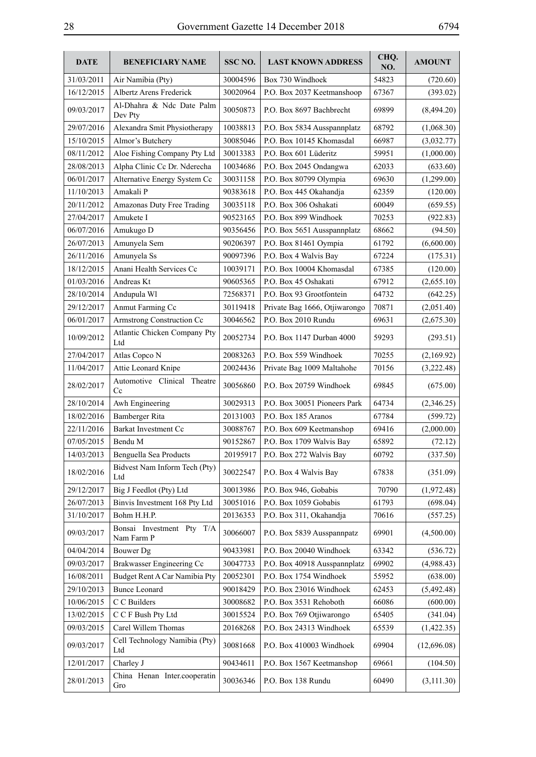| DATE | BENEFICIARY NAME | SSC NO. | LAST KNOWN ADDRESS | CHQ. NO. | AMOUNT |
|---|---|---|---|---|---|
| 31/03/2011 | Air Namibia (Pty) | 30004596 | Box 730 Windhoek | 54823 | (720.60) |
| 16/12/2015 | Albertz Arens Frederick | 30020964 | P.O. Box 2037 Keetmanshoop | 67367 | (393.02) |
| 09/03/2017 | Al-Dhahra & Ndc Date Palm Dev Pty | 30050873 | P.O. Box 8697 Bachbrecht | 69899 | (8,494.20) |
| 29/07/2016 | Alexandra Smit Physiotherapy | 10038813 | P.O. Box 5834 Ausspannplatz | 68792 | (1,068.30) |
| 15/10/2015 | Almor's Butchery | 30085046 | P.O. Box 10145 Khomasdal | 66987 | (3,032.77) |
| 08/11/2012 | Aloe Fishing Company Pty Ltd | 30013383 | P.O. Box 601 Lüderitz | 59951 | (1,000.00) |
| 28/08/2013 | Alpha Clinic Cc Dr. Nderecha | 10034686 | P.O. Box 2045 Ondangwa | 62033 | (633.60) |
| 06/01/2017 | Alternative Energy System Cc | 30031158 | P.O. Box 80799 Olympia | 69630 | (1,299.00) |
| 11/10/2013 | Amakali P | 90383618 | P.O. Box 445 Okahandja | 62359 | (120.00) |
| 20/11/2012 | Amazonas Duty Free Trading | 30035118 | P.O. Box 306 Oshakati | 60049 | (659.55) |
| 27/04/2017 | Amukete I | 90523165 | P.O. Box 899 Windhoek | 70253 | (922.83) |
| 06/07/2016 | Amukugo D | 90356456 | P.O. Box 5651 Ausspannplatz | 68662 | (94.50) |
| 26/07/2013 | Amunyela Sem | 90206397 | P.O. Box 81461 Oympia | 61792 | (6,600.00) |
| 26/11/2016 | Amunyela Ss | 90097396 | P.O. Box 4 Walvis Bay | 67224 | (175.31) |
| 18/12/2015 | Anani Health Services Cc | 10039171 | P.O. Box 10004 Khomasdal | 67385 | (120.00) |
| 01/03/2016 | Andreas Kt | 90605365 | P.O. Box 45 Oshakati | 67912 | (2,655.10) |
| 28/10/2014 | Andupula Wl | 72568371 | P.O. Box 93 Grootfontein | 64732 | (642.25) |
| 29/12/2017 | Anmut Farming Cc | 30119418 | Private Bag 1666, Otjiwarongo | 70871 | (2,051.40) |
| 06/01/2017 | Armstrong Construction Cc | 30046562 | P.O. Box 2010 Rundu | 69631 | (2,675.30) |
| 10/09/2012 | Atlantic Chicken Company Pty Ltd | 20052734 | P.O. Box 1147 Durban 4000 | 59293 | (293.51) |
| 27/04/2017 | Atlas Copco N | 20083263 | P.O. Box 559 Windhoek | 70255 | (2,169.92) |
| 11/04/2017 | Attie Leonard Knipe | 20024436 | Private Bag 1009 Maltahohe | 70156 | (3,222.48) |
| 28/02/2017 | Automotive Clinical Theatre Cc | 30056860 | P.O. Box 20759 Windhoek | 69845 | (675.00) |
| 28/10/2014 | Awh Engineering | 30029313 | P.O. Box 30051 Pioneers Park | 64734 | (2,346.25) |
| 18/02/2016 | Bamberger Rita | 20131003 | P.O. Box 185 Aranos | 67784 | (599.72) |
| 22/11/2016 | Barkat Investment Cc | 30088767 | P.O. Box 609 Keetmanshop | 69416 | (2,000.00) |
| 07/05/2015 | Bendu M | 90152867 | P.O. Box 1709 Walvis Bay | 65892 | (72.12) |
| 14/03/2013 | Benguella Sea Products | 20195917 | P.O. Box 272 Walvis Bay | 60792 | (337.50) |
| 18/02/2016 | Bidvest Nam Inform Tech (Pty) Ltd | 30022547 | P.O. Box 4 Walvis Bay | 67838 | (351.09) |
| 29/12/2017 | Big J Feedlot (Pty) Ltd | 30013986 | P.O. Box 946, Gobabis | 70790 | (1,972.48) |
| 26/07/2013 | Binvis Investment 168 Pty Ltd | 30051016 | P.O. Box 1059 Gobabis | 61793 | (698.04) |
| 31/10/2017 | Bohm H.H.P. | 20136353 | P.O. Box 311, Okahandja | 70616 | (557.25) |
| 09/03/2017 | Bonsai Investment Pty T/A Nam Farm P | 30066007 | P.O. Box 5839 Ausspannpatz | 69901 | (4,500.00) |
| 04/04/2014 | Bouwer Dg | 90433981 | P.O. Box 20040 Windhoek | 63342 | (536.72) |
| 09/03/2017 | Brakwasser Engineering Cc | 30047733 | P.O. Box 40918 Ausspannplatz | 69902 | (4,988.43) |
| 16/08/2011 | Budget Rent A Car Namibia Pty | 20052301 | P.O. Box 1754 Windhoek | 55952 | (638.00) |
| 29/10/2013 | Bunce Leonard | 90018429 | P.O. Box 23016 Windhoek | 62453 | (5,492.48) |
| 10/06/2015 | C C Builders | 30008682 | P.O. Box 3531 Rehoboth | 66086 | (600.00) |
| 13/02/2015 | C C F Bush Pty Ltd | 30015524 | P.O. Box 769 Otjiwarongo | 65405 | (341.04) |
| 09/03/2015 | Carel Willem Thomas | 20168268 | P.O. Box 24313 Windhoek | 65539 | (1,422.35) |
| 09/03/2017 | Cell Technology Namibia (Pty) Ltd | 30081668 | P.O. Box 410003 Windhoek | 69904 | (12,696.08) |
| 12/01/2017 | Charley J | 90434611 | P.O. Box 1567 Keetmanshop | 69661 | (104.50) |
| 28/01/2013 | China Henan Inter.cooperatin Gro | 30036346 | P.O. Box 138 Rundu | 60490 | (3,111.30) |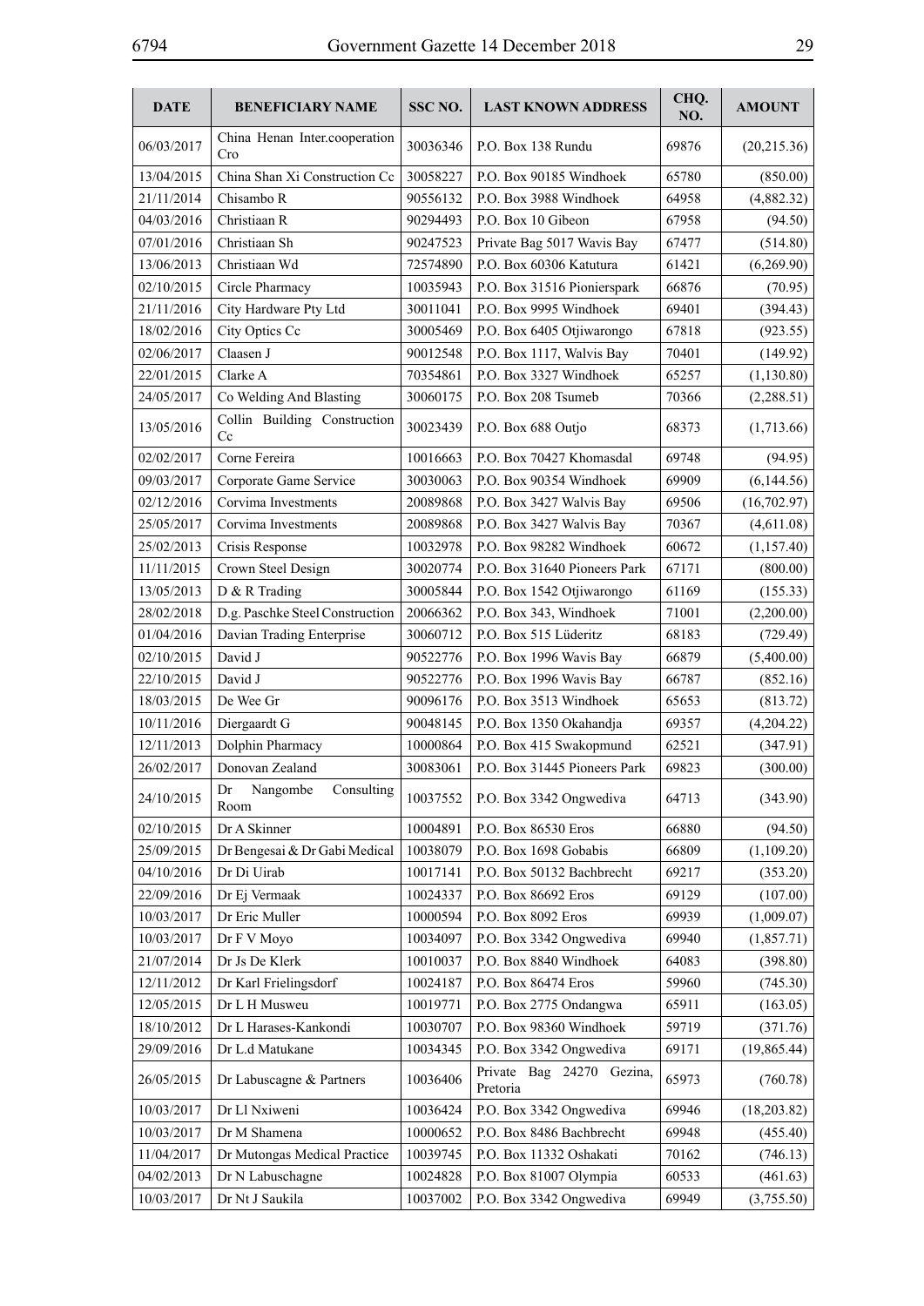| DATE | BENEFICIARY NAME | SSC NO. | LAST KNOWN ADDRESS | CHQ. NO. | AMOUNT |
|---|---|---|---|---|---|
| 06/03/2017 | China Henan Inter.cooperation Cro | 30036346 | P.O. Box 138 Rundu | 69876 | (20,215.36) |
| 13/04/2015 | China Shan Xi Construction Cc | 30058227 | P.O. Box 90185 Windhoek | 65780 | (850.00) |
| 21/11/2014 | Chisambo R | 90556132 | P.O. Box 3988 Windhoek | 64958 | (4,882.32) |
| 04/03/2016 | Christiaan R | 90294493 | P.O. Box 10 Gibeon | 67958 | (94.50) |
| 07/01/2016 | Christiaan Sh | 90247523 | Private Bag 5017 Wavis Bay | 67477 | (514.80) |
| 13/06/2013 | Christiaan Wd | 72574890 | P.O. Box 60306 Katutura | 61421 | (6,269.90) |
| 02/10/2015 | Circle Pharmacy | 10035943 | P.O. Box 31516 Pionierspark | 66876 | (70.95) |
| 21/11/2016 | City Hardware Pty Ltd | 30011041 | P.O. Box 9995 Windhoek | 69401 | (394.43) |
| 18/02/2016 | City Optics Cc | 30005469 | P.O. Box 6405 Otjiwarongo | 67818 | (923.55) |
| 02/06/2017 | Claasen J | 90012548 | P.O. Box 1117, Walvis Bay | 70401 | (149.92) |
| 22/01/2015 | Clarke A | 70354861 | P.O. Box 3327 Windhoek | 65257 | (1,130.80) |
| 24/05/2017 | Co Welding And Blasting | 30060175 | P.O. Box 208 Tsumeb | 70366 | (2,288.51) |
| 13/05/2016 | Collin Building Construction Cc | 30023439 | P.O. Box 688 Outjo | 68373 | (1,713.66) |
| 02/02/2017 | Corne Fereira | 10016663 | P.O. Box 70427 Khomasdal | 69748 | (94.95) |
| 09/03/2017 | Corporate Game Service | 30030063 | P.O. Box 90354 Windhoek | 69909 | (6,144.56) |
| 02/12/2016 | Corvima Investments | 20089868 | P.O. Box 3427 Walvis Bay | 69506 | (16,702.97) |
| 25/05/2017 | Corvima Investments | 20089868 | P.O. Box 3427 Walvis Bay | 70367 | (4,611.08) |
| 25/02/2013 | Crisis Response | 10032978 | P.O. Box 98282 Windhoek | 60672 | (1,157.40) |
| 11/11/2015 | Crown Steel Design | 30020774 | P.O. Box 31640 Pioneers Park | 67171 | (800.00) |
| 13/05/2013 | D & R Trading | 30005844 | P.O. Box 1542 Otjiwarongo | 61169 | (155.33) |
| 28/02/2018 | D.g. Paschke Steel Construction | 20066362 | P.O. Box 343, Windhoek | 71001 | (2,200.00) |
| 01/04/2016 | Davian Trading Enterprise | 30060712 | P.O. Box 515 Lüderitz | 68183 | (729.49) |
| 02/10/2015 | David J | 90522776 | P.O. Box 1996 Wavis Bay | 66879 | (5,400.00) |
| 22/10/2015 | David J | 90522776 | P.O. Box 1996 Wavis Bay | 66787 | (852.16) |
| 18/03/2015 | De Wee Gr | 90096176 | P.O. Box 3513 Windhoek | 65653 | (813.72) |
| 10/11/2016 | Diergaardt G | 90048145 | P.O. Box 1350 Okahandja | 69357 | (4,204.22) |
| 12/11/2013 | Dolphin Pharmacy | 10000864 | P.O. Box 415 Swakopmund | 62521 | (347.91) |
| 26/02/2017 | Donovan Zealand | 30083061 | P.O. Box 31445 Pioneers Park | 69823 | (300.00) |
| 24/10/2015 | Dr Nangombe Consulting Room | 10037552 | P.O. Box 3342 Ongwediva | 64713 | (343.90) |
| 02/10/2015 | Dr A Skinner | 10004891 | P.O. Box 86530 Eros | 66880 | (94.50) |
| 25/09/2015 | Dr Bengesai & Dr Gabi Medical | 10038079 | P.O. Box 1698 Gobabis | 66809 | (1,109.20) |
| 04/10/2016 | Dr Di Uirab | 10017141 | P.O. Box 50132 Bachbrecht | 69217 | (353.20) |
| 22/09/2016 | Dr Ej Vermaak | 10024337 | P.O. Box 86692 Eros | 69129 | (107.00) |
| 10/03/2017 | Dr Eric Muller | 10000594 | P.O. Box 8092 Eros | 69939 | (1,009.07) |
| 10/03/2017 | Dr F V Moyo | 10034097 | P.O. Box 3342 Ongwediva | 69940 | (1,857.71) |
| 21/07/2014 | Dr Js De Klerk | 10010037 | P.O. Box 8840 Windhoek | 64083 | (398.80) |
| 12/11/2012 | Dr Karl Frielingsdorf | 10024187 | P.O. Box 86474 Eros | 59960 | (745.30) |
| 12/05/2015 | Dr L H Musweu | 10019771 | P.O. Box 2775 Ondangwa | 65911 | (163.05) |
| 18/10/2012 | Dr L Harases-Kankondi | 10030707 | P.O. Box 98360 Windhoek | 59719 | (371.76) |
| 29/09/2016 | Dr L.d Matukane | 10034345 | P.O. Box 3342 Ongwediva | 69171 | (19,865.44) |
| 26/05/2015 | Dr Labuscagne & Partners | 10036406 | Private Bag 24270 Gezina, Pretoria | 65973 | (760.78) |
| 10/03/2017 | Dr Ll Nxiweni | 10036424 | P.O. Box 3342 Ongwediva | 69946 | (18,203.82) |
| 10/03/2017 | Dr M Shamena | 10000652 | P.O. Box 8486 Bachbrecht | 69948 | (455.40) |
| 11/04/2017 | Dr Mutongas Medical Practice | 10039745 | P.O. Box 11332 Oshakati | 70162 | (746.13) |
| 04/02/2013 | Dr N Labuschagne | 10024828 | P.O. Box 81007 Olympia | 60533 | (461.63) |
| 10/03/2017 | Dr Nt J Saukila | 10037002 | P.O. Box 3342 Ongwediva | 69949 | (3,755.50) |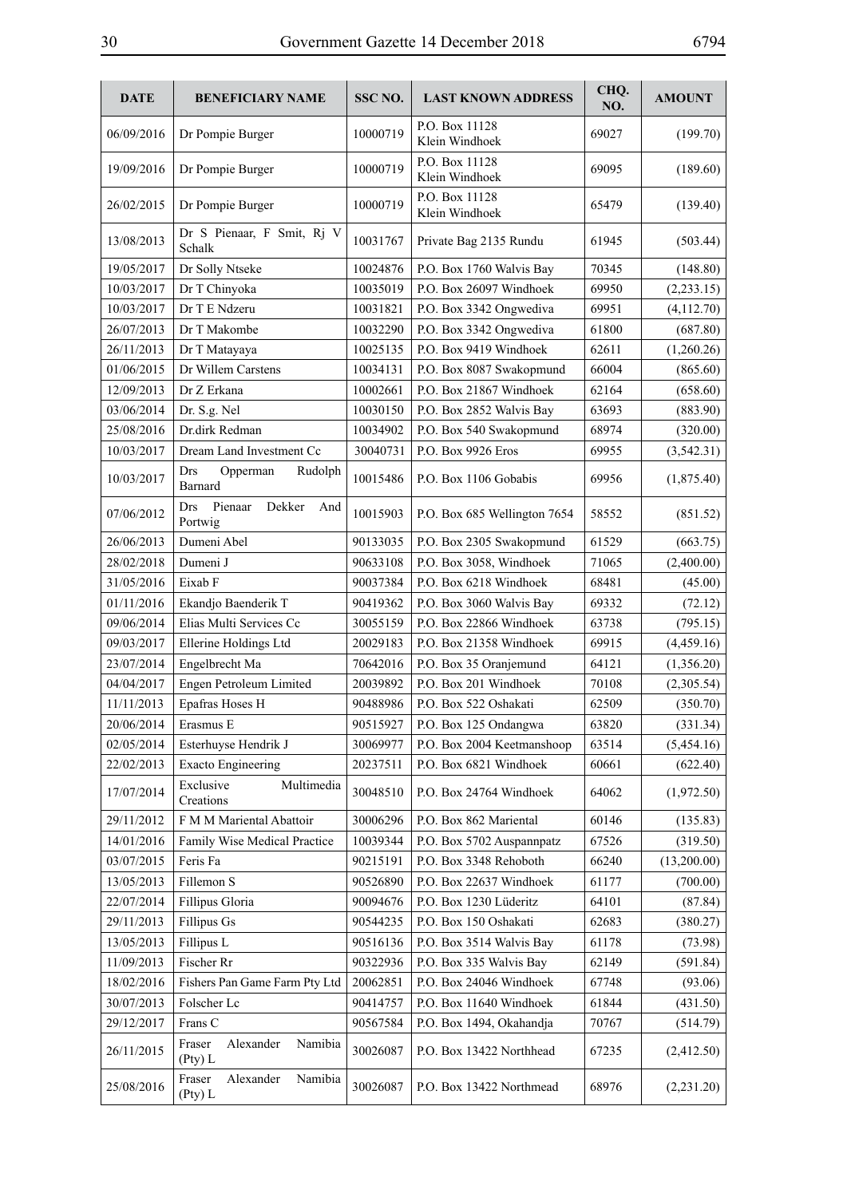| DATE | BENEFICIARY NAME | SSC NO. | LAST KNOWN ADDRESS | CHQ. NO. | AMOUNT |
|---|---|---|---|---|---|
| 06/09/2016 | Dr Pompie Burger | 10000719 | P.O. Box 11128 Klein Windhoek | 69027 | (199.70) |
| 19/09/2016 | Dr Pompie Burger | 10000719 | P.O. Box 11128 Klein Windhoek | 69095 | (189.60) |
| 26/02/2015 | Dr Pompie Burger | 10000719 | P.O. Box 11128 Klein Windhoek | 65479 | (139.40) |
| 13/08/2013 | Dr S Pienaar, F Smit, Rj V Schalk | 10031767 | Private Bag 2135 Rundu | 61945 | (503.44) |
| 19/05/2017 | Dr Solly Ntseke | 10024876 | P.O. Box 1760 Walvis Bay | 70345 | (148.80) |
| 10/03/2017 | Dr T Chinyoka | 10035019 | P.O. Box 26097 Windhoek | 69950 | (2,233.15) |
| 10/03/2017 | Dr T E Ndzeru | 10031821 | P.O. Box 3342 Ongwediva | 69951 | (4,112.70) |
| 26/07/2013 | Dr T Makombe | 10032290 | P.O. Box 3342 Ongwediva | 61800 | (687.80) |
| 26/11/2013 | Dr T Matayaya | 10025135 | P.O. Box 9419 Windhoek | 62611 | (1,260.26) |
| 01/06/2015 | Dr Willem Carstens | 10034131 | P.O. Box 8087 Swakopmund | 66004 | (865.60) |
| 12/09/2013 | Dr Z Erkana | 10002661 | P.O. Box 21867 Windhoek | 62164 | (658.60) |
| 03/06/2014 | Dr. S.g. Nel | 10030150 | P.O. Box 2852 Walvis Bay | 63693 | (883.90) |
| 25/08/2016 | Dr.dirk Redman | 10034902 | P.O. Box 540 Swakopmund | 68974 | (320.00) |
| 10/03/2017 | Dream Land Investment Cc | 30040731 | P.O. Box 9926 Eros | 69955 | (3,542.31) |
| 10/03/2017 | Drs Opperman Rudolph Barnard | 10015486 | P.O. Box 1106 Gobabis | 69956 | (1,875.40) |
| 07/06/2012 | Drs Pienaar Dekker And Portwig | 10015903 | P.O. Box 685 Wellington 7654 | 58552 | (851.52) |
| 26/06/2013 | Dumeni Abel | 90133035 | P.O. Box 2305 Swakopmund | 61529 | (663.75) |
| 28/02/2018 | Dumeni J | 90633108 | P.O. Box 3058, Windhoek | 71065 | (2,400.00) |
| 31/05/2016 | Eixab F | 90037384 | P.O. Box 6218 Windhoek | 68481 | (45.00) |
| 01/11/2016 | Ekandjo Baenderik T | 90419362 | P.O. Box 3060 Walvis Bay | 69332 | (72.12) |
| 09/06/2014 | Elias Multi Services Cc | 30055159 | P.O. Box 22866 Windhoek | 63738 | (795.15) |
| 09/03/2017 | Ellerine Holdings Ltd | 20029183 | P.O. Box 21358 Windhoek | 69915 | (4,459.16) |
| 23/07/2014 | Engelbrecht Ma | 70642016 | P.O. Box 35 Oranjemund | 64121 | (1,356.20) |
| 04/04/2017 | Engen Petroleum Limited | 20039892 | P.O. Box 201 Windhoek | 70108 | (2,305.54) |
| 11/11/2013 | Epafras Hoses H | 90488986 | P.O. Box 522 Oshakati | 62509 | (350.70) |
| 20/06/2014 | Erasmus E | 90515927 | P.O. Box 125 Ondangwa | 63820 | (331.34) |
| 02/05/2014 | Esterhuyse Hendrik J | 30069977 | P.O. Box 2004 Keetmanshoop | 63514 | (5,454.16) |
| 22/02/2013 | Exacto Engineering | 20237511 | P.O. Box 6821 Windhoek | 60661 | (622.40) |
| 17/07/2014 | Exclusive Multimedia Creations | 30048510 | P.O. Box 24764 Windhoek | 64062 | (1,972.50) |
| 29/11/2012 | F M M Mariental Abattoir | 30006296 | P.O. Box 862 Mariental | 60146 | (135.83) |
| 14/01/2016 | Family Wise Medical Practice | 10039344 | P.O. Box 5702 Auspannpatz | 67526 | (319.50) |
| 03/07/2015 | Feris Fa | 90215191 | P.O. Box 3348 Rehoboth | 66240 | (13,200.00) |
| 13/05/2013 | Fillemon S | 90526890 | P.O. Box 22637 Windhoek | 61177 | (700.00) |
| 22/07/2014 | Fillipus Gloria | 90094676 | P.O. Box 1230 Lüderitz | 64101 | (87.84) |
| 29/11/2013 | Fillipus Gs | 90544235 | P.O. Box 150 Oshakati | 62683 | (380.27) |
| 13/05/2013 | Fillipus L | 90516136 | P.O. Box 3514 Walvis Bay | 61178 | (73.98) |
| 11/09/2013 | Fischer Rr | 90322936 | P.O. Box 335 Walvis Bay | 62149 | (591.84) |
| 18/02/2016 | Fishers Pan Game Farm Pty Ltd | 20062851 | P.O. Box 24046 Windhoek | 67748 | (93.06) |
| 30/07/2013 | Folscher Lc | 90414757 | P.O. Box 11640 Windhoek | 61844 | (431.50) |
| 29/12/2017 | Frans C | 90567584 | P.O. Box 1494, Okahandja | 70767 | (514.79) |
| 26/11/2015 | Fraser Alexander Namibia (Pty) L | 30026087 | P.O. Box 13422 Northhead | 67235 | (2,412.50) |
| 25/08/2016 | Fraser Alexander Namibia (Pty) L | 30026087 | P.O. Box 13422 Northmead | 68976 | (2,231.20) |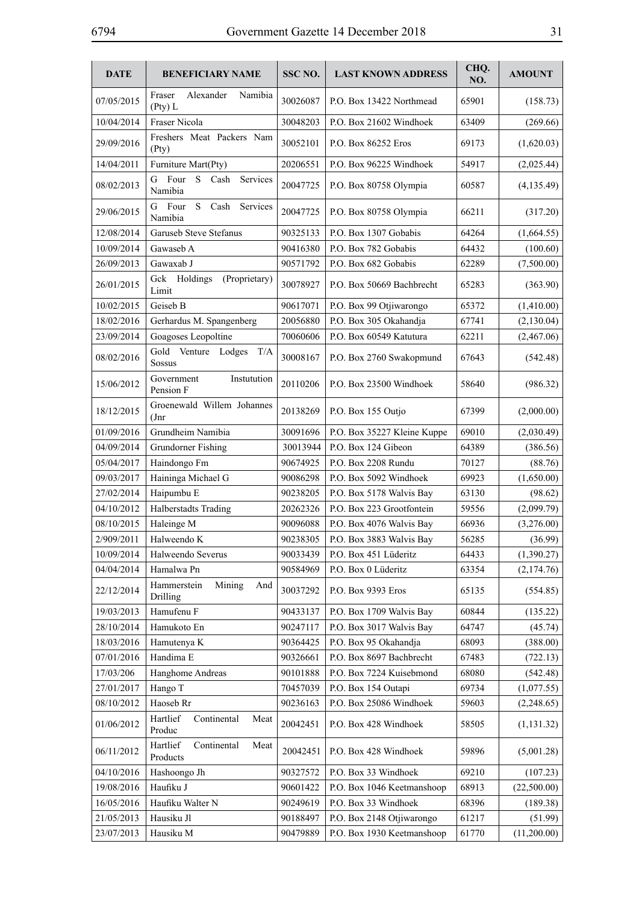| DATE | BENEFICIARY NAME | SSC NO. | LAST KNOWN ADDRESS | CHQ. NO. | AMOUNT |
|---|---|---|---|---|---|
| 07/05/2015 | Fraser Alexander Namibia (Pty) L | 30026087 | P.O. Box 13422 Northmead | 65901 | (158.73) |
| 10/04/2014 | Fraser Nicola | 30048203 | P.O. Box 21602 Windhoek | 63409 | (269.66) |
| 29/09/2016 | Freshers Meat Packers Nam (Pty) | 30052101 | P.O. Box 86252 Eros | 69173 | (1,620.03) |
| 14/04/2011 | Furniture Mart(Pty) | 20206551 | P.O. Box 96225 Windhoek | 54917 | (2,025.44) |
| 08/02/2013 | G Four S Cash Services Namibia | 20047725 | P.O. Box 80758 Olympia | 60587 | (4,135.49) |
| 29/06/2015 | G Four S Cash Services Namibia | 20047725 | P.O. Box 80758 Olympia | 66211 | (317.20) |
| 12/08/2014 | Garuseb Steve Stefanus | 90325133 | P.O. Box 1307 Gobabis | 64264 | (1,664.55) |
| 10/09/2014 | Gawaseb A | 90416380 | P.O. Box 782 Gobabis | 64432 | (100.60) |
| 26/09/2013 | Gawaxab J | 90571792 | P.O. Box 682 Gobabis | 62289 | (7,500.00) |
| 26/01/2015 | Gck Holdings (Proprietary) Limit | 30078927 | P.O. Box 50669 Bachbrecht | 65283 | (363.90) |
| 10/02/2015 | Geiseb B | 90617071 | P.O. Box 99 Otjiwarongo | 65372 | (1,410.00) |
| 18/02/2016 | Gerhardus M. Spangenberg | 20056880 | P.O. Box 305 Okahandja | 67741 | (2,130.04) |
| 23/09/2014 | Goagoses Leopoltine | 70060606 | P.O. Box 60549 Katutura | 62211 | (2,467.06) |
| 08/02/2016 | Gold Venture Lodges T/A Sossus | 30008167 | P.O. Box 2760 Swakopmund | 67643 | (542.48) |
| 15/06/2012 | Government Instutution Pension F | 20110206 | P.O. Box 23500 Windhoek | 58640 | (986.32) |
| 18/12/2015 | Groenewald Willem Johannes (Jnr | 20138269 | P.O. Box 155 Outjo | 67399 | (2,000.00) |
| 01/09/2016 | Grundheim Namibia | 30091696 | P.O. Box 35227 Kleine Kuppe | 69010 | (2,030.49) |
| 04/09/2014 | Grundorner Fishing | 30013944 | P.O. Box 124 Gibeon | 64389 | (386.56) |
| 05/04/2017 | Haindongo Fm | 90674925 | P.O. Box 2208 Rundu | 70127 | (88.76) |
| 09/03/2017 | Haininga Michael G | 90086298 | P.O. Box 5092 Windhoek | 69923 | (1,650.00) |
| 27/02/2014 | Haipumbu E | 90238205 | P.O. Box 5178 Walvis Bay | 63130 | (98.62) |
| 04/10/2012 | Halberstadts Trading | 20262326 | P.O. Box 223 Grootfontein | 59556 | (2,099.79) |
| 08/10/2015 | Haleinge M | 90096088 | P.O. Box 4076 Walvis Bay | 66936 | (3,276.00) |
| 2/909/2011 | Halweendo K | 90238305 | P.O. Box 3883 Walvis Bay | 56285 | (36.99) |
| 10/09/2014 | Halweendo Severus | 90033439 | P.O. Box 451 Lüderitz | 64433 | (1,390.27) |
| 04/04/2014 | Hamalwa Pn | 90584969 | P.O. Box 0 Lüderitz | 63354 | (2,174.76) |
| 22/12/2014 | Hammerstein Mining And Drilling | 30037292 | P.O. Box 9393 Eros | 65135 | (554.85) |
| 19/03/2013 | Hamufenu F | 90433137 | P.O. Box 1709 Walvis Bay | 60844 | (135.22) |
| 28/10/2014 | Hamukoto En | 90247117 | P.O. Box 3017 Walvis Bay | 64747 | (45.74) |
| 18/03/2016 | Hamutenya K | 90364425 | P.O. Box 95 Okahandja | 68093 | (388.00) |
| 07/01/2016 | Handima E | 90326661 | P.O. Box 8697 Bachbrecht | 67483 | (722.13) |
| 17/03/206 | Hanghome Andreas | 90101888 | P.O. Box 7224 Kuisebmond | 68080 | (542.48) |
| 27/01/2017 | Hango T | 70457039 | P.O. Box 154 Outapi | 69734 | (1,077.55) |
| 08/10/2012 | Haoseb Rr | 90236163 | P.O. Box 25086 Windhoek | 59603 | (2,248.65) |
| 01/06/2012 | Hartlief Continental Meat Produc | 20042451 | P.O. Box 428 Windhoek | 58505 | (1,131.32) |
| 06/11/2012 | Hartlief Continental Meat Products | 20042451 | P.O. Box 428 Windhoek | 59896 | (5,001.28) |
| 04/10/2016 | Hashoongo Jh | 90327572 | P.O. Box 33 Windhoek | 69210 | (107.23) |
| 19/08/2016 | Haufiku J | 90601422 | P.O. Box 1046 Keetmanshoop | 68913 | (22,500.00) |
| 16/05/2016 | Haufiku Walter N | 90249619 | P.O. Box 33 Windhoek | 68396 | (189.38) |
| 21/05/2013 | Hausiku Jl | 90188497 | P.O. Box 2148 Otjiwarongo | 61217 | (51.99) |
| 23/07/2013 | Hausiku M | 90479889 | P.O. Box 1930 Keetmanshoop | 61770 | (11,200.00) |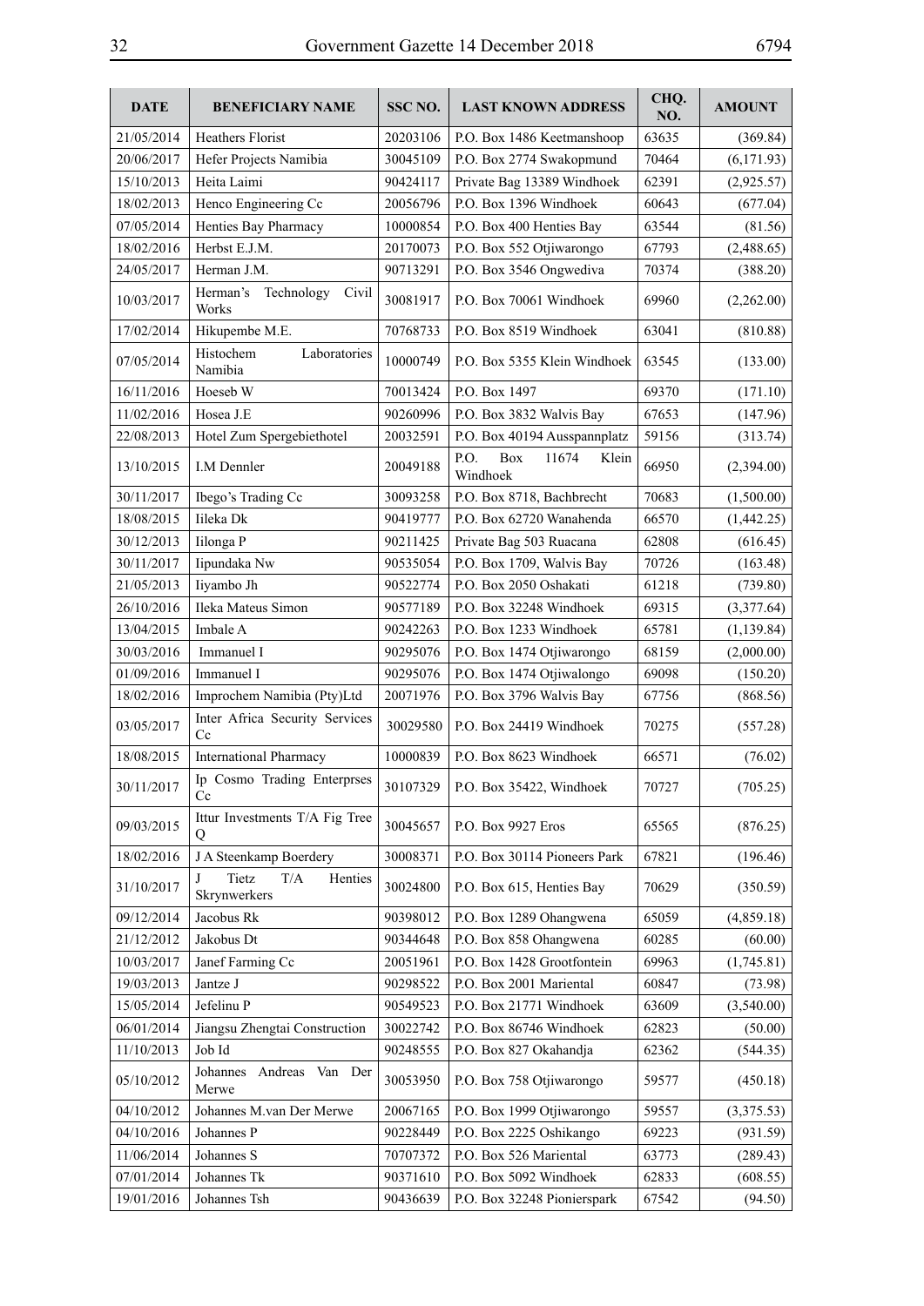| DATE | BENEFICIARY NAME | SSC NO. | LAST KNOWN ADDRESS | CHQ. NO. | AMOUNT |
|---|---|---|---|---|---|
| 21/05/2014 | Heathers Florist | 20203106 | P.O. Box 1486 Keetmanshoop | 63635 | (369.84) |
| 20/06/2017 | Hefer Projects Namibia | 30045109 | P.O. Box 2774 Swakopmund | 70464 | (6,171.93) |
| 15/10/2013 | Heita Laimi | 90424117 | Private Bag 13389 Windhoek | 62391 | (2,925.57) |
| 18/02/2013 | Henco Engineering Cc | 20056796 | P.O. Box 1396 Windhoek | 60643 | (677.04) |
| 07/05/2014 | Henties Bay Pharmacy | 10000854 | P.O. Box 400 Henties Bay | 63544 | (81.56) |
| 18/02/2016 | Herbst E.J.M. | 20170073 | P.O. Box 552 Otjiwarongo | 67793 | (2,488.65) |
| 24/05/2017 | Herman J.M. | 90713291 | P.O. Box 3546 Ongwediva | 70374 | (388.20) |
| 10/03/2017 | Herman's Technology Civil Works | 30081917 | P.O. Box 70061 Windhoek | 69960 | (2,262.00) |
| 17/02/2014 | Hikupembe M.E. | 70768733 | P.O. Box 8519 Windhoek | 63041 | (810.88) |
| 07/05/2014 | Histochem Laboratories Namibia | 10000749 | P.O. Box 5355 Klein Windhoek | 63545 | (133.00) |
| 16/11/2016 | Hoeseb W | 70013424 | P.O. Box 1497 | 69370 | (171.10) |
| 11/02/2016 | Hosea J.E | 90260996 | P.O. Box 3832 Walvis Bay | 67653 | (147.96) |
| 22/08/2013 | Hotel Zum Spergebiethotel | 20032591 | P.O. Box 40194 Ausspannplatz | 59156 | (313.74) |
| 13/10/2015 | I.M Dennler | 20049188 | P.O. Box 11674 Klein Windhoek | 66950 | (2,394.00) |
| 30/11/2017 | Ibego's Trading Cc | 30093258 | P.O. Box 8718, Bachbrecht | 70683 | (1,500.00) |
| 18/08/2015 | Iileka Dk | 90419777 | P.O. Box 62720 Wanahenda | 66570 | (1,442.25) |
| 30/12/2013 | Iilonga P | 90211425 | Private Bag 503 Ruacana | 62808 | (616.45) |
| 30/11/2017 | Iipundaka Nw | 90535054 | P.O. Box 1709, Walvis Bay | 70726 | (163.48) |
| 21/05/2013 | Iiyambo Jh | 90522774 | P.O. Box 2050 Oshakati | 61218 | (739.80) |
| 26/10/2016 | Ileka Mateus Simon | 90577189 | P.O. Box 32248 Windhoek | 69315 | (3,377.64) |
| 13/04/2015 | Imbale A | 90242263 | P.O. Box 1233 Windhoek | 65781 | (1,139.84) |
| 30/03/2016 | Immanuel I | 90295076 | P.O. Box 1474 Otjiwarongo | 68159 | (2,000.00) |
| 01/09/2016 | Immanuel I | 90295076 | P.O. Box 1474 Otjiwalongo | 69098 | (150.20) |
| 18/02/2016 | Improchem Namibia (Pty)Ltd | 20071976 | P.O. Box 3796 Walvis Bay | 67756 | (868.56) |
| 03/05/2017 | Inter Africa Security Services Cc | 30029580 | P.O. Box 24419 Windhoek | 70275 | (557.28) |
| 18/08/2015 | International Pharmacy | 10000839 | P.O. Box 8623 Windhoek | 66571 | (76.02) |
| 30/11/2017 | Ip Cosmo Trading Enterprses Cc | 30107329 | P.O. Box 35422, Windhoek | 70727 | (705.25) |
| 09/03/2015 | Ittur Investments T/A Fig Tree Q | 30045657 | P.O. Box 9927 Eros | 65565 | (876.25) |
| 18/02/2016 | J A Steenkamp Boerdery | 30008371 | P.O. Box 30114 Pioneers Park | 67821 | (196.46) |
| 31/10/2017 | J Tietz T/A Henties Skrynwerkers | 30024800 | P.O. Box 615, Henties Bay | 70629 | (350.59) |
| 09/12/2014 | Jacobus Rk | 90398012 | P.O. Box 1289 Ohangwena | 65059 | (4,859.18) |
| 21/12/2012 | Jakobus Dt | 90344648 | P.O. Box 858 Ohangwena | 60285 | (60.00) |
| 10/03/2017 | Janef Farming Cc | 20051961 | P.O. Box 1428 Grootfontein | 69963 | (1,745.81) |
| 19/03/2013 | Jantze J | 90298522 | P.O. Box 2001 Mariental | 60847 | (73.98) |
| 15/05/2014 | Jefelinu P | 90549523 | P.O. Box 21771 Windhoek | 63609 | (3,540.00) |
| 06/01/2014 | Jiangsu Zhengtai Construction | 30022742 | P.O. Box 86746 Windhoek | 62823 | (50.00) |
| 11/10/2013 | Job Id | 90248555 | P.O. Box 827 Okahandja | 62362 | (544.35) |
| 05/10/2012 | Johannes Andreas Van Der Merwe | 30053950 | P.O. Box 758 Otjiwarongo | 59577 | (450.18) |
| 04/10/2012 | Johannes M.van Der Merwe | 20067165 | P.O. Box 1999 Otjiwarongo | 59557 | (3,375.53) |
| 04/10/2016 | Johannes P | 90228449 | P.O. Box 2225 Oshikango | 69223 | (931.59) |
| 11/06/2014 | Johannes S | 70707372 | P.O. Box 526 Mariental | 63773 | (289.43) |
| 07/01/2014 | Johannes Tk | 90371610 | P.O. Box 5092 Windhoek | 62833 | (608.55) |
| 19/01/2016 | Johannes Tsh | 90436639 | P.O. Box 32248 Pionierspark | 67542 | (94.50) |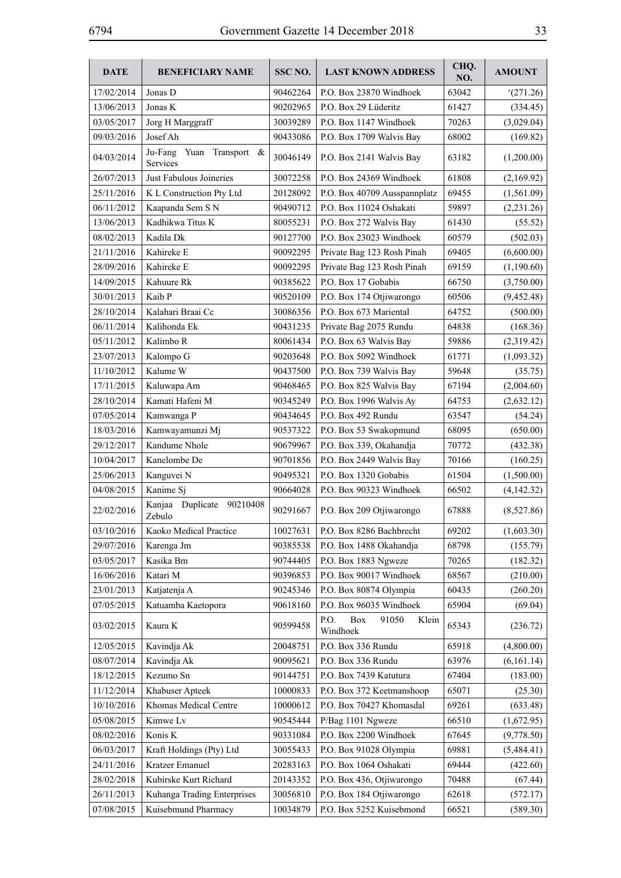| DATE | BENEFICIARY NAME | SSC NO. | LAST KNOWN ADDRESS | CHQ. NO. | AMOUNT |
|---|---|---|---|---|---|
| 17/02/2014 | Jonas D | 90462264 | P.O. Box 23870 Windhoek | 63042 | '(271.26) |
| 13/06/2013 | Jonas K | 90202965 | P.O. Box 29 Lüderitz | 61427 | (334.45) |
| 03/05/2017 | Jorg H Marggraff | 30039289 | P.O. Box 1147 Windhoek | 70263 | (3,029.04) |
| 09/03/2016 | Josef Ah | 90433086 | P.O. Box 1709 Walvis Bay | 68002 | (169.82) |
| 04/03/2014 | Ju-Fang Yuan Transport & Services | 30046149 | P.O. Box 2141 Walvis Bay | 63182 | (1,200.00) |
| 26/07/2013 | Just Fabulous Joineries | 30072258 | P.O. Box 24369 Windhoek | 61808 | (2,169.92) |
| 25/11/2016 | K L Construction Pty Ltd | 20128092 | P.O. Box 40709 Ausspannplatz | 69455 | (1,561.09) |
| 06/11/2012 | Kaapanda Sem S N | 90490712 | P.O. Box 11024 Oshakati | 59897 | (2,231.26) |
| 13/06/2013 | Kadhikwa Titus K | 80055231 | P.O. Box 272 Walvis Bay | 61430 | (55.52) |
| 08/02/2013 | Kadila Dk | 90127700 | P.O. Box 23023 Windhoek | 60579 | (502.03) |
| 21/11/2016 | Kahireke E | 90092295 | Private Bag 123 Rosh Pinah | 69405 | (6,600.00) |
| 28/09/2016 | Kahireke E | 90092295 | Private Bag 123 Rosh Pinah | 69159 | (1,190.60) |
| 14/09/2015 | Kahuure Rk | 90385622 | P.O. Box 17 Gobabis | 66750 | (3,750.00) |
| 30/01/2013 | Kaib P | 90520109 | P.O. Box 174 Otjiwarongo | 60506 | (9,452.48) |
| 28/10/2014 | Kalahari Braai Cc | 30086356 | P.O. Box 673 Mariental | 64752 | (500.00) |
| 06/11/2014 | Kalihonda Ek | 90431235 | Private Bag 2075 Rundu | 64838 | (168.36) |
| 05/11/2012 | Kalimbo R | 80061434 | P.O. Box 63 Walvis Bay | 59886 | (2,319.42) |
| 23/07/2013 | Kalompo G | 90203648 | P.O. Box 5092 Windhoek | 61771 | (1,093.32) |
| 11/10/2012 | Kalume W | 90437500 | P.O. Box 739 Walvis Bay | 59648 | (35.75) |
| 17/11/2015 | Kaluwapa Am | 90468465 | P.O. Box 825 Walvis Bay | 67194 | (2,004.60) |
| 28/10/2014 | Kamati Hafeni M | 90345249 | P.O. Box 1996 Walvis Ay | 64753 | (2,632.12) |
| 07/05/2014 | Kamwanga P | 90434645 | P.O. Box 492 Rundu | 63547 | (54.24) |
| 18/03/2016 | Kamwayamunzi Mj | 90537322 | P.O. Box 53 Swakopmund | 68095 | (650.00) |
| 29/12/2017 | Kandume Nhole | 90679967 | P.O. Box 339, Okahandja | 70772 | (432.38) |
| 10/04/2017 | Kanelombe De | 90701856 | P.O. Box 2449 Walvis Bay | 70166 | (160.25) |
| 25/06/2013 | Kanguvei N | 90495321 | P.O. Box 1320 Gobabis | 61504 | (1,500.00) |
| 04/08/2015 | Kanime Sj | 90664028 | P.O. Box 90323 Windhoek | 66502 | (4,142.32) |
| 22/02/2016 | Kanjaa Duplicate 90210408 Zebulo | 90291667 | P.O. Box 209 Otjiwarongo | 67888 | (8,527.86) |
| 03/10/2016 | Kaoko Medical Practice | 10027631 | P.O. Box 8286 Bachbrecht | 69202 | (1,603.30) |
| 29/07/2016 | Karenga Jm | 90385538 | P.O. Box 1488 Okahandja | 68798 | (155.79) |
| 03/05/2017 | Kasika Bm | 90744405 | P.O. Box 1883 Ngweze | 70265 | (182.32) |
| 16/06/2016 | Katari M | 90396853 | P.O. Box 90017 Windhoek | 68567 | (210.00) |
| 23/01/2013 | Katjatenja A | 90245346 | P.O. Box 80874 Olympia | 60435 | (260.20) |
| 07/05/2015 | Katuamba Kaetopora | 90618160 | P.O. Box 96035 Windhoek | 65904 | (69.04) |
| 03/02/2015 | Kaura K | 90599458 | P.O. Box 91050 Klein Windhoek | 65343 | (236.72) |
| 12/05/2015 | Kavindja Ak | 20048751 | P.O. Box 336 Rundu | 65918 | (4,800.00) |
| 08/07/2014 | Kavindja Ak | 90095621 | P.O. Box 336 Rundu | 63976 | (6,161.14) |
| 18/12/2015 | Kezumo Sn | 90144751 | P.O. Box 7439 Katutura | 67404 | (183.00) |
| 11/12/2014 | Khabuser Apteek | 10000833 | P.O. Box 372 Keetmanshoop | 65071 | (25.30) |
| 10/10/2016 | Khomas Medical Centre | 10000612 | P.O. Box 70427 Khomasdal | 69261 | (633.48) |
| 05/08/2015 | Kimwe Lv | 90545444 | P/Bag 1101 Ngweze | 66510 | (1,672.95) |
| 08/02/2016 | Konis K | 90331084 | P.O. Box 2200 Windhoek | 67645 | (9,778.50) |
| 06/03/2017 | Kraft Holdings (Pty) Ltd | 30055433 | P.O. Box 91028 Olympia | 69881 | (5,484.41) |
| 24/11/2016 | Kratzer Emanuel | 20283163 | P.O. Box 1064 Oshakati | 69444 | (422.60) |
| 28/02/2018 | Kubirske Kurt Richard | 20143352 | P.O. Box 436, Otjiwarongo | 70488 | (67.44) |
| 26/11/2013 | Kuhanga Trading Enterprises | 30056810 | P.O. Box 184 Otjiwarongo | 62618 | (572.17) |
| 07/08/2015 | Kuisebmund Pharmacy | 10034879 | P.O. Box 5252 Kuisebmond | 66521 | (589.30) |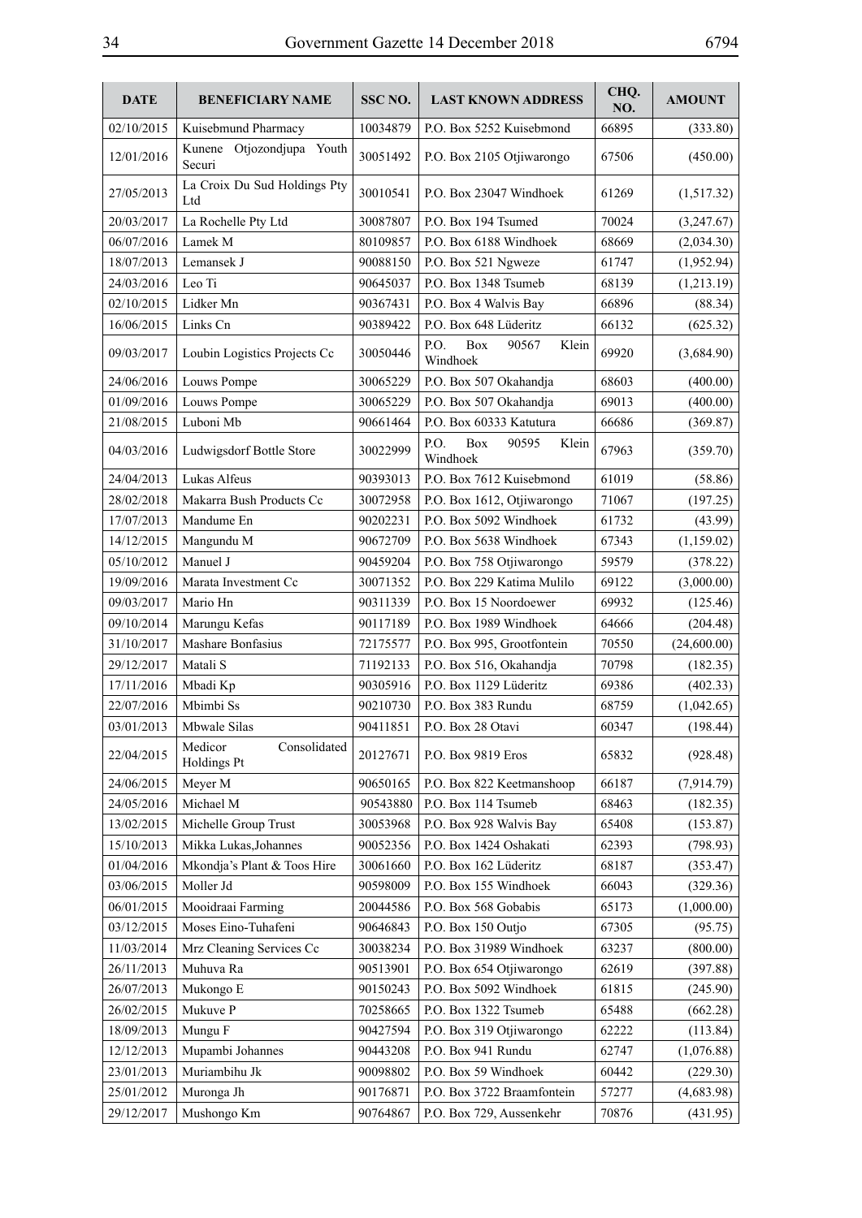| DATE | BENEFICIARY NAME | SSC NO. | LAST KNOWN ADDRESS | CHQ. NO. | AMOUNT |
|---|---|---|---|---|---|
| 02/10/2015 | Kuisebmund Pharmacy | 10034879 | P.O. Box 5252 Kuisebmond | 66895 | (333.80) |
| 12/01/2016 | Kunene Otjozondjupa Youth Securi | 30051492 | P.O. Box 2105 Otjiwarongo | 67506 | (450.00) |
| 27/05/2013 | La Croix Du Sud Holdings Pty Ltd | 30010541 | P.O. Box 23047 Windhoek | 61269 | (1,517.32) |
| 20/03/2017 | La Rochelle Pty Ltd | 30087807 | P.O. Box 194 Tsumed | 70024 | (3,247.67) |
| 06/07/2016 | Lamek M | 80109857 | P.O. Box 6188 Windhoek | 68669 | (2,034.30) |
| 18/07/2013 | Lemansek J | 90088150 | P.O. Box 521 Ngweze | 61747 | (1,952.94) |
| 24/03/2016 | Leo Ti | 90645037 | P.O. Box 1348 Tsumeb | 68139 | (1,213.19) |
| 02/10/2015 | Lidker Mn | 90367431 | P.O. Box 4 Walvis Bay | 66896 | (88.34) |
| 16/06/2015 | Links Cn | 90389422 | P.O. Box 648 Lüderitz | 66132 | (625.32) |
| 09/03/2017 | Loubin Logistics Projects Cc | 30050446 | P.O. Box 90567 Klein Windhoek | 69920 | (3,684.90) |
| 24/06/2016 | Louws Pompe | 30065229 | P.O. Box 507 Okahandja | 68603 | (400.00) |
| 01/09/2016 | Louws Pompe | 30065229 | P.O. Box 507 Okahandja | 69013 | (400.00) |
| 21/08/2015 | Luboni Mb | 90661464 | P.O. Box 60333 Katutura | 66686 | (369.87) |
| 04/03/2016 | Ludwigsdorf Bottle Store | 30022999 | P.O. Box 90595 Klein Windhoek | 67963 | (359.70) |
| 24/04/2013 | Lukas Alfeus | 90393013 | P.O. Box 7612 Kuisebmond | 61019 | (58.86) |
| 28/02/2018 | Makarra Bush Products Cc | 30072958 | P.O. Box 1612, Otjiwarongo | 71067 | (197.25) |
| 17/07/2013 | Mandume En | 90202231 | P.O. Box 5092 Windhoek | 61732 | (43.99) |
| 14/12/2015 | Mangundu M | 90672709 | P.O. Box 5638 Windhoek | 67343 | (1,159.02) |
| 05/10/2012 | Manuel J | 90459204 | P.O. Box 758 Otjiwarongo | 59579 | (378.22) |
| 19/09/2016 | Marata Investment Cc | 30071352 | P.O. Box 229 Katima Mulilo | 69122 | (3,000.00) |
| 09/03/2017 | Mario Hn | 90311339 | P.O. Box 15 Noordoewer | 69932 | (125.46) |
| 09/10/2014 | Marungu Kefas | 90117189 | P.O. Box 1989 Windhoek | 64666 | (204.48) |
| 31/10/2017 | Mashare Bonfasius | 72175577 | P.O. Box 995, Grootfontein | 70550 | (24,600.00) |
| 29/12/2017 | Matali S | 71192133 | P.O. Box 516, Okahandja | 70798 | (182.35) |
| 17/11/2016 | Mbadi Kp | 90305916 | P.O. Box 1129 Lüderitz | 69386 | (402.33) |
| 22/07/2016 | Mbimbi Ss | 90210730 | P.O. Box 383 Rundu | 68759 | (1,042.65) |
| 03/01/2013 | Mbwale Silas | 90411851 | P.O. Box 28 Otavi | 60347 | (198.44) |
| 22/04/2015 | Medicor Consolidated Holdings Pt | 20127671 | P.O. Box 9819 Eros | 65832 | (928.48) |
| 24/06/2015 | Meyer M | 90650165 | P.O. Box 822 Keetmanshoop | 66187 | (7,914.79) |
| 24/05/2016 | Michael M | 90543880 | P.O. Box 114 Tsumeb | 68463 | (182.35) |
| 13/02/2015 | Michelle Group Trust | 30053968 | P.O. Box 928 Walvis Bay | 65408 | (153.87) |
| 15/10/2013 | Mikka Lukas,Johannes | 90052356 | P.O. Box 1424 Oshakati | 62393 | (798.93) |
| 01/04/2016 | Mkondja's Plant & Toos Hire | 30061660 | P.O. Box 162 Lüderitz | 68187 | (353.47) |
| 03/06/2015 | Moller Jd | 90598009 | P.O. Box 155 Windhoek | 66043 | (329.36) |
| 06/01/2015 | Mooidraai Farming | 20044586 | P.O. Box 568 Gobabis | 65173 | (1,000.00) |
| 03/12/2015 | Moses Eino-Tuhafeni | 90646843 | P.O. Box 150 Outjo | 67305 | (95.75) |
| 11/03/2014 | Mrz Cleaning Services Cc | 30038234 | P.O. Box 31989 Windhoek | 63237 | (800.00) |
| 26/11/2013 | Muhuva Ra | 90513901 | P.O. Box 654 Otjiwarongo | 62619 | (397.88) |
| 26/07/2013 | Mukongo E | 90150243 | P.O. Box 5092 Windhoek | 61815 | (245.90) |
| 26/02/2015 | Mukuve P | 70258665 | P.O. Box 1322 Tsumeb | 65488 | (662.28) |
| 18/09/2013 | Mungu F | 90427594 | P.O. Box 319 Otjiwarongo | 62222 | (113.84) |
| 12/12/2013 | Mupambi Johannes | 90443208 | P.O. Box 941 Rundu | 62747 | (1,076.88) |
| 23/01/2013 | Muriambihu Jk | 90098802 | P.O. Box 59 Windhoek | 60442 | (229.30) |
| 25/01/2012 | Muronga Jh | 90176871 | P.O. Box 3722 Braamfontein | 57277 | (4,683.98) |
| 29/12/2017 | Mushongo Km | 90764867 | P.O. Box 729, Aussenkehr | 70876 | (431.95) |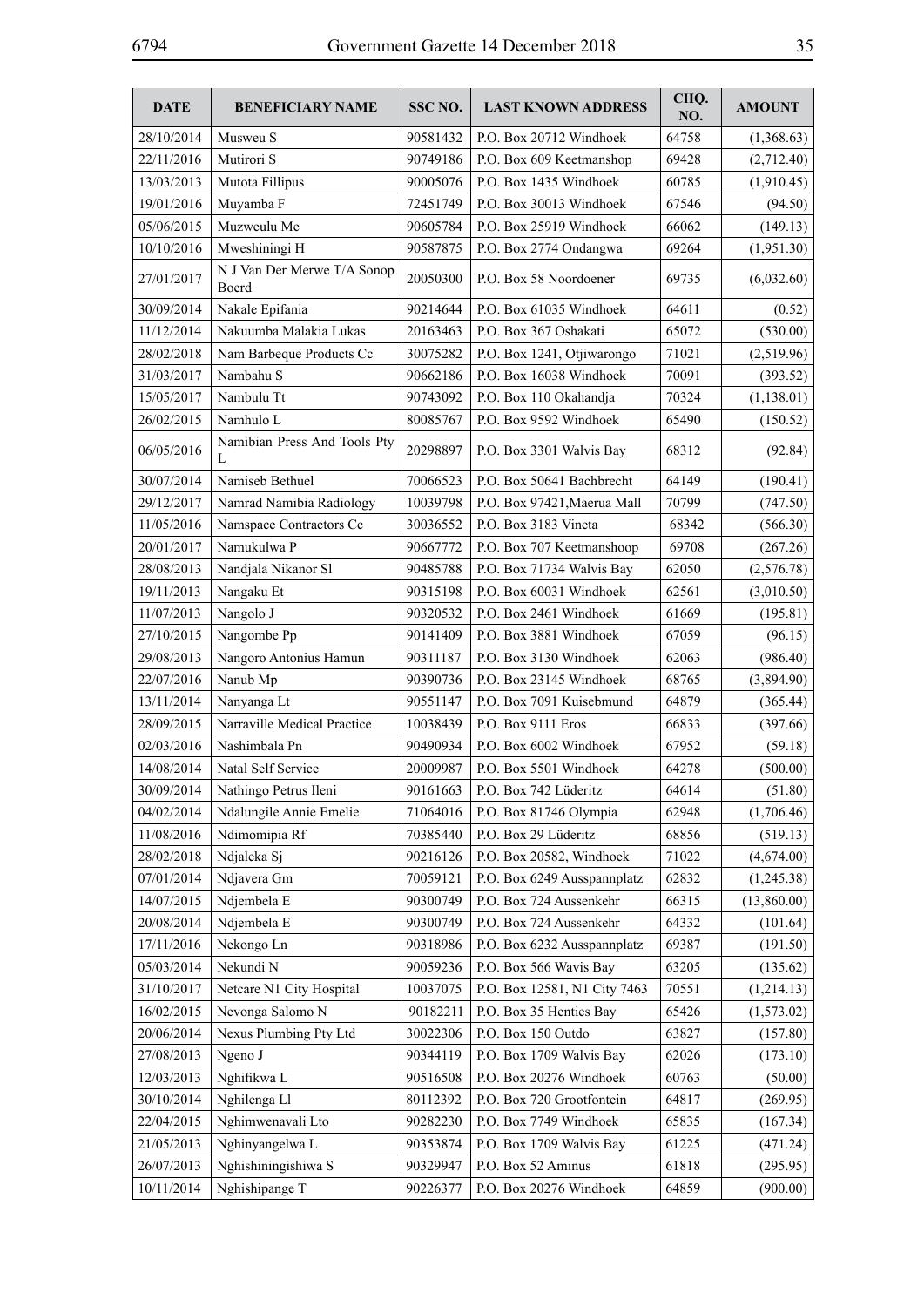| DATE | BENEFICIARY NAME | SSC NO. | LAST KNOWN ADDRESS | CHQ. NO. | AMOUNT |
|---|---|---|---|---|---|
| 28/10/2014 | Musweu S | 90581432 | P.O. Box 20712 Windhoek | 64758 | (1,368.63) |
| 22/11/2016 | Mutirori S | 90749186 | P.O. Box 609 Keetmanshop | 69428 | (2,712.40) |
| 13/03/2013 | Mutota Fillipus | 90005076 | P.O. Box 1435 Windhoek | 60785 | (1,910.45) |
| 19/01/2016 | Muyamba F | 72451749 | P.O. Box 30013 Windhoek | 67546 | (94.50) |
| 05/06/2015 | Muzweulu Me | 90605784 | P.O. Box 25919 Windhoek | 66062 | (149.13) |
| 10/10/2016 | Mweshiningi H | 90587875 | P.O. Box 2774 Ondangwa | 69264 | (1,951.30) |
| 27/01/2017 | N J Van Der Merwe T/A Sonop Boerd | 20050300 | P.O. Box 58 Noordoener | 69735 | (6,032.60) |
| 30/09/2014 | Nakale Epifania | 90214644 | P.O. Box 61035 Windhoek | 64611 | (0.52) |
| 11/12/2014 | Nakuumba Malakia Lukas | 20163463 | P.O. Box 367 Oshakati | 65072 | (530.00) |
| 28/02/2018 | Nam Barbeque Products Cc | 30075282 | P.O. Box 1241, Otjiwarongo | 71021 | (2,519.96) |
| 31/03/2017 | Nambahu S | 90662186 | P.O. Box 16038 Windhoek | 70091 | (393.52) |
| 15/05/2017 | Nambulu Tt | 90743092 | P.O. Box 110 Okahandja | 70324 | (1,138.01) |
| 26/02/2015 | Namhulo L | 80085767 | P.O. Box 9592 Windhoek | 65490 | (150.52) |
| 06/05/2016 | Namibian Press And Tools Pty L | 20298897 | P.O. Box 3301 Walvis Bay | 68312 | (92.84) |
| 30/07/2014 | Namiseb Bethuel | 70066523 | P.O. Box 50641 Bachbrecht | 64149 | (190.41) |
| 29/12/2017 | Namrad Namibia Radiology | 10039798 | P.O. Box 97421,Maerua Mall | 70799 | (747.50) |
| 11/05/2016 | Namspace Contractors Cc | 30036552 | P.O. Box 3183 Vineta | 68342 | (566.30) |
| 20/01/2017 | Namukulwa P | 90667772 | P.O. Box 707 Keetmanshoop | 69708 | (267.26) |
| 28/08/2013 | Nandjala Nikanor Sl | 90485788 | P.O. Box 71734 Walvis Bay | 62050 | (2,576.78) |
| 19/11/2013 | Nangaku Et | 90315198 | P.O. Box 60031 Windhoek | 62561 | (3,010.50) |
| 11/07/2013 | Nangolo J | 90320532 | P.O. Box 2461 Windhoek | 61669 | (195.81) |
| 27/10/2015 | Nangombe Pp | 90141409 | P.O. Box 3881 Windhoek | 67059 | (96.15) |
| 29/08/2013 | Nangoro Antonius Hamun | 90311187 | P.O. Box 3130 Windhoek | 62063 | (986.40) |
| 22/07/2016 | Nanub Mp | 90390736 | P.O. Box 23145 Windhoek | 68765 | (3,894.90) |
| 13/11/2014 | Nanyanga Lt | 90551147 | P.O. Box 7091 Kuisebmund | 64879 | (365.44) |
| 28/09/2015 | Narraville Medical Practice | 10038439 | P.O. Box 9111 Eros | 66833 | (397.66) |
| 02/03/2016 | Nashimbala Pn | 90490934 | P.O. Box 6002 Windhoek | 67952 | (59.18) |
| 14/08/2014 | Natal Self Service | 20009987 | P.O. Box 5501 Windhoek | 64278 | (500.00) |
| 30/09/2014 | Nathingo Petrus Ileni | 90161663 | P.O. Box 742 Lüderitz | 64614 | (51.80) |
| 04/02/2014 | Ndalungile Annie Emelie | 71064016 | P.O. Box 81746 Olympia | 62948 | (1,706.46) |
| 11/08/2016 | Ndimomipia Rf | 70385440 | P.O. Box 29 Lüderitz | 68856 | (519.13) |
| 28/02/2018 | Ndjaleka Sj | 90216126 | P.O. Box 20582, Windhoek | 71022 | (4,674.00) |
| 07/01/2014 | Ndjavera Gm | 70059121 | P.O. Box 6249 Ausspannplatz | 62832 | (1,245.38) |
| 14/07/2015 | Ndjembela E | 90300749 | P.O. Box 724 Aussenkehr | 66315 | (13,860.00) |
| 20/08/2014 | Ndjembela E | 90300749 | P.O. Box 724 Aussenkehr | 64332 | (101.64) |
| 17/11/2016 | Nekongo Ln | 90318986 | P.O. Box 6232 Ausspannplatz | 69387 | (191.50) |
| 05/03/2014 | Nekundi N | 90059236 | P.O. Box 566 Wavis Bay | 63205 | (135.62) |
| 31/10/2017 | Netcare N1 City Hospital | 10037075 | P.O. Box 12581, N1 City 7463 | 70551 | (1,214.13) |
| 16/02/2015 | Nevonga Salomo N | 90182211 | P.O. Box 35 Henties Bay | 65426 | (1,573.02) |
| 20/06/2014 | Nexus Plumbing Pty Ltd | 30022306 | P.O. Box 150 Outdo | 63827 | (157.80) |
| 27/08/2013 | Ngeno J | 90344119 | P.O. Box 1709 Walvis Bay | 62026 | (173.10) |
| 12/03/2013 | Nghifikwa L | 90516508 | P.O. Box 20276 Windhoek | 60763 | (50.00) |
| 30/10/2014 | Nghilenga Ll | 80112392 | P.O. Box 720 Grootfontein | 64817 | (269.95) |
| 22/04/2015 | Nghimwenavali Lto | 90282230 | P.O. Box 7749 Windhoek | 65835 | (167.34) |
| 21/05/2013 | Nghinyangelwa L | 90353874 | P.O. Box 1709 Walvis Bay | 61225 | (471.24) |
| 26/07/2013 | Nghishiningishiwa S | 90329947 | P.O. Box 52 Aminus | 61818 | (295.95) |
| 10/11/2014 | Nghishipange T | 90226377 | P.O. Box 20276 Windhoek | 64859 | (900.00) |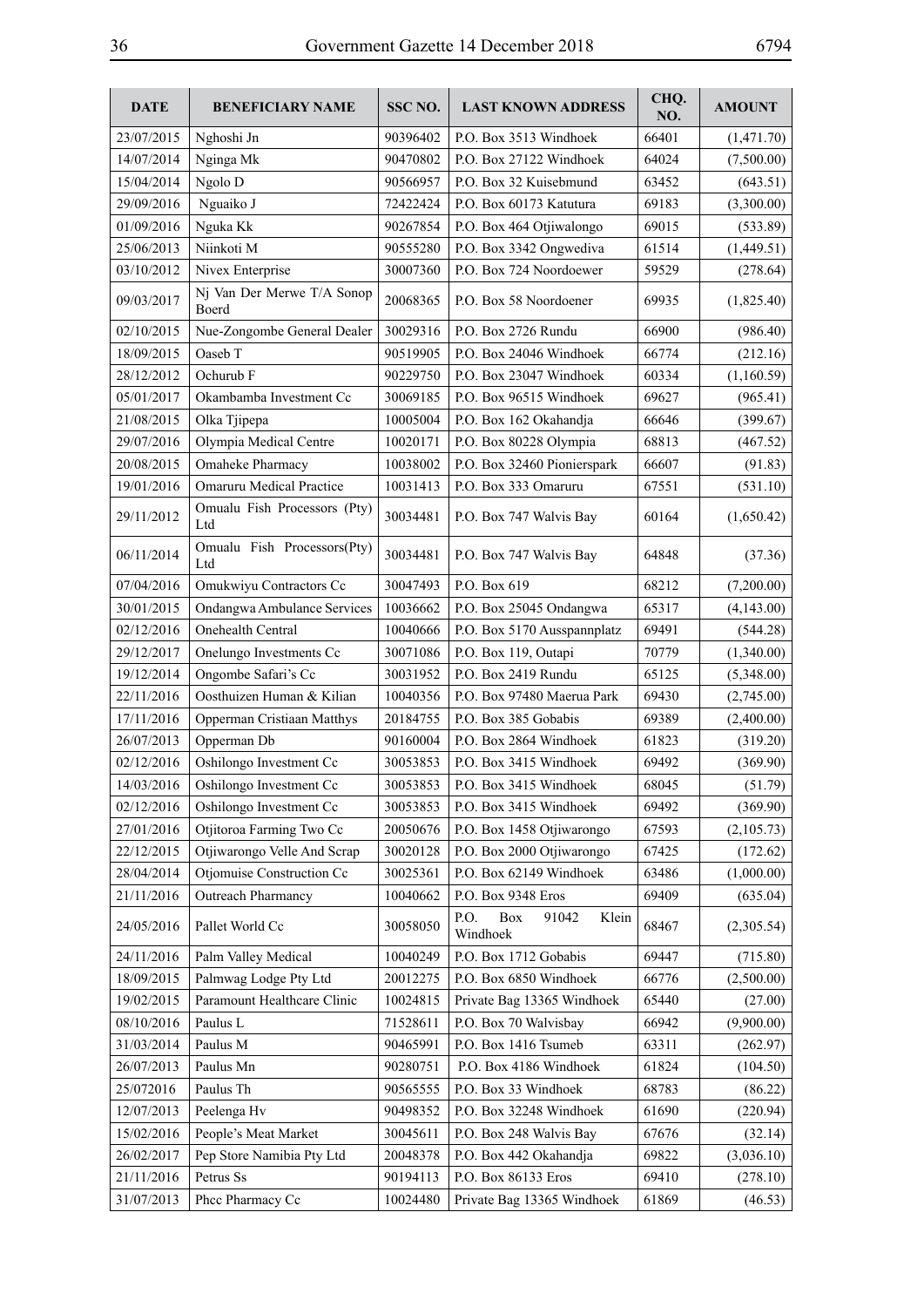| DATE | BENEFICIARY NAME | SSC NO. | LAST KNOWN ADDRESS | CHQ. NO. | AMOUNT |
|---|---|---|---|---|---|
| 23/07/2015 | Nghoshi Jn | 90396402 | P.O. Box 3513 Windhoek | 66401 | (1,471.70) |
| 14/07/2014 | Nginga Mk | 90470802 | P.O. Box 27122 Windhoek | 64024 | (7,500.00) |
| 15/04/2014 | Ngolo D | 90566957 | P.O. Box 32 Kuisebmund | 63452 | (643.51) |
| 29/09/2016 | Nguaiko J | 72422424 | P.O. Box 60173 Katutura | 69183 | (3,300.00) |
| 01/09/2016 | Nguka Kk | 90267854 | P.O. Box 464 Otjiwalongo | 69015 | (533.89) |
| 25/06/2013 | Niinkoti M | 90555280 | P.O. Box 3342 Ongwediva | 61514 | (1,449.51) |
| 03/10/2012 | Nivex Enterprise | 30007360 | P.O. Box 724 Noordoewer | 59529 | (278.64) |
| 09/03/2017 | Nj Van Der Merwe T/A Sonop Boerd | 20068365 | P.O. Box 58 Noordoener | 69935 | (1,825.40) |
| 02/10/2015 | Nue-Zongombe General Dealer | 30029316 | P.O. Box 2726 Rundu | 66900 | (986.40) |
| 18/09/2015 | Oaseb T | 90519905 | P.O. Box 24046 Windhoek | 66774 | (212.16) |
| 28/12/2012 | Ochurub F | 90229750 | P.O. Box 23047 Windhoek | 60334 | (1,160.59) |
| 05/01/2017 | Okambamba Investment Cc | 30069185 | P.O. Box 96515 Windhoek | 69627 | (965.41) |
| 21/08/2015 | Olka Tjipepa | 10005004 | P.O. Box 162 Okahandja | 66646 | (399.67) |
| 29/07/2016 | Olympia Medical Centre | 10020171 | P.O. Box 80228 Olympia | 68813 | (467.52) |
| 20/08/2015 | Omaheke Pharmacy | 10038002 | P.O. Box 32460 Pionierspark | 66607 | (91.83) |
| 19/01/2016 | Omaruru Medical Practice | 10031413 | P.O. Box 333 Omaruru | 67551 | (531.10) |
| 29/11/2012 | Omualu Fish Processors (Pty) Ltd | 30034481 | P.O. Box 747 Walvis Bay | 60164 | (1,650.42) |
| 06/11/2014 | Omualu Fish Processors(Pty) Ltd | 30034481 | P.O. Box 747 Walvis Bay | 64848 | (37.36) |
| 07/04/2016 | Omukwiyu Contractors Cc | 30047493 | P.O. Box 619 | 68212 | (7,200.00) |
| 30/01/2015 | Ondangwa Ambulance Services | 10036662 | P.O. Box 25045 Ondangwa | 65317 | (4,143.00) |
| 02/12/2016 | Onehealth Central | 10040666 | P.O. Box 5170 Ausspannplatz | 69491 | (544.28) |
| 29/12/2017 | Onelungo Investments Cc | 30071086 | P.O. Box 119, Outapi | 70779 | (1,340.00) |
| 19/12/2014 | Ongombe Safari's Cc | 30031952 | P.O. Box 2419 Rundu | 65125 | (5,348.00) |
| 22/11/2016 | Oosthuizen Human & Kilian | 10040356 | P.O. Box 97480 Maerua Park | 69430 | (2,745.00) |
| 17/11/2016 | Opperman Cristiaan Matthys | 20184755 | P.O. Box 385 Gobabis | 69389 | (2,400.00) |
| 26/07/2013 | Opperman Db | 90160004 | P.O. Box 2864 Windhoek | 61823 | (319.20) |
| 02/12/2016 | Oshilongo Investment Cc | 30053853 | P.O. Box 3415 Windhoek | 69492 | (369.90) |
| 14/03/2016 | Oshilongo Investment Cc | 30053853 | P.O. Box 3415 Windhoek | 68045 | (51.79) |
| 02/12/2016 | Oshilongo Investment Cc | 30053853 | P.O. Box 3415 Windhoek | 69492 | (369.90) |
| 27/01/2016 | Otjitoroa Farming Two Cc | 20050676 | P.O. Box 1458 Otjiwarongo | 67593 | (2,105.73) |
| 22/12/2015 | Otjiwarongo Velle And Scrap | 30020128 | P.O. Box 2000 Otjiwarongo | 67425 | (172.62) |
| 28/04/2014 | Otjomuise Construction Cc | 30025361 | P.O. Box 62149 Windhoek | 63486 | (1,000.00) |
| 21/11/2016 | Outreach Pharmancy | 10040662 | P.O. Box 9348 Eros | 69409 | (635.04) |
| 24/05/2016 | Pallet World Cc | 30058050 | P.O. Box 91042 Klein Windhoek | 68467 | (2,305.54) |
| 24/11/2016 | Palm Valley Medical | 10040249 | P.O. Box 1712 Gobabis | 69447 | (715.80) |
| 18/09/2015 | Palmwag Lodge Pty Ltd | 20012275 | P.O. Box 6850 Windhoek | 66776 | (2,500.00) |
| 19/02/2015 | Paramount Healthcare Clinic | 10024815 | Private Bag 13365 Windhoek | 65440 | (27.00) |
| 08/10/2016 | Paulus L | 71528611 | P.O. Box 70 Walvisbay | 66942 | (9,900.00) |
| 31/03/2014 | Paulus M | 90465991 | P.O. Box 1416 Tsumeb | 63311 | (262.97) |
| 26/07/2013 | Paulus Mn | 90280751 | P.O. Box 4186 Windhoek | 61824 | (104.50) |
| 25/072016 | Paulus Th | 90565555 | P.O. Box 33 Windhoek | 68783 | (86.22) |
| 12/07/2013 | Peelenga Hv | 90498352 | P.O. Box 32248 Windhoek | 61690 | (220.94) |
| 15/02/2016 | People's Meat Market | 30045611 | P.O. Box 248 Walvis Bay | 67676 | (32.14) |
| 26/02/2017 | Pep Store Namibia Pty Ltd | 20048378 | P.O. Box 442 Okahandja | 69822 | (3,036.10) |
| 21/11/2016 | Petrus Ss | 90194113 | P.O. Box 86133 Eros | 69410 | (278.10) |
| 31/07/2013 | Phcc Pharmacy Cc | 10024480 | Private Bag 13365 Windhoek | 61869 | (46.53) |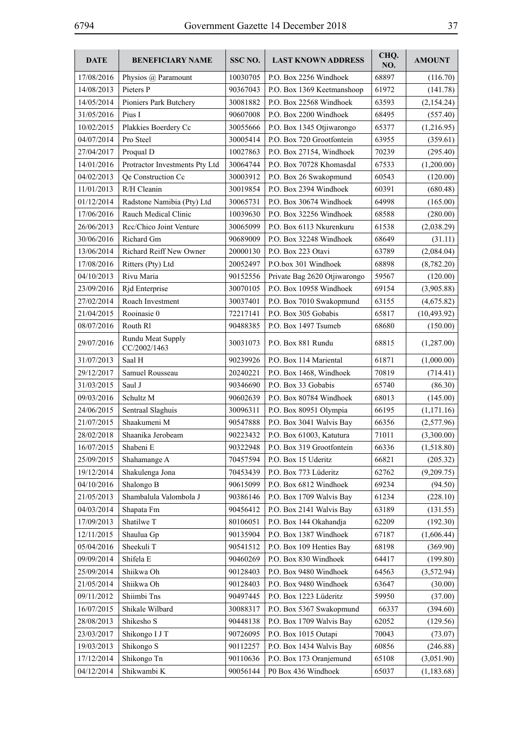| DATE | BENEFICIARY NAME | SSC NO. | LAST KNOWN ADDRESS | CHQ. NO. | AMOUNT |
|---|---|---|---|---|---|
| 17/08/2016 | Physios @ Paramount | 10030705 | P.O. Box 2256 Windhoek | 68897 | (116.70) |
| 14/08/2013 | Pieters P | 90367043 | P.O. Box 1369 Keetmanshoop | 61972 | (141.78) |
| 14/05/2014 | Pioniers Park Butchery | 30081882 | P.O. Box 22568 Windhoek | 63593 | (2,154.24) |
| 31/05/2016 | Pius I | 90607008 | P.O. Box 2200 Windhoek | 68495 | (557.40) |
| 10/02/2015 | Plakkies Boerdery Cc | 30055666 | P.O. Box 1345 Otjiwarongo | 65377 | (1,216.95) |
| 04/07/2014 | Pro Steel | 30005414 | P.O. Box 720 Grootfontein | 63955 | (359.61) |
| 27/04/2017 | Proqual D | 10027863 | P.O. Box 27154, Windhoek | 70239 | (295.40) |
| 14/01/2016 | Protractor Investments Pty Ltd | 30064744 | P.O. Box 70728 Khomasdal | 67533 | (1,200.00) |
| 04/02/2013 | Qe Construction Cc | 30003912 | P.O. Box 26 Swakopmund | 60543 | (120.00) |
| 11/01/2013 | R/H Cleanin | 30019854 | P.O. Box 2394 Windhoek | 60391 | (680.48) |
| 01/12/2014 | Radstone Namibia (Pty) Ltd | 30065731 | P.O. Box 30674 Windhoek | 64998 | (165.00) |
| 17/06/2016 | Rauch Medical Clinic | 10039630 | P.O. Box 32256 Windhoek | 68588 | (280.00) |
| 26/06/2013 | Rcc/Chico Joint Venture | 30065099 | P.O. Box 6113 Nkurenkuru | 61538 | (2,038.29) |
| 30/06/2016 | Richard Gm | 90689009 | P.O. Box 32248 Windhoek | 68649 | (31.11) |
| 13/06/2014 | Richard Reiff New Owner | 20000130 | P.O. Box 223 Otavi | 63789 | (2,084.04) |
| 17/08/2016 | Ritters (Pty) Ltd | 20052497 | P.O.box 301 Windhoek | 68898 | (8,782.20) |
| 04/10/2013 | Rivu Maria | 90152556 | Private Bag 2620 Otjiwarongo | 59567 | (120.00) |
| 23/09/2016 | Rjd Enterprise | 30070105 | P.O. Box 10958 Windhoek | 69154 | (3,905.88) |
| 27/02/2014 | Roach Investment | 30037401 | P.O. Box 7010 Swakopmund | 63155 | (4,675.82) |
| 21/04/2015 | Rooinasie 0 | 72217141 | P.O. Box 305 Gobabis | 65817 | (10,493.92) |
| 08/07/2016 | Routh Rl | 90488385 | P.O. Box 1497 Tsumeb | 68680 | (150.00) |
| 29/07/2016 | Rundu Meat Supply CC/2002/1463 | 30031073 | P.O. Box 881 Rundu | 68815 | (1,287.00) |
| 31/07/2013 | Saal H | 90239926 | P.O. Box 114 Mariental | 61871 | (1,000.00) |
| 29/12/2017 | Samuel Rousseau | 20240221 | P.O. Box 1468, Windhoek | 70819 | (714.41) |
| 31/03/2015 | Saul J | 90346690 | P.O. Box 33 Gobabis | 65740 | (86.30) |
| 09/03/2016 | Schultz M | 90602639 | P.O. Box 80784 Windhoek | 68013 | (145.00) |
| 24/06/2015 | Sentraal Slaghuis | 30096311 | P.O. Box 80951 Olympia | 66195 | (1,171.16) |
| 21/07/2015 | Shaakumeni M | 90547888 | P.O. Box 3041 Walvis Bay | 66356 | (2,577.96) |
| 28/02/2018 | Shaanika Jerobeam | 90223432 | P.O. Box 61003, Katutura | 71011 | (3,300.00) |
| 16/07/2015 | Shabeni E | 90322948 | P.O. Box 319 Grootfontein | 66336 | (1,518.80) |
| 25/09/2015 | Shahamange A | 70457594 | P.O. Box 15 Uderitz | 66821 | (205.32) |
| 19/12/2014 | Shakulenga Jona | 70453439 | P.O. Box 773 Lüderitz | 62762 | (9,209.75) |
| 04/10/2016 | Shalongo B | 90615099 | P.O. Box 6812 Windhoek | 69234 | (94.50) |
| 21/05/2013 | Shambalula Valombola J | 90386146 | P.O. Box 1709 Walvis Bay | 61234 | (228.10) |
| 04/03/2014 | Shapata Fm | 90456412 | P.O. Box 2141 Walvis Bay | 63189 | (131.55) |
| 17/09/2013 | Shatilwe T | 80106051 | P.O. Box 144 Okahandja | 62209 | (192.30) |
| 12/11/2015 | Shaulua Gp | 90135904 | P.O. Box 1387 Windhoek | 67187 | (1,606.44) |
| 05/04/2016 | Sheekuli T | 90541512 | P.O. Box 109 Henties Bay | 68198 | (369.90) |
| 09/09/2014 | Shifela E | 90460269 | P.O. Box 830 Windhoek | 64417 | (199.80) |
| 25/09/2014 | Shiikwa Oh | 90128403 | P.O. Box 9480 Windhoek | 64563 | (3,572.94) |
| 21/05/2014 | Shiikwa Oh | 90128403 | P.O. Box 9480 Windhoek | 63647 | (30.00) |
| 09/11/2012 | Shiimbi Tns | 90497445 | P.O. Box 1223 Lüderitz | 59950 | (37.00) |
| 16/07/2015 | Shikale Wilbard | 30088317 | P.O. Box 5367 Swakopmund | 66337 | (394.60) |
| 28/08/2013 | Shikesho S | 90448138 | P.O. Box 1709 Walvis Bay | 62052 | (129.56) |
| 23/03/2017 | Shikongo I J T | 90726095 | P.O. Box 1015 Outapi | 70043 | (73.07) |
| 19/03/2013 | Shikongo S | 90112257 | P.O. Box 1434 Walvis Bay | 60856 | (246.88) |
| 17/12/2014 | Shikongo Tn | 90110636 | P.O. Box 173 Oranjemund | 65108 | (3,051.90) |
| 04/12/2014 | Shikwambi K | 90056144 | P0 Box 436 Windhoek | 65037 | (1,183.68) |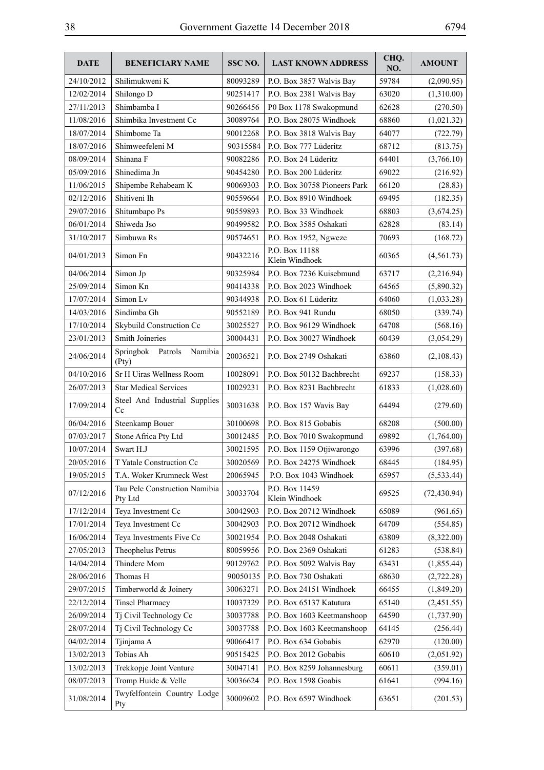| DATE | BENEFICIARY NAME | SSC NO. | LAST KNOWN ADDRESS | CHQ. NO. | AMOUNT |
|---|---|---|---|---|---|
| 24/10/2012 | Shilimukweni K | 80093289 | P.O. Box 3857 Walvis Bay | 59784 | (2,090.95) |
| 12/02/2014 | Shilongo D | 90251417 | P.O. Box 2381 Walvis Bay | 63020 | (1,310.00) |
| 27/11/2013 | Shimbamba I | 90266456 | P0 Box 1178 Swakopmund | 62628 | (270.50) |
| 11/08/2016 | Shimbika Investment Cc | 30089764 | P.O. Box 28075 Windhoek | 68860 | (1,021.32) |
| 18/07/2014 | Shimbome Ta | 90012268 | P.O. Box 3818 Walvis Bay | 64077 | (722.79) |
| 18/07/2016 | Shimweefeleni M | 90315584 | P.O. Box 777 Lüderitz | 68712 | (813.75) |
| 08/09/2014 | Shinana F | 90082286 | P.O. Box 24 Lüderitz | 64401 | (3,766.10) |
| 05/09/2016 | Shinedima Jn | 90454280 | P.O. Box 200 Lüderitz | 69022 | (216.92) |
| 11/06/2015 | Shipembe Rehabeam K | 90069303 | P.O. Box 30758 Pioneers Park | 66120 | (28.83) |
| 02/12/2016 | Shitiveni Ih | 90559664 | P.O. Box 8910 Windhoek | 69495 | (182.35) |
| 29/07/2016 | Shitumbapo Ps | 90559893 | P.O. Box 33 Windhoek | 68803 | (3,674.25) |
| 06/01/2014 | Shiweda Jso | 90499582 | P.O. Box 3585 Oshakati | 62828 | (83.14) |
| 31/10/2017 | Simbuwa Rs | 90574651 | P.O. Box 1952, Ngweze | 70693 | (168.72) |
| 04/01/2013 | Simon Fn | 90432216 | P.O. Box 11188 Klein Windhoek | 60365 | (4,561.73) |
| 04/06/2014 | Simon Jp | 90325984 | P.O. Box 7236 Kuisebmund | 63717 | (2,216.94) |
| 25/09/2014 | Simon Kn | 90414338 | P.O. Box 2023 Windhoek | 64565 | (5,890.32) |
| 17/07/2014 | Simon Lv | 90344938 | P.O. Box 61 Lüderitz | 64060 | (1,033.28) |
| 14/03/2016 | Sindimba Gh | 90552189 | P.O. Box 941 Rundu | 68050 | (339.74) |
| 17/10/2014 | Skybuild Construction Cc | 30025527 | P.O. Box 96129 Windhoek | 64708 | (568.16) |
| 23/01/2013 | Smith Joineries | 30004431 | P.O. Box 30027 Windhoek | 60439 | (3,054.29) |
| 24/06/2014 | Springbok Patrols Namibia (Pty) | 20036521 | P.O. Box 2749 Oshakati | 63860 | (2,108.43) |
| 04/10/2016 | Sr H Uiras Wellness Room | 10028091 | P.O. Box 50132 Bachbrecht | 69237 | (158.33) |
| 26/07/2013 | Star Medical Services | 10029231 | P.O. Box 8231 Bachbrecht | 61833 | (1,028.60) |
| 17/09/2014 | Steel And Industrial Supplies Cc | 30031638 | P.O. Box 157 Wavis Bay | 64494 | (279.60) |
| 06/04/2016 | Steenkamp Bouer | 30100698 | P.O. Box 815 Gobabis | 68208 | (500.00) |
| 07/03/2017 | Stone Africa Pty Ltd | 30012485 | P.O. Box 7010 Swakopmund | 69892 | (1,764.00) |
| 10/07/2014 | Swart H.J | 30021595 | P.O. Box 1159 Otjiwarongo | 63996 | (397.68) |
| 20/05/2016 | T Yatale Construction Cc | 30020569 | P.O. Box 24275 Windhoek | 68445 | (184.95) |
| 19/05/2015 | T.A. Woker Krumneck West | 20065945 | P.O. Box 1043 Windhoek | 65957 | (5,533.44) |
| 07/12/2016 | Tau Pele Construction Namibia Pty Ltd | 30033704 | P.O. Box 11459 Klein Windhoek | 69525 | (72,430.94) |
| 17/12/2014 | Teya Investment Cc | 30042903 | P.O. Box 20712 Windhoek | 65089 | (961.65) |
| 17/01/2014 | Teya Investment Cc | 30042903 | P.O. Box 20712 Windhoek | 64709 | (554.85) |
| 16/06/2014 | Teya Investments Five Cc | 30021954 | P.O. Box 2048 Oshakati | 63809 | (8,322.00) |
| 27/05/2013 | Theophelus Petrus | 80059956 | P.O. Box 2369 Oshakati | 61283 | (538.84) |
| 14/04/2014 | Thindere Mom | 90129762 | P.O. Box 5092 Walvis Bay | 63431 | (1,855.44) |
| 28/06/2016 | Thomas H | 90050135 | P.O. Box 730 Oshakati | 68630 | (2,722.28) |
| 29/07/2015 | Timberworld & Joinery | 30063271 | P.O. Box 24151 Windhoek | 66455 | (1,849.20) |
| 22/12/2014 | Tinsel Pharmacy | 10037329 | P.O. Box 65137 Katutura | 65140 | (2,451.55) |
| 26/09/2014 | Tj Civil Technology Cc | 30037788 | P.O. Box 1603 Keetmanshoop | 64590 | (1,737.90) |
| 28/07/2014 | Tj Civil Technology Cc | 30037788 | P.O. Box 1603 Keetmanshoop | 64145 | (256.44) |
| 04/02/2014 | Tjinjama A | 90066417 | P.O. Box 634 Gobabis | 62970 | (120.00) |
| 13/02/2013 | Tobias Ah | 90515425 | P.O. Box 2012 Gobabis | 60610 | (2,051.92) |
| 13/02/2013 | Trekkopje Joint Venture | 30047141 | P.O. Box 8259 Johannesburg | 60611 | (359.01) |
| 08/07/2013 | Tromp Huide & Velle | 30036624 | P.O. Box 1598 Goabis | 61641 | (994.16) |
| 31/08/2014 | Twyfelfontein Country Lodge Pty | 30009602 | P.O. Box 6597 Windhoek | 63651 | (201.53) |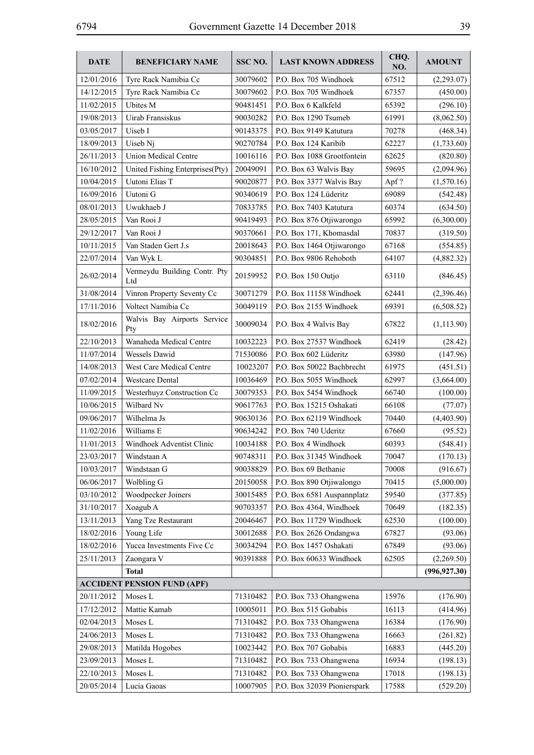| DATE | BENEFICIARY NAME | SSC NO. | LAST KNOWN ADDRESS | CHQ. NO. | AMOUNT |
|---|---|---|---|---|---|
| 12/01/2016 | Tyre Rack Namibia Cc | 30079602 | P.O. Box 705 Windhoek | 67512 | (2,293.07) |
| 14/12/2015 | Tyre Rack Namibia Cc | 30079602 | P.O. Box 705 Windhoek | 67357 | (450.00) |
| 11/02/2015 | Ubites M | 90481451 | P.O. Box 6 Kalkfeld | 65392 | (296.10) |
| 19/08/2013 | Uirab Fransiskus | 90030282 | P.O. Box 1290 Tsumeb | 61991 | (8,062.50) |
| 03/05/2017 | Uiseb I | 90143375 | P.O. Box 9149 Katutura | 70278 | (468.34) |
| 18/09/2013 | Uiseb Nj | 90270784 | P.O. Box 124 Karibib | 62227 | (1,733.60) |
| 26/11/2013 | Union Medical Centre | 10016116 | P.O. Box 1088 Grootfontein | 62625 | (820.80) |
| 16/10/2012 | United Fishing Enterprises(Pty) | 20049091 | P.O. Box 63 Walvis Bay | 59695 | (2,094.96) |
| 10/04/2015 | Uutoni Elias T | 90020877 | P.O. Box 3377 Walvis Bay | Apf ? | (1,570.16) |
| 16/09/2016 | Uutoni G | 90340619 | P.O. Box 124 Lüderitz | 69089 | (542.48) |
| 08/01/2013 | Uwukhaeb J | 70833785 | P.O. Box 7403 Katutura | 60374 | (634.50) |
| 28/05/2015 | Van Rooi J | 90419493 | P.O. Box 876 Otjiwarongo | 65992 | (6,300.00) |
| 29/12/2017 | Van Rooi J | 90370661 | P.O. Box 171, Khomasdal | 70837 | (319.50) |
| 10/11/2015 | Van Staden Gert J.s | 20018643 | P.O. Box 1464 Otjiwarongo | 67168 | (554.85) |
| 22/07/2014 | Van Wyk L | 90304851 | P.O. Box 9806 Rehoboth | 64107 | (4,882.32) |
| 26/02/2014 | Vermeydu Building Contr. Pty Ltd | 20159952 | P.O. Box 150 Outjo | 63110 | (846.45) |
| 31/08/2014 | Vinron Property Seventy Cc | 30071279 | P.O. Box 11158 Windhoek | 62441 | (2,396.46) |
| 17/11/2016 | Voltect Namibia Cc | 30049119 | P.O. Box 2155 Windhoek | 69391 | (6,508.52) |
| 18/02/2016 | Walvis Bay Airports Service Pty | 30009034 | P.O. Box 4 Walvis Bay | 67822 | (1,113.90) |
| 22/10/2013 | Wanaheda Medical Centre | 10032223 | P.O. Box 27537 Windhoek | 62419 | (28.42) |
| 11/07/2014 | Wessels Dawid | 71530086 | P.O. Box 602 Lüderitz | 63980 | (147.96) |
| 14/08/2013 | West Care Medical Centre | 10023207 | P.O. Box 50022 Bachbrecht | 61975 | (451.51) |
| 07/02/2014 | Westcare Dental | 10036469 | P.O. Box 5055 Windhoek | 62997 | (3,664.00) |
| 11/09/2015 | Westerhuyz Construction Cc | 30079353 | P.O. Box 5454 Windhoek | 66740 | (100.00) |
| 10/06/2015 | Wilbard Nv | 90617763 | P.O. Box 15215 Oshakati | 66108 | (77.07) |
| 09/06/2017 | Wilhelma Js | 90630136 | P.O. Box 62119 Windhoek | 70440 | (4,403.90) |
| 11/02/2016 | Williams E | 90634242 | P.O. Box 740 Uderitz | 67660 | (95.52) |
| 11/01/2013 | Windhoek Adventist Clinic | 10034188 | P.O. Box 4 Windhoek | 60393 | (548.41) |
| 23/03/2017 | Windstaan A | 90748311 | P.O. Box 31345 Windhoek | 70047 | (170.13) |
| 10/03/2017 | Windstaan G | 90038829 | P.O. Box 69 Bethanie | 70008 | (916.67) |
| 06/06/2017 | Wolbling G | 20150058 | P.O. Box 890 Otjiwalongo | 70415 | (5,000.00) |
| 03/10/2012 | Woodpecker Joiners | 30015485 | P.O. Box 6581 Auspannplatz | 59540 | (377.85) |
| 31/10/2017 | Xoagub A | 90703357 | P.O. Box 4364, Windhoek | 70649 | (182.35) |
| 13/11/2013 | Yang Tze Restaurant | 20046467 | P.O. Box 11729 Windhoek | 62530 | (100.00) |
| 18/02/2016 | Young Life | 30012688 | P.O. Box 2626 Ondangwa | 67827 | (93.06) |
| 18/02/2016 | Yucca Investments Five Cc | 30034294 | P.O. Box 1457 Oshakati | 67849 | (93.06) |
| 25/11/2013 | Zaongara V | 90391888 | P.O. Box 60633 Windhoek | 62505 | (2,269.50) |
| | **Total** | | | | **(996,927.30)** |
| **ACCIDENT PENSION FUND (APF)** | | | | | |
| 20/11/2012 | Moses L | 71310482 | P.O. Box 733 Ohangwena | 15976 | (176.90) |
| 17/12/2012 | Mattie Kamab | 10005011 | P.O. Box 515 Gobabis | 16113 | (414.96) |
| 02/04/2013 | Moses L | 71310482 | P.O. Box 733 Ohangwena | 16384 | (176.90) |
| 24/06/2013 | Moses L | 71310482 | P.O. Box 733 Ohangwena | 16663 | (261.82) |
| 29/08/2013 | Matilda Hogobes | 10023442 | P.O. Box 707 Gobabis | 16883 | (445.20) |
| 23/09/2013 | Moses L | 71310482 | P.O. Box 733 Ohangwena | 16934 | (198.13) |
| 22/10/2013 | Moses L | 71310482 | P.O. Box 733 Ohangwena | 17018 | (198.13) |
| 20/05/2014 | Lucia Gaoas | 10007905 | P.O. Box 32039 Pionierspark | 17588 | (529.20) |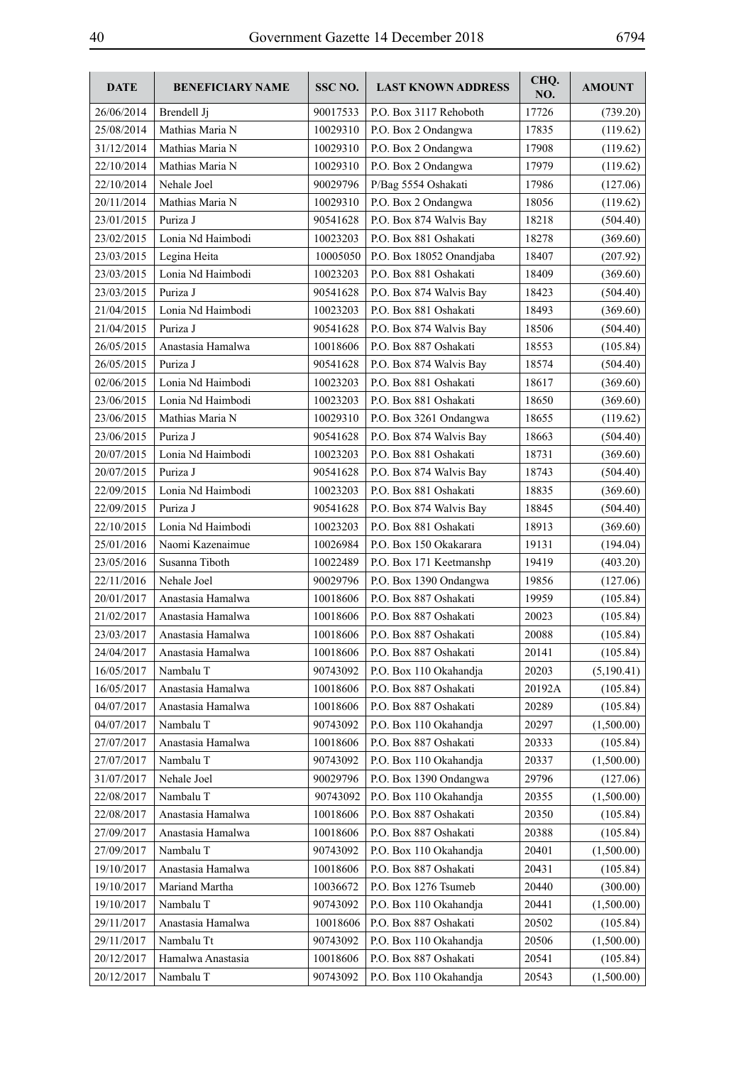| DATE | BENEFICIARY NAME | SSC NO. | LAST KNOWN ADDRESS | CHQ. NO. | AMOUNT |
|---|---|---|---|---|---|
| 26/06/2014 | Brendell Jj | 90017533 | P.O. Box 3117 Rehoboth | 17726 | (739.20) |
| 25/08/2014 | Mathias Maria N | 10029310 | P.O. Box 2 Ondangwa | 17835 | (119.62) |
| 31/12/2014 | Mathias Maria N | 10029310 | P.O. Box 2 Ondangwa | 17908 | (119.62) |
| 22/10/2014 | Mathias Maria N | 10029310 | P.O. Box 2 Ondangwa | 17979 | (119.62) |
| 22/10/2014 | Nehale Joel | 90029796 | P/Bag 5554 Oshakati | 17986 | (127.06) |
| 20/11/2014 | Mathias Maria N | 10029310 | P.O. Box 2 Ondangwa | 18056 | (119.62) |
| 23/01/2015 | Puriza J | 90541628 | P.O. Box 874 Walvis Bay | 18218 | (504.40) |
| 23/02/2015 | Lonia Nd Haimbodi | 10023203 | P.O. Box 881 Oshakati | 18278 | (369.60) |
| 23/03/2015 | Legina Heita | 10005050 | P.O. Box 18052 Onandjaba | 18407 | (207.92) |
| 23/03/2015 | Lonia Nd Haimbodi | 10023203 | P.O. Box 881 Oshakati | 18409 | (369.60) |
| 23/03/2015 | Puriza J | 90541628 | P.O. Box 874 Walvis Bay | 18423 | (504.40) |
| 21/04/2015 | Lonia Nd Haimbodi | 10023203 | P.O. Box 881 Oshakati | 18493 | (369.60) |
| 21/04/2015 | Puriza J | 90541628 | P.O. Box 874 Walvis Bay | 18506 | (504.40) |
| 26/05/2015 | Anastasia Hamalwa | 10018606 | P.O. Box 887 Oshakati | 18553 | (105.84) |
| 26/05/2015 | Puriza J | 90541628 | P.O. Box 874 Walvis Bay | 18574 | (504.40) |
| 02/06/2015 | Lonia Nd Haimbodi | 10023203 | P.O. Box 881 Oshakati | 18617 | (369.60) |
| 23/06/2015 | Lonia Nd Haimbodi | 10023203 | P.O. Box 881 Oshakati | 18650 | (369.60) |
| 23/06/2015 | Mathias Maria N | 10029310 | P.O. Box 3261 Ondangwa | 18655 | (119.62) |
| 23/06/2015 | Puriza J | 90541628 | P.O. Box 874 Walvis Bay | 18663 | (504.40) |
| 20/07/2015 | Lonia Nd Haimbodi | 10023203 | P.O. Box 881 Oshakati | 18731 | (369.60) |
| 20/07/2015 | Puriza J | 90541628 | P.O. Box 874 Walvis Bay | 18743 | (504.40) |
| 22/09/2015 | Lonia Nd Haimbodi | 10023203 | P.O. Box 881 Oshakati | 18835 | (369.60) |
| 22/09/2015 | Puriza J | 90541628 | P.O. Box 874 Walvis Bay | 18845 | (504.40) |
| 22/10/2015 | Lonia Nd Haimbodi | 10023203 | P.O. Box 881 Oshakati | 18913 | (369.60) |
| 25/01/2016 | Naomi Kazenaimue | 10026984 | P.O. Box 150 Okakarara | 19131 | (194.04) |
| 23/05/2016 | Susanna Tiboth | 10022489 | P.O. Box 171 Keetmanshp | 19419 | (403.20) |
| 22/11/2016 | Nehale Joel | 90029796 | P.O. Box 1390 Ondangwa | 19856 | (127.06) |
| 20/01/2017 | Anastasia Hamalwa | 10018606 | P.O. Box 887 Oshakati | 19959 | (105.84) |
| 21/02/2017 | Anastasia Hamalwa | 10018606 | P.O. Box 887 Oshakati | 20023 | (105.84) |
| 23/03/2017 | Anastasia Hamalwa | 10018606 | P.O. Box 887 Oshakati | 20088 | (105.84) |
| 24/04/2017 | Anastasia Hamalwa | 10018606 | P.O. Box 887 Oshakati | 20141 | (105.84) |
| 16/05/2017 | Nambalu T | 90743092 | P.O. Box 110 Okahandja | 20203 | (5,190.41) |
| 16/05/2017 | Anastasia Hamalwa | 10018606 | P.O. Box 887 Oshakati | 20192A | (105.84) |
| 04/07/2017 | Anastasia Hamalwa | 10018606 | P.O. Box 887 Oshakati | 20289 | (105.84) |
| 04/07/2017 | Nambalu T | 90743092 | P.O. Box 110 Okahandja | 20297 | (1,500.00) |
| 27/07/2017 | Anastasia Hamalwa | 10018606 | P.O. Box 887 Oshakati | 20333 | (105.84) |
| 27/07/2017 | Nambalu T | 90743092 | P.O. Box 110 Okahandja | 20337 | (1,500.00) |
| 31/07/2017 | Nehale Joel | 90029796 | P.O. Box 1390 Ondangwa | 29796 | (127.06) |
| 22/08/2017 | Nambalu T | 90743092 | P.O. Box 110 Okahandja | 20355 | (1,500.00) |
| 22/08/2017 | Anastasia Hamalwa | 10018606 | P.O. Box 887 Oshakati | 20350 | (105.84) |
| 27/09/2017 | Anastasia Hamalwa | 10018606 | P.O. Box 887 Oshakati | 20388 | (105.84) |
| 27/09/2017 | Nambalu T | 90743092 | P.O. Box 110 Okahandja | 20401 | (1,500.00) |
| 19/10/2017 | Anastasia Hamalwa | 10018606 | P.O. Box 887 Oshakati | 20431 | (105.84) |
| 19/10/2017 | Mariand Martha | 10036672 | P.O. Box 1276 Tsumeb | 20440 | (300.00) |
| 19/10/2017 | Nambalu T | 90743092 | P.O. Box 110 Okahandja | 20441 | (1,500.00) |
| 29/11/2017 | Anastasia Hamalwa | 10018606 | P.O. Box 887 Oshakati | 20502 | (105.84) |
| 29/11/2017 | Nambalu Tt | 90743092 | P.O. Box 110 Okahandja | 20506 | (1,500.00) |
| 20/12/2017 | Hamalwa Anastasia | 10018606 | P.O. Box 887 Oshakati | 20541 | (105.84) |
| 20/12/2017 | Nambalu T | 90743092 | P.O. Box 110 Okahandja | 20543 | (1,500.00) |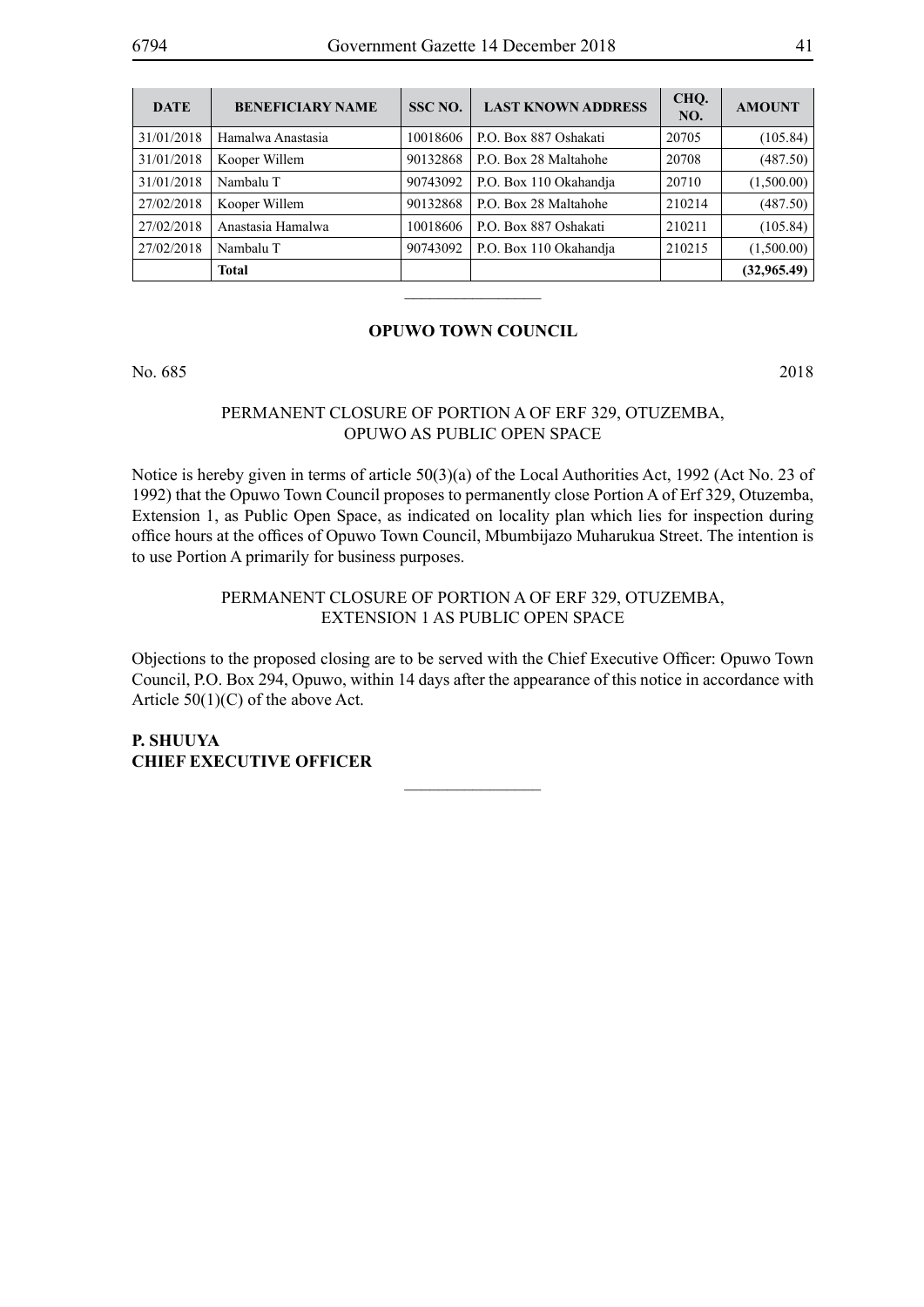| DATE | BENEFICIARY NAME | SSC NO. | LAST KNOWN ADDRESS | CHQ. NO. | AMOUNT |
|---|---|---|---|---|---|
| 31/01/2018 | Hamalwa Anastasia | 10018606 | P.O. Box 887 Oshakati | 20705 | (105.84) |
| 31/01/2018 | Kooper Willem | 90132868 | P.O. Box 28 Maltahohe | 20708 | (487.50) |
| 31/01/2018 | Nambalu T | 90743092 | P.O. Box 110 Okahandja | 20710 | (1,500.00) |
| 27/02/2018 | Kooper Willem | 90132868 | P.O. Box 28 Maltahohe | 210214 | (487.50) |
| 27/02/2018 | Anastasia Hamalwa | 10018606 | P.O. Box 887 Oshakati | 210211 | (105.84) |
| 27/02/2018 | Nambalu T | 90743092 | P.O. Box 110 Okahandja | 210215 | (1,500.00) |
| | **Total** | | | | **(32,965.49)** |

---

## OPUWO TOWN COUNCIL

No. 685 2018

PERMANENT CLOSURE OF PORTION A OF ERF 329, OTUZEMBA, OPUWO AS PUBLIC OPEN SPACE

Notice is hereby given in terms of article 50(3)(a) of the Local Authorities Act, 1992 (Act No. 23 of 1992) that the Opuwo Town Council proposes to permanently close Portion A of Erf 329, Otuzemba, Extension 1, as Public Open Space, as indicated on locality plan which lies for inspection during office hours at the offices of Opuwo Town Council, Mbumbijazo Muharukua Street. The intention is to use Portion A primarily for business purposes.

PERMANENT CLOSURE OF PORTION A OF ERF 329, OTUZEMBA, EXTENSION 1 AS PUBLIC OPEN SPACE

Objections to the proposed closing are to be served with the Chief Executive Officer: Opuwo Town Council, P.O. Box 294, Opuwo, within 14 days after the appearance of this notice in accordance with Article 50(1)(C) of the above Act.

**P. SHUUYA**
**CHIEF EXECUTIVE OFFICER**

---